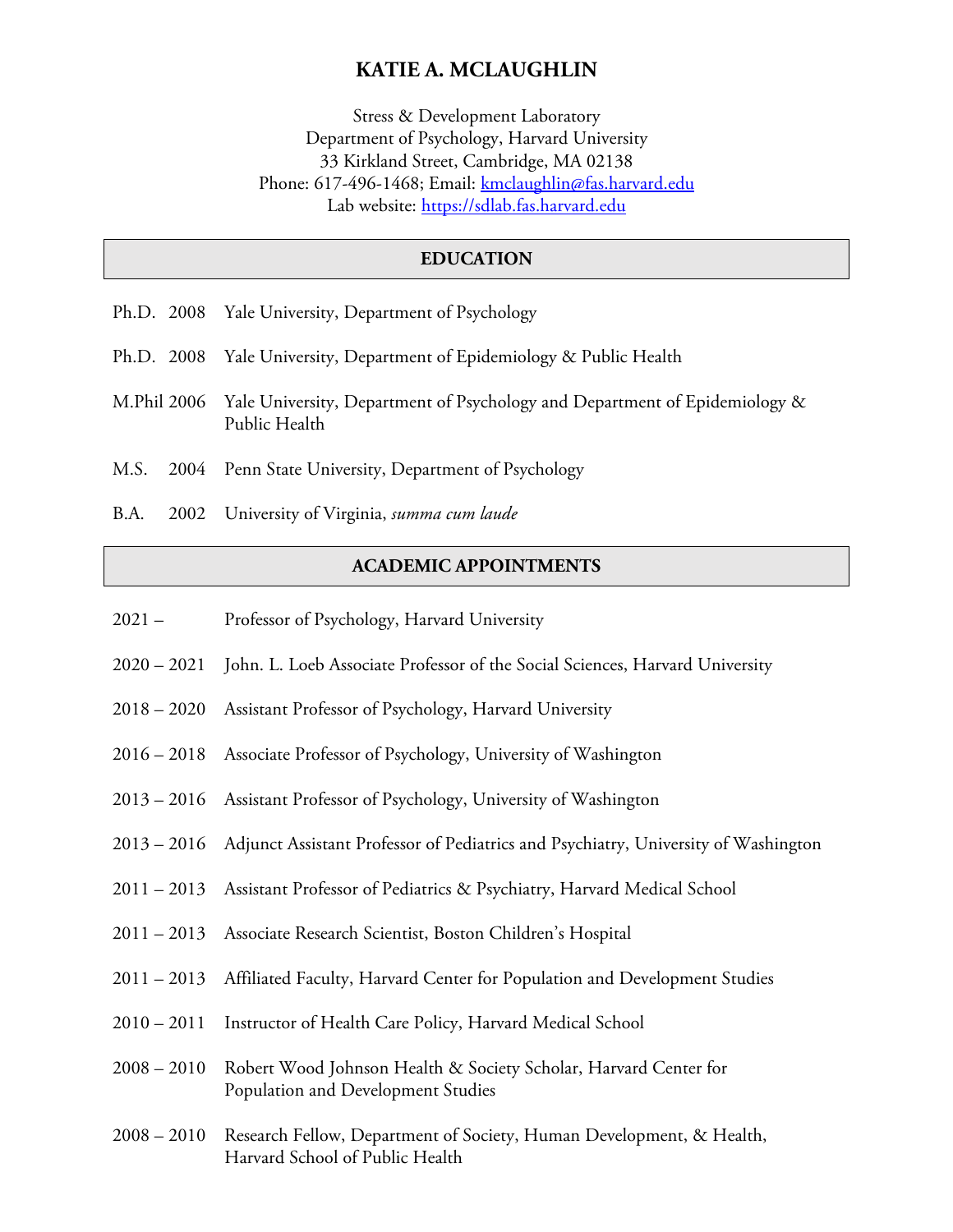# KATIE A. MCLAUGHLIN

Stress & Development Laboratory
Department of Psychology, Harvard University
33 Kirkland Street, Cambridge, MA 02138
Phone: 617-496-1468; Email: [kmclaughlin@fas.harvard.edu](mailto:kmclaughlin@fas.harvard.edu)
Lab website: [https://sdlab.fas.harvard.edu](https://sdlab.fas.harvard.edu)

## EDUCATION

Ph.D. 2008 Yale University, Department of Psychology

Ph.D. 2008 Yale University, Department of Epidemiology & Public Health

M.Phil 2006 Yale University, Department of Psychology and Department of Epidemiology & Public Health

M.S. 2004 Penn State University, Department of Psychology

B.A. 2002 University of Virginia, *summa cum laude*

## ACADEMIC APPOINTMENTS

2021 – Professor of Psychology, Harvard University

2020 – 2021 John. L. Loeb Associate Professor of the Social Sciences, Harvard University

2018 – 2020 Assistant Professor of Psychology, Harvard University

2016 – 2018 Associate Professor of Psychology, University of Washington

2013 – 2016 Assistant Professor of Psychology, University of Washington

2013 – 2016 Adjunct Assistant Professor of Pediatrics and Psychiatry, University of Washington

2011 – 2013 Assistant Professor of Pediatrics & Psychiatry, Harvard Medical School

2011 – 2013 Associate Research Scientist, Boston Children's Hospital

2011 – 2013 Affiliated Faculty, Harvard Center for Population and Development Studies

2010 – 2011 Instructor of Health Care Policy, Harvard Medical School

2008 – 2010 Robert Wood Johnson Health & Society Scholar, Harvard Center for Population and Development Studies

2008 – 2010 Research Fellow, Department of Society, Human Development, & Health, Harvard School of Public Health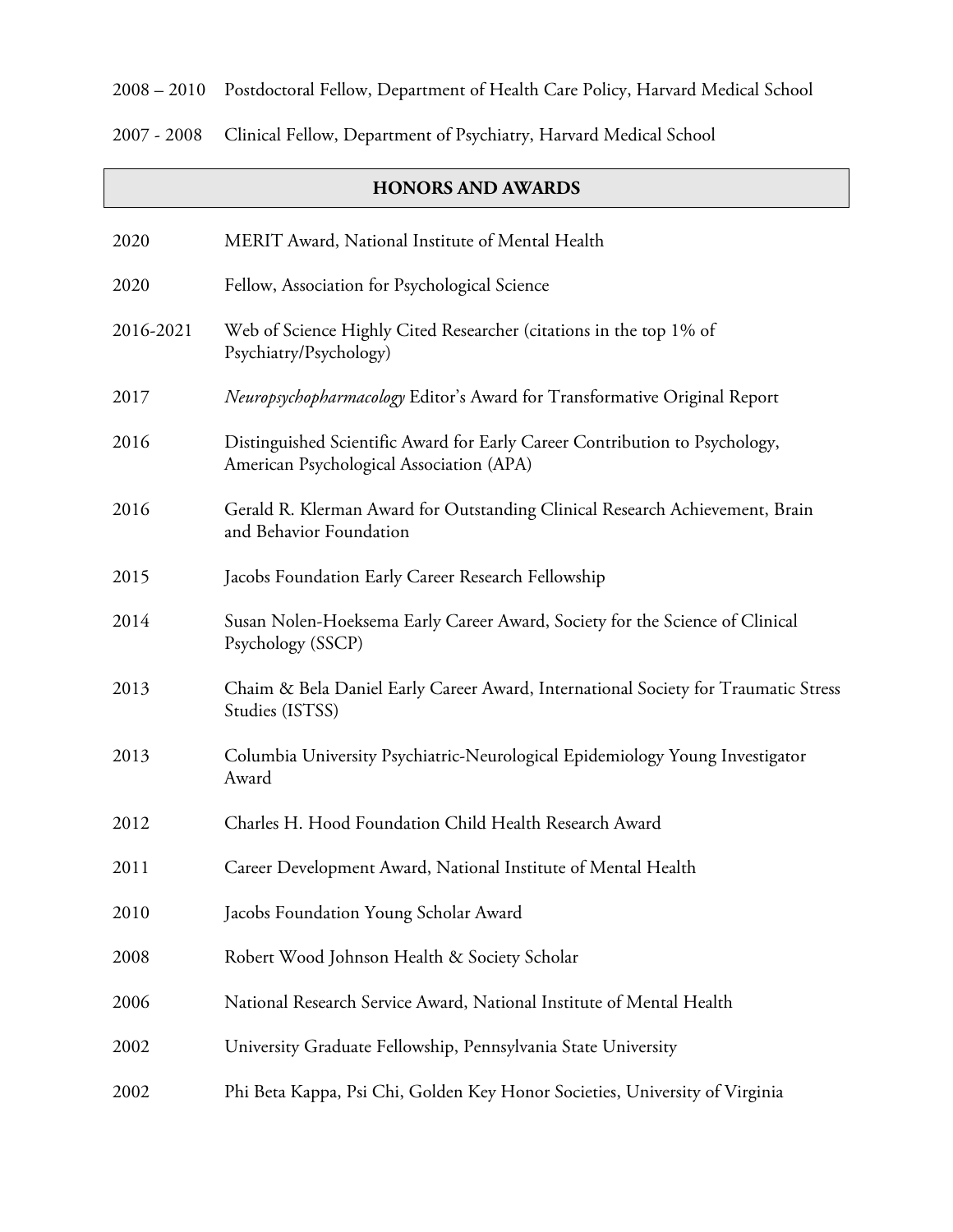2008 – 2010 Postdoctoral Fellow, Department of Health Care Policy, Harvard Medical School

2007 - 2008 Clinical Fellow, Department of Psychiatry, Harvard Medical School

## HONORS AND AWARDS

2020 MERIT Award, National Institute of Mental Health

2020 Fellow, Association for Psychological Science

2016-2021 Web of Science Highly Cited Researcher (citations in the top 1% of Psychiatry/Psychology)

2017 *Neuropsychopharmacology* Editor's Award for Transformative Original Report

2016 Distinguished Scientific Award for Early Career Contribution to Psychology, American Psychological Association (APA)

2016 Gerald R. Klerman Award for Outstanding Clinical Research Achievement, Brain and Behavior Foundation

2015 Jacobs Foundation Early Career Research Fellowship

2014 Susan Nolen-Hoeksema Early Career Award, Society for the Science of Clinical Psychology (SSCP)

2013 Chaim & Bela Daniel Early Career Award, International Society for Traumatic Stress Studies (ISTSS)

2013 Columbia University Psychiatric-Neurological Epidemiology Young Investigator Award

2012 Charles H. Hood Foundation Child Health Research Award

2011 Career Development Award, National Institute of Mental Health

2010 Jacobs Foundation Young Scholar Award

2008 Robert Wood Johnson Health & Society Scholar

2006 National Research Service Award, National Institute of Mental Health

2002 University Graduate Fellowship, Pennsylvania State University

2002 Phi Beta Kappa, Psi Chi, Golden Key Honor Societies, University of Virginia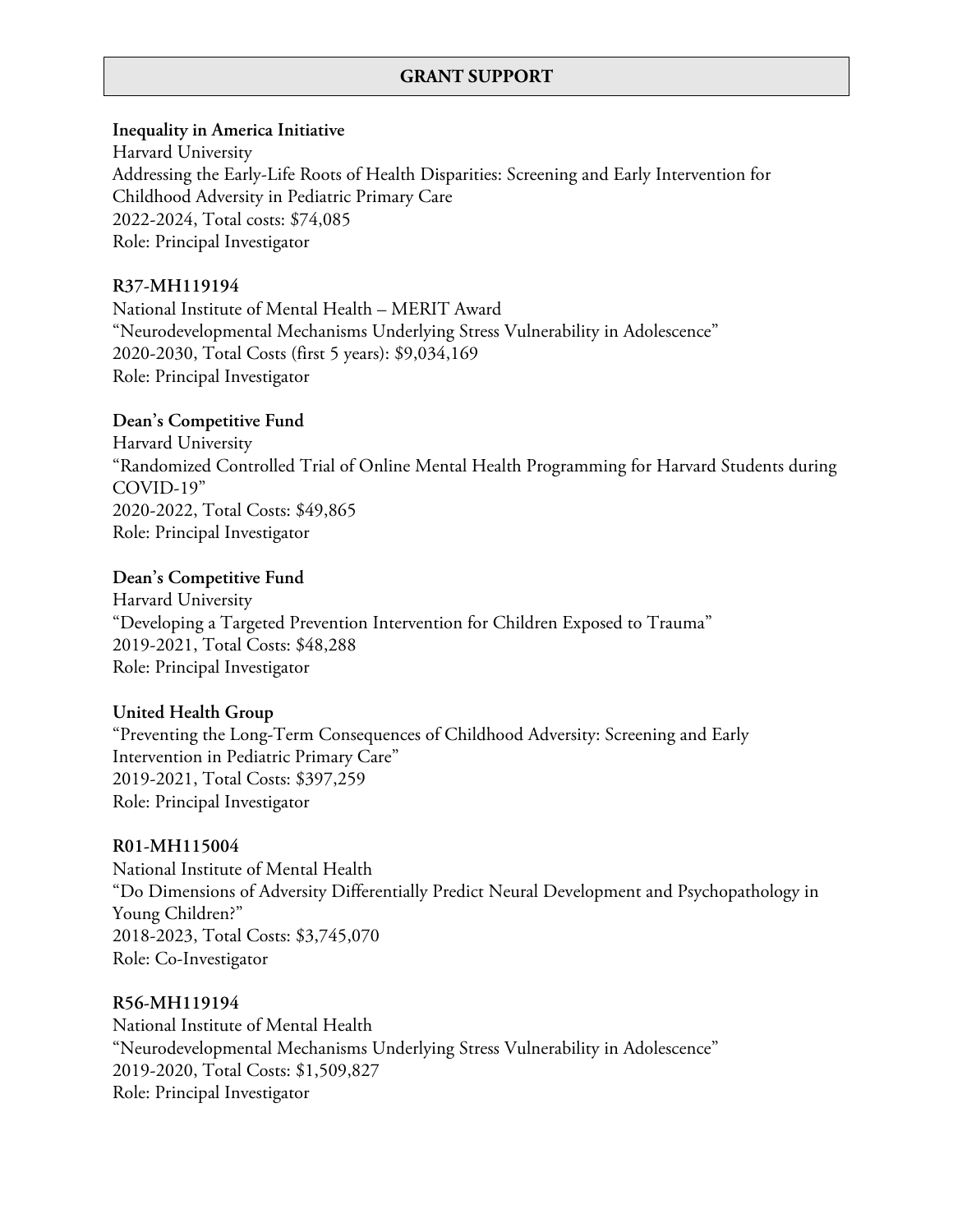## GRANT SUPPORT

**Inequality in America Initiative**
Harvard University
Addressing the Early-Life Roots of Health Disparities: Screening and Early Intervention for Childhood Adversity in Pediatric Primary Care
2022-2024, Total costs: $74,085
Role: Principal Investigator

**R37-MH119194**
National Institute of Mental Health – MERIT Award
"Neurodevelopmental Mechanisms Underlying Stress Vulnerability in Adolescence"
2020-2030, Total Costs (first 5 years): $9,034,169
Role: Principal Investigator

**Dean's Competitive Fund**
Harvard University
"Randomized Controlled Trial of Online Mental Health Programming for Harvard Students during COVID-19"
2020-2022, Total Costs: $49,865
Role: Principal Investigator

**Dean's Competitive Fund**
Harvard University
"Developing a Targeted Prevention Intervention for Children Exposed to Trauma"
2019-2021, Total Costs: $48,288
Role: Principal Investigator

**United Health Group**
"Preventing the Long-Term Consequences of Childhood Adversity: Screening and Early Intervention in Pediatric Primary Care"
2019-2021, Total Costs: $397,259
Role: Principal Investigator

**R01-MH115004**
National Institute of Mental Health
"Do Dimensions of Adversity Differentially Predict Neural Development and Psychopathology in Young Children?"
2018-2023, Total Costs: $3,745,070
Role: Co-Investigator

**R56-MH119194**
National Institute of Mental Health
"Neurodevelopmental Mechanisms Underlying Stress Vulnerability in Adolescence"
2019-2020, Total Costs: $1,509,827
Role: Principal Investigator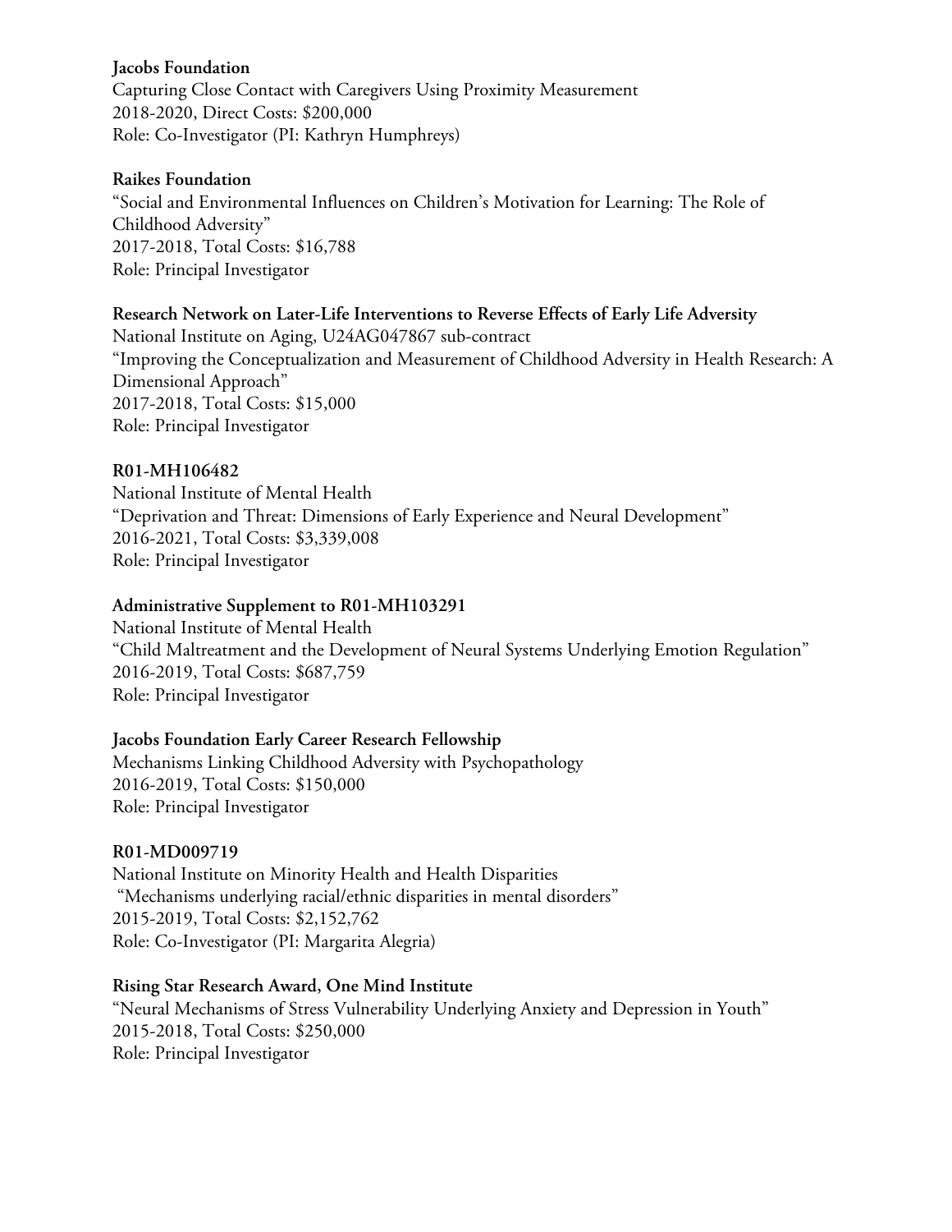**Jacobs Foundation**
Capturing Close Contact with Caregivers Using Proximity Measurement
2018-2020, Direct Costs: $200,000
Role: Co-Investigator (PI: Kathryn Humphreys)

**Raikes Foundation**
"Social and Environmental Influences on Children's Motivation for Learning: The Role of Childhood Adversity"
2017-2018, Total Costs: $16,788
Role: Principal Investigator

**Research Network on Later-Life Interventions to Reverse Effects of Early Life Adversity**
National Institute on Aging, U24AG047867 sub-contract
"Improving the Conceptualization and Measurement of Childhood Adversity in Health Research: A Dimensional Approach"
2017-2018, Total Costs: $15,000
Role: Principal Investigator

**R01-MH106482**
National Institute of Mental Health
"Deprivation and Threat: Dimensions of Early Experience and Neural Development"
2016-2021, Total Costs: $3,339,008
Role: Principal Investigator

**Administrative Supplement to R01-MH103291**
National Institute of Mental Health
"Child Maltreatment and the Development of Neural Systems Underlying Emotion Regulation"
2016-2019, Total Costs: $687,759
Role: Principal Investigator

**Jacobs Foundation Early Career Research Fellowship**
Mechanisms Linking Childhood Adversity with Psychopathology
2016-2019, Total Costs: $150,000
Role: Principal Investigator

**R01-MD009719**
National Institute on Minority Health and Health Disparities
"Mechanisms underlying racial/ethnic disparities in mental disorders"
2015-2019, Total Costs: $2,152,762
Role: Co-Investigator (PI: Margarita Alegria)

**Rising Star Research Award, One Mind Institute**
"Neural Mechanisms of Stress Vulnerability Underlying Anxiety and Depression in Youth"
2015-2018, Total Costs: $250,000
Role: Principal Investigator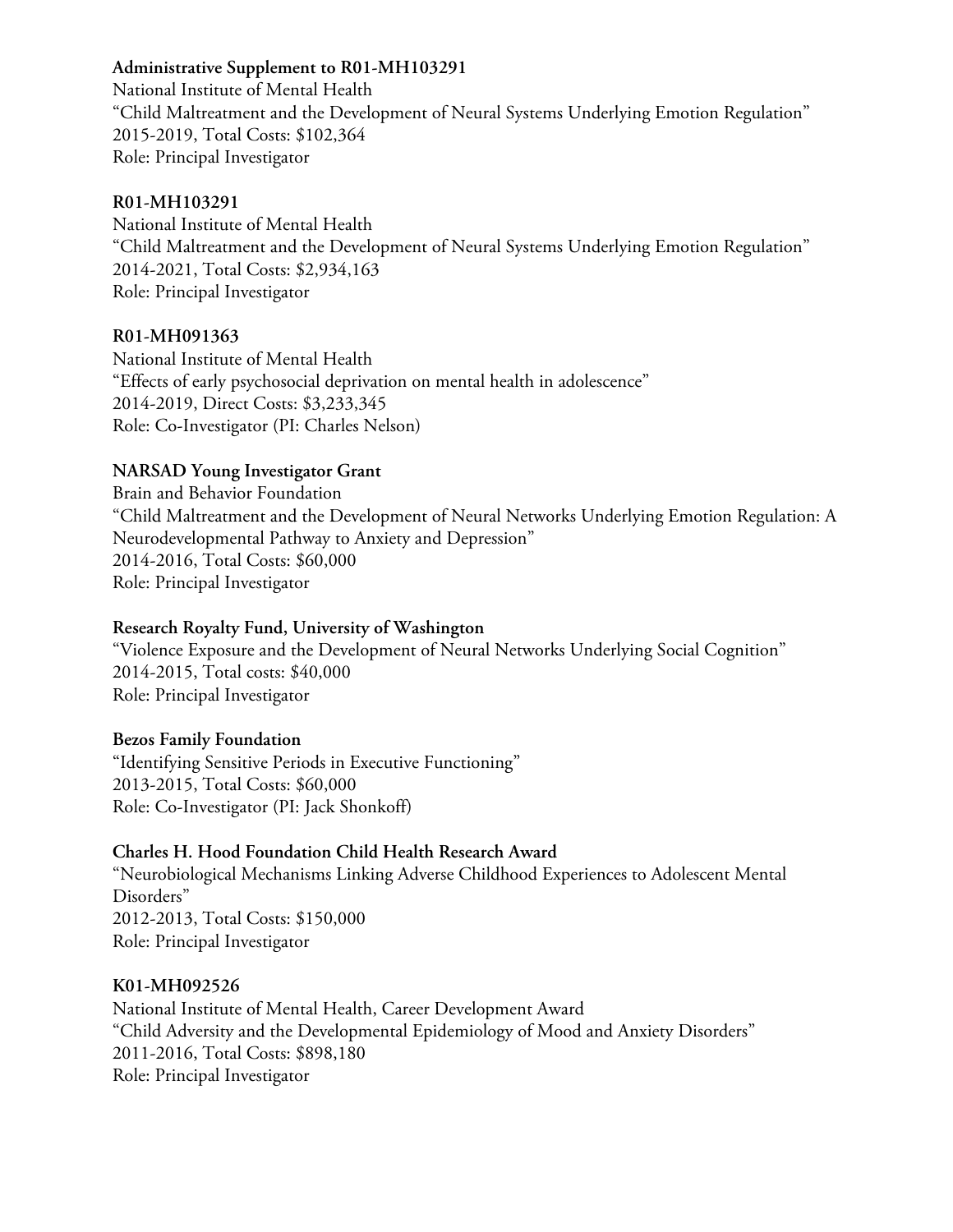**Administrative Supplement to R01-MH103291**
National Institute of Mental Health
"Child Maltreatment and the Development of Neural Systems Underlying Emotion Regulation"
2015-2019, Total Costs: $102,364
Role: Principal Investigator

**R01-MH103291**
National Institute of Mental Health
"Child Maltreatment and the Development of Neural Systems Underlying Emotion Regulation"
2014-2021, Total Costs: $2,934,163
Role: Principal Investigator

**R01-MH091363**
National Institute of Mental Health
"Effects of early psychosocial deprivation on mental health in adolescence"
2014-2019, Direct Costs: $3,233,345
Role: Co-Investigator (PI: Charles Nelson)

**NARSAD Young Investigator Grant**
Brain and Behavior Foundation
"Child Maltreatment and the Development of Neural Networks Underlying Emotion Regulation: A Neurodevelopmental Pathway to Anxiety and Depression"
2014-2016, Total Costs: $60,000
Role: Principal Investigator

**Research Royalty Fund, University of Washington**
"Violence Exposure and the Development of Neural Networks Underlying Social Cognition"
2014-2015, Total costs: $40,000
Role: Principal Investigator

**Bezos Family Foundation**
"Identifying Sensitive Periods in Executive Functioning"
2013-2015, Total Costs: $60,000
Role: Co-Investigator (PI: Jack Shonkoff)

**Charles H. Hood Foundation Child Health Research Award**
"Neurobiological Mechanisms Linking Adverse Childhood Experiences to Adolescent Mental Disorders"
2012-2013, Total Costs: $150,000
Role: Principal Investigator

**K01-MH092526**
National Institute of Mental Health, Career Development Award
"Child Adversity and the Developmental Epidemiology of Mood and Anxiety Disorders"
2011-2016, Total Costs: $898,180
Role: Principal Investigator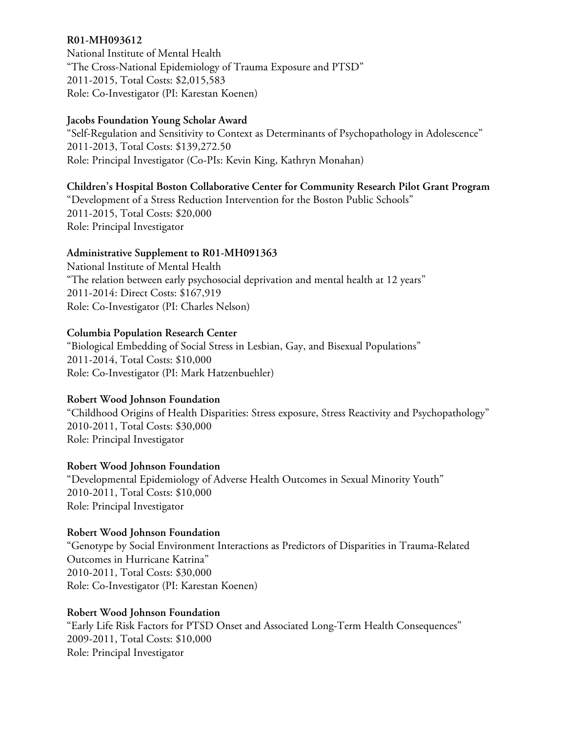**R01-MH093612**
National Institute of Mental Health
"The Cross-National Epidemiology of Trauma Exposure and PTSD"
2011-2015, Total Costs: $2,015,583
Role: Co-Investigator (PI: Karestan Koenen)

**Jacobs Foundation Young Scholar Award**
"Self-Regulation and Sensitivity to Context as Determinants of Psychopathology in Adolescence"
2011-2013, Total Costs: $139,272.50
Role: Principal Investigator (Co-PIs: Kevin King, Kathryn Monahan)

**Children's Hospital Boston Collaborative Center for Community Research Pilot Grant Program**
"Development of a Stress Reduction Intervention for the Boston Public Schools"
2011-2015, Total Costs: $20,000
Role: Principal Investigator

**Administrative Supplement to R01-MH091363**
National Institute of Mental Health
"The relation between early psychosocial deprivation and mental health at 12 years"
2011-2014: Direct Costs: $167,919
Role: Co-Investigator (PI: Charles Nelson)

**Columbia Population Research Center**
"Biological Embedding of Social Stress in Lesbian, Gay, and Bisexual Populations"
2011-2014, Total Costs: $10,000
Role: Co-Investigator (PI: Mark Hatzenbuehler)

**Robert Wood Johnson Foundation**
"Childhood Origins of Health Disparities: Stress exposure, Stress Reactivity and Psychopathology"
2010-2011, Total Costs: $30,000
Role: Principal Investigator

**Robert Wood Johnson Foundation**
"Developmental Epidemiology of Adverse Health Outcomes in Sexual Minority Youth"
2010-2011, Total Costs: $10,000
Role: Principal Investigator

**Robert Wood Johnson Foundation**
"Genotype by Social Environment Interactions as Predictors of Disparities in Trauma-Related Outcomes in Hurricane Katrina"
2010-2011, Total Costs: $30,000
Role: Co-Investigator (PI: Karestan Koenen)

**Robert Wood Johnson Foundation**
"Early Life Risk Factors for PTSD Onset and Associated Long-Term Health Consequences"
2009-2011, Total Costs: $10,000
Role: Principal Investigator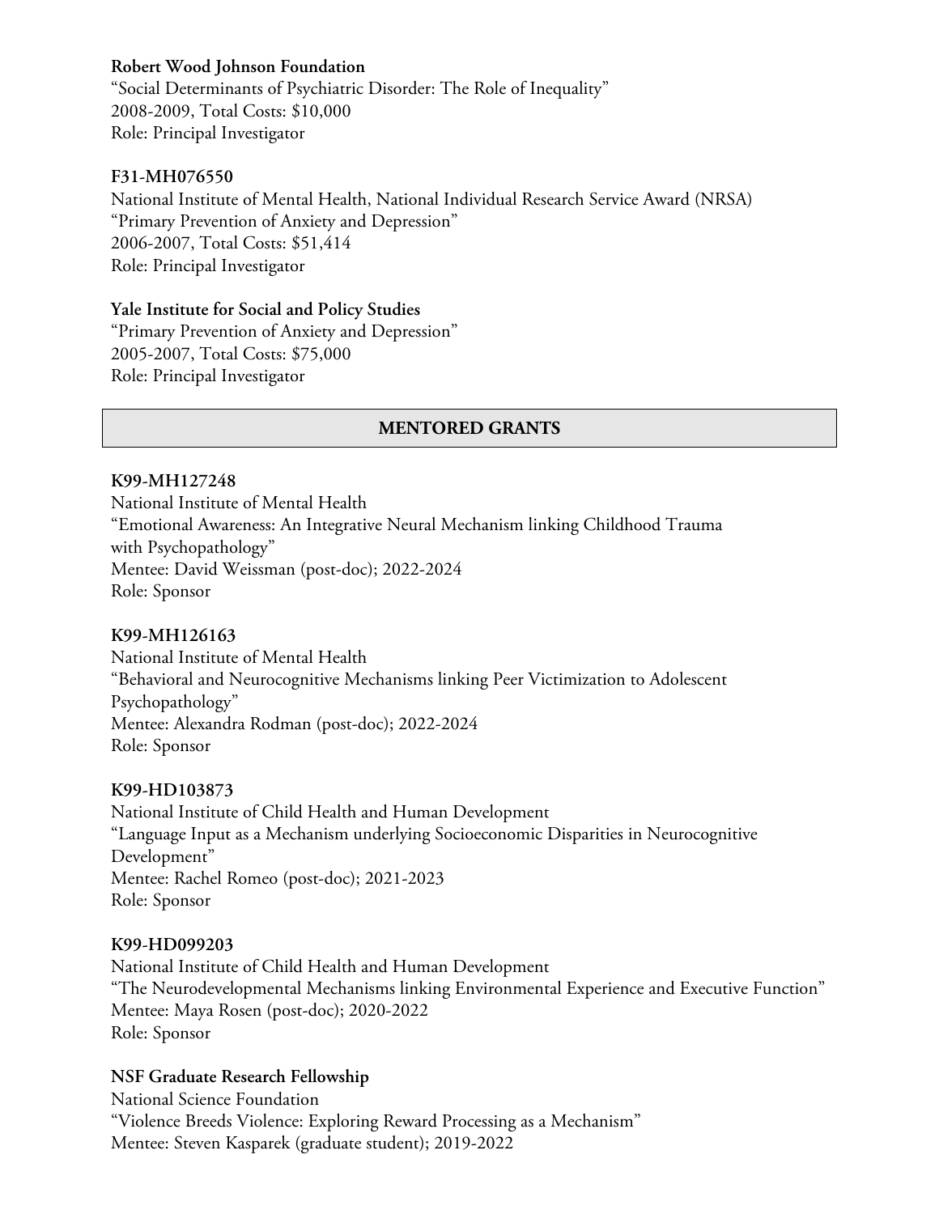**Robert Wood Johnson Foundation**
"Social Determinants of Psychiatric Disorder: The Role of Inequality"
2008-2009, Total Costs: $10,000
Role: Principal Investigator

**F31-MH076550**
National Institute of Mental Health, National Individual Research Service Award (NRSA)
"Primary Prevention of Anxiety and Depression"
2006-2007, Total Costs: $51,414
Role: Principal Investigator

**Yale Institute for Social and Policy Studies**
"Primary Prevention of Anxiety and Depression"
2005-2007, Total Costs: $75,000
Role: Principal Investigator

## MENTORED GRANTS

**K99-MH127248**
National Institute of Mental Health
"Emotional Awareness: An Integrative Neural Mechanism linking Childhood Trauma with Psychopathology"
Mentee: David Weissman (post-doc); 2022-2024
Role: Sponsor

**K99-MH126163**
National Institute of Mental Health
"Behavioral and Neurocognitive Mechanisms linking Peer Victimization to Adolescent Psychopathology"
Mentee: Alexandra Rodman (post-doc); 2022-2024
Role: Sponsor

**K99-HD103873**
National Institute of Child Health and Human Development
"Language Input as a Mechanism underlying Socioeconomic Disparities in Neurocognitive Development"
Mentee: Rachel Romeo (post-doc); 2021-2023
Role: Sponsor

**K99-HD099203**
National Institute of Child Health and Human Development
"The Neurodevelopmental Mechanisms linking Environmental Experience and Executive Function"
Mentee: Maya Rosen (post-doc); 2020-2022
Role: Sponsor

**NSF Graduate Research Fellowship**
National Science Foundation
"Violence Breeds Violence: Exploring Reward Processing as a Mechanism"
Mentee: Steven Kasparek (graduate student); 2019-2022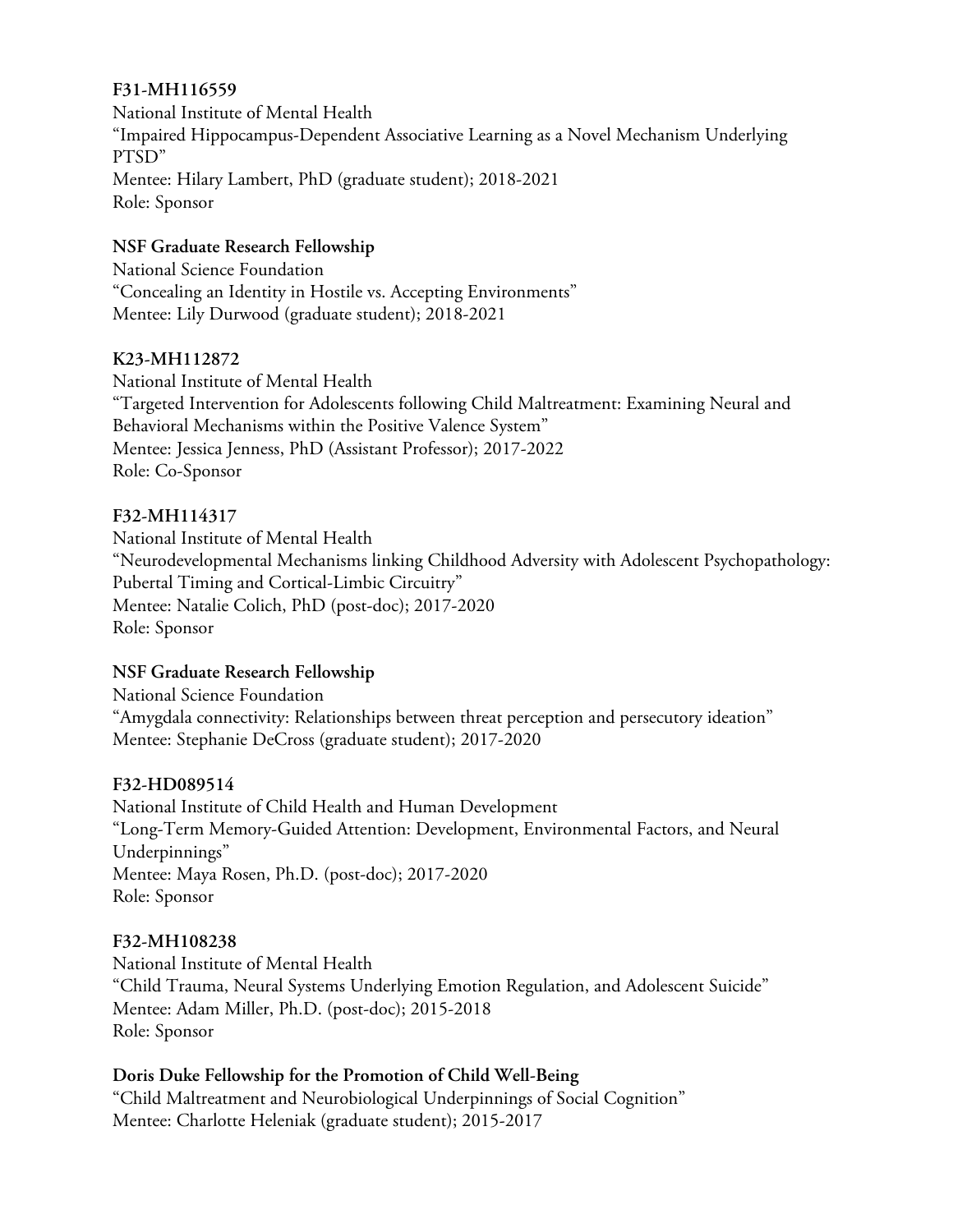**F31-MH116559**
National Institute of Mental Health
“Impaired Hippocampus-Dependent Associative Learning as a Novel Mechanism Underlying PTSD”
Mentee: Hilary Lambert, PhD (graduate student); 2018-2021
Role: Sponsor

**NSF Graduate Research Fellowship**
National Science Foundation
“Concealing an Identity in Hostile vs. Accepting Environments”
Mentee: Lily Durwood (graduate student); 2018-2021

**K23-MH112872**
National Institute of Mental Health
“Targeted Intervention for Adolescents following Child Maltreatment: Examining Neural and Behavioral Mechanisms within the Positive Valence System”
Mentee: Jessica Jenness, PhD (Assistant Professor); 2017-2022
Role: Co-Sponsor

**F32-MH114317**
National Institute of Mental Health
“Neurodevelopmental Mechanisms linking Childhood Adversity with Adolescent Psychopathology: Pubertal Timing and Cortical-Limbic Circuitry”
Mentee: Natalie Colich, PhD (post-doc); 2017-2020
Role: Sponsor

**NSF Graduate Research Fellowship**
National Science Foundation
“Amygdala connectivity: Relationships between threat perception and persecutory ideation”
Mentee: Stephanie DeCross (graduate student); 2017-2020

**F32-HD089514**
National Institute of Child Health and Human Development
“Long-Term Memory-Guided Attention: Development, Environmental Factors, and Neural Underpinnings”
Mentee: Maya Rosen, Ph.D. (post-doc); 2017-2020
Role: Sponsor

**F32-MH108238**
National Institute of Mental Health
“Child Trauma, Neural Systems Underlying Emotion Regulation, and Adolescent Suicide”
Mentee: Adam Miller, Ph.D. (post-doc); 2015-2018
Role: Sponsor

**Doris Duke Fellowship for the Promotion of Child Well-Being**
“Child Maltreatment and Neurobiological Underpinnings of Social Cognition”
Mentee: Charlotte Heleniak (graduate student); 2015-2017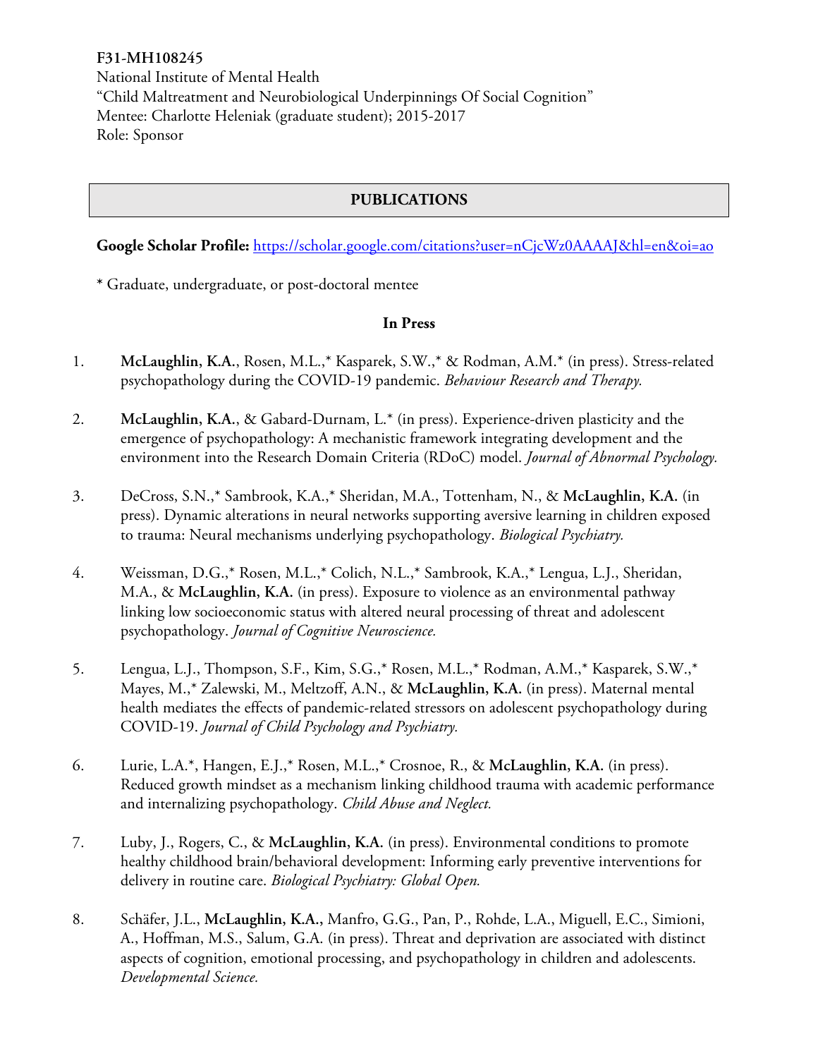**F31-MH108245**
National Institute of Mental Health
"Child Maltreatment and Neurobiological Underpinnings Of Social Cognition"
Mentee: Charlotte Heleniak (graduate student); 2015-2017
Role: Sponsor

## PUBLICATIONS

**Google Scholar Profile:** https://scholar.google.com/citations?user=nCjcWz0AAAAJ&hl=en&oi=ao

* Graduate, undergraduate, or post-doctoral mentee

### In Press

1. **McLaughlin, K.A.**, Rosen, M.L.,* Kasparek, S.W.,* & Rodman, A.M.* (in press). Stress-related psychopathology during the COVID-19 pandemic. *Behaviour Research and Therapy.*

2. **McLaughlin, K.A.**, & Gabard-Durnam, L.* (in press). Experience-driven plasticity and the emergence of psychopathology: A mechanistic framework integrating development and the environment into the Research Domain Criteria (RDoC) model. *Journal of Abnormal Psychology.*

3. DeCross, S.N.,* Sambrook, K.A.,* Sheridan, M.A., Tottenham, N., & **McLaughlin, K.A.** (in press). Dynamic alterations in neural networks supporting aversive learning in children exposed to trauma: Neural mechanisms underlying psychopathology. *Biological Psychiatry.*

4. Weissman, D.G.,* Rosen, M.L.,* Colich, N.L.,* Sambrook, K.A.,* Lengua, L.J., Sheridan, M.A., & **McLaughlin, K.A.** (in press). Exposure to violence as an environmental pathway linking low socioeconomic status with altered neural processing of threat and adolescent psychopathology. *Journal of Cognitive Neuroscience.*

5. Lengua, L.J., Thompson, S.F., Kim, S.G.,* Rosen, M.L.,* Rodman, A.M.,* Kasparek, S.W.,* Mayes, M.,* Zalewski, M., Meltzoff, A.N., & **McLaughlin, K.A.** (in press). Maternal mental health mediates the effects of pandemic-related stressors on adolescent psychopathology during COVID-19. *Journal of Child Psychology and Psychiatry.*

6. Lurie, L.A.*, Hangen, E.J.,* Rosen, M.L.,* Crosnoe, R., & **McLaughlin, K.A.** (in press). Reduced growth mindset as a mechanism linking childhood trauma with academic performance and internalizing psychopathology. *Child Abuse and Neglect.*

7. Luby, J., Rogers, C., & **McLaughlin, K.A.** (in press). Environmental conditions to promote healthy childhood brain/behavioral development: Informing early preventive interventions for delivery in routine care. *Biological Psychiatry: Global Open.*

8. Schäfer, J.L., **McLaughlin, K.A.,** Manfro, G.G., Pan, P., Rohde, L.A., Miguell, E.C., Simioni, A., Hoffman, M.S., Salum, G.A. (in press). Threat and deprivation are associated with distinct aspects of cognition, emotional processing, and psychopathology in children and adolescents. *Developmental Science.*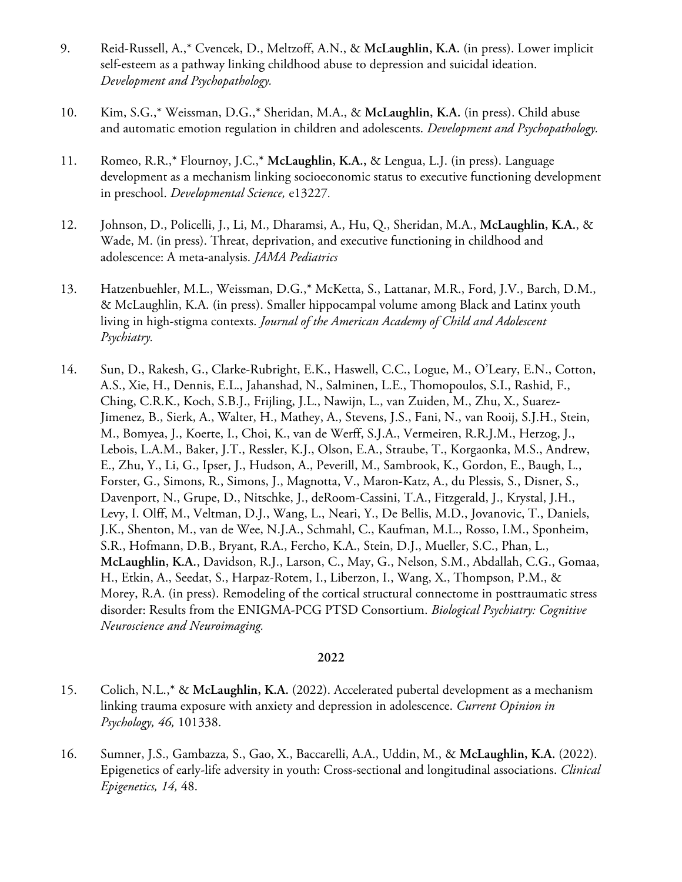9. Reid-Russell, A.,* Cvencek, D., Meltzoff, A.N., & **McLaughlin, K.A.** (in press). Lower implicit self-esteem as a pathway linking childhood abuse to depression and suicidal ideation. *Development and Psychopathology.*

10. Kim, S.G.,* Weissman, D.G.,* Sheridan, M.A., & **McLaughlin, K.A.** (in press). Child abuse and automatic emotion regulation in children and adolescents. *Development and Psychopathology.*

11. Romeo, R.R.,* Flournoy, J.C.,* **McLaughlin, K.A.**, & Lengua, L.J. (in press). Language development as a mechanism linking socioeconomic status to executive functioning development in preschool. *Developmental Science,* e13227.

12. Johnson, D., Policelli, J., Li, M., Dharamsi, A., Hu, Q., Sheridan, M.A., **McLaughlin, K.A.**, & Wade, M. (in press). Threat, deprivation, and executive functioning in childhood and adolescence: A meta-analysis. *JAMA Pediatrics*

13. Hatzenbuehler, M.L., Weissman, D.G.,* McKetta, S., Lattanar, M.R., Ford, J.V., Barch, D.M., & McLaughlin, K.A. (in press). Smaller hippocampal volume among Black and Latinx youth living in high-stigma contexts. *Journal of the American Academy of Child and Adolescent Psychiatry.*

14. Sun, D., Rakesh, G., Clarke-Rubright, E.K., Haswell, C.C., Logue, M., O'Leary, E.N., Cotton, A.S., Xie, H., Dennis, E.L., Jahanshad, N., Salminen, L.E., Thomopoulos, S.I., Rashid, F., Ching, C.R.K., Koch, S.B.J., Frijling, J.L., Nawijn, L., van Zuiden, M., Zhu, X., Suarez-Jimenez, B., Sierk, A., Walter, H., Mathey, A., Stevens, J.S., Fani, N., van Rooij, S.J.H., Stein, M., Bomyea, J., Koerte, I., Choi, K., van de Werff, S.J.A., Vermeiren, R.R.J.M., Herzog, J., Lebois, L.A.M., Baker, J.T., Ressler, K.J., Olson, E.A., Straube, T., Korgaonka, M.S., Andrew, E., Zhu, Y., Li, G., Ipser, J., Hudson, A., Peverill, M., Sambrook, K., Gordon, E., Baugh, L., Forster, G., Simons, R., Simons, J., Magnotta, V., Maron-Katz, A., du Plessis, S., Disner, S., Davenport, N., Grupe, D., Nitschke, J., deRoom-Cassini, T.A., Fitzgerald, J., Krystal, J.H., Levy, I. Olff, M., Veltman, D.J., Wang, L., Neari, Y., De Bellis, M.D., Jovanovic, T., Daniels, J.K., Shenton, M., van de Wee, N.J.A., Schmahl, C., Kaufman, M.L., Rosso, I.M., Sponheim, S.R., Hofmann, D.B., Bryant, R.A., Fercho, K.A., Stein, D.J., Mueller, S.C., Phan, L., **McLaughlin, K.A.**, Davidson, R.J., Larson, C., May, G., Nelson, S.M., Abdallah, C.G., Gomaa, H., Etkin, A., Seedat, S., Harpaz-Rotem, I., Liberzon, I., Wang, X., Thompson, P.M., & Morey, R.A. (in press). Remodeling of the cortical structural connectome in posttraumatic stress disorder: Results from the ENIGMA-PCG PTSD Consortium. *Biological Psychiatry: Cognitive Neuroscience and Neuroimaging.*

**2022**

15. Colich, N.L.,* & **McLaughlin, K.A.** (2022). Accelerated pubertal development as a mechanism linking trauma exposure with anxiety and depression in adolescence. *Current Opinion in Psychology, 46,* 101338.

16. Sumner, J.S., Gambazza, S., Gao, X., Baccarelli, A.A., Uddin, M., & **McLaughlin, K.A.** (2022). Epigenetics of early-life adversity in youth: Cross-sectional and longitudinal associations. *Clinical Epigenetics, 14,* 48.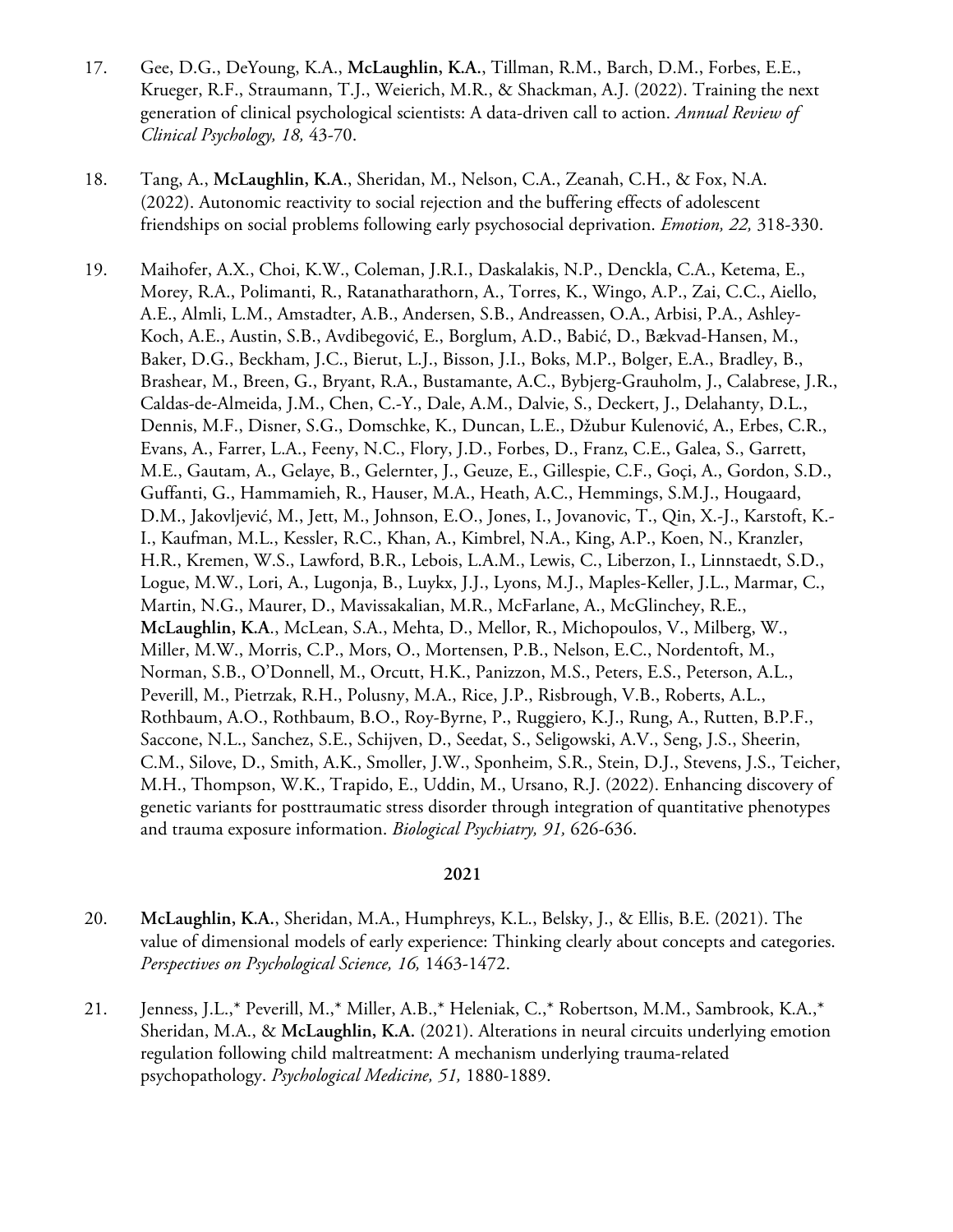17. Gee, D.G., DeYoung, K.A., **McLaughlin, K.A.**, Tillman, R.M., Barch, D.M., Forbes, E.E., Krueger, R.F., Straumann, T.J., Weierich, M.R., & Shackman, A.J. (2022). Training the next generation of clinical psychological scientists: A data-driven call to action. *Annual Review of Clinical Psychology, 18,* 43-70.

18. Tang, A., **McLaughlin, K.A**., Sheridan, M., Nelson, C.A., Zeanah, C.H., & Fox, N.A. (2022). Autonomic reactivity to social rejection and the buffering effects of adolescent friendships on social problems following early psychosocial deprivation. *Emotion, 22,* 318-330.

19. Maihofer, A.X., Choi, K.W., Coleman, J.R.I., Daskalakis, N.P., Denckla, C.A., Ketema, E., Morey, R.A., Polimanti, R., Ratanatharathorn, A., Torres, K., Wingo, A.P., Zai, C.C., Aiello, A.E., Almli, L.M., Amstadter, A.B., Andersen, S.B., Andreassen, O.A., Arbisi, P.A., Ashley-Koch, A.E., Austin, S.B., Avdibegović, E., Borglum, A.D., Babić, D., Bækvad-Hansen, M., Baker, D.G., Beckham, J.C., Bierut, L.J., Bisson, J.I., Boks, M.P., Bolger, E.A., Bradley, B., Brashear, M., Breen, G., Bryant, R.A., Bustamante, A.C., Bybjerg-Grauholm, J., Calabrese, J.R., Caldas-de-Almeida, J.M., Chen, C.-Y., Dale, A.M., Dalvie, S., Deckert, J., Delahanty, D.L., Dennis, M.F., Disner, S.G., Domschke, K., Duncan, L.E., Džubur Kulenović, A., Erbes, C.R., Evans, A., Farrer, L.A., Feeny, N.C., Flory, J.D., Forbes, D., Franz, C.E., Galea, S., Garrett, M.E., Gautam, A., Gelaye, B., Gelernter, J., Geuze, E., Gillespie, C.F., Goçi, A., Gordon, S.D., Guffanti, G., Hammamieh, R., Hauser, M.A., Heath, A.C., Hemmings, S.M.J., Hougaard, D.M., Jakovljević, M., Jett, M., Johnson, E.O., Jones, I., Jovanovic, T., Qin, X.-J., Karstoft, K.-I., Kaufman, M.L., Kessler, R.C., Khan, A., Kimbrel, N.A., King, A.P., Koen, N., Kranzler, H.R., Kremen, W.S., Lawford, B.R., Lebois, L.A.M., Lewis, C., Liberzon, I., Linnstaedt, S.D., Logue, M.W., Lori, A., Lugonja, B., Luykx, J.J., Lyons, M.J., Maples-Keller, J.L., Marmar, C., Martin, N.G., Maurer, D., Mavissakalian, M.R., McFarlane, A., McGlinchey, R.E., **McLaughlin, K.A**., McLean, S.A., Mehta, D., Mellor, R., Michopoulos, V., Milberg, W., Miller, M.W., Morris, C.P., Mors, O., Mortensen, P.B., Nelson, E.C., Nordentoft, M., Norman, S.B., O'Donnell, M., Orcutt, H.K., Panizzon, M.S., Peters, E.S., Peterson, A.L., Peverill, M., Pietrzak, R.H., Polusny, M.A., Rice, J.P., Risbrough, V.B., Roberts, A.L., Rothbaum, A.O., Rothbaum, B.O., Roy-Byrne, P., Ruggiero, K.J., Rung, A., Rutten, B.P.F., Saccone, N.L., Sanchez, S.E., Schijven, D., Seedat, S., Seligowski, A.V., Seng, J.S., Sheerin, C.M., Silove, D., Smith, A.K., Smoller, J.W., Sponheim, S.R., Stein, D.J., Stevens, J.S., Teicher, M.H., Thompson, W.K., Trapido, E., Uddin, M., Ursano, R.J. (2022). Enhancing discovery of genetic variants for posttraumatic stress disorder through integration of quantitative phenotypes and trauma exposure information. *Biological Psychiatry, 91,* 626-636.

**2021**

20. **McLaughlin, K.A.**, Sheridan, M.A., Humphreys, K.L., Belsky, J., & Ellis, B.E. (2021). The value of dimensional models of early experience: Thinking clearly about concepts and categories. *Perspectives on Psychological Science, 16,* 1463-1472.

21. Jenness, J.L.,* Peverill, M.,* Miller, A.B.,* Heleniak, C.,* Robertson, M.M., Sambrook, K.A.,* Sheridan, M.A., & **McLaughlin, K.A.** (2021). Alterations in neural circuits underlying emotion regulation following child maltreatment: A mechanism underlying trauma-related psychopathology. *Psychological Medicine, 51,* 1880-1889.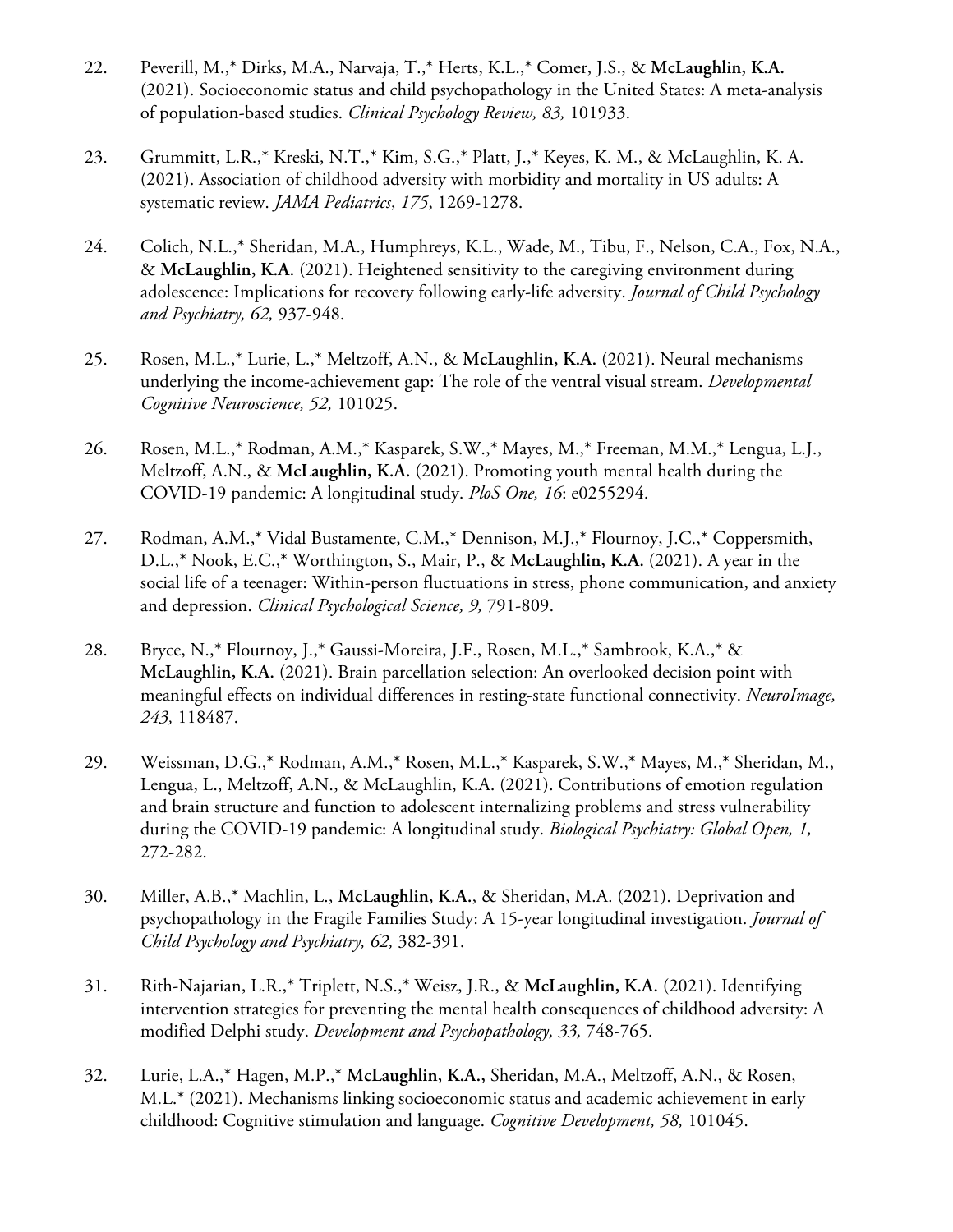22. Peverill, M.,* Dirks, M.A., Narvaja, T.,* Herts, K.L.,* Comer, J.S., & **McLaughlin, K.A.** (2021). Socioeconomic status and child psychopathology in the United States: A meta-analysis of population-based studies. *Clinical Psychology Review, 83,* 101933.

23. Grummitt, L.R.,* Kreski, N.T.,* Kim, S.G.,* Platt, J.,* Keyes, K. M., & McLaughlin, K. A. (2021). Association of childhood adversity with morbidity and mortality in US adults: A systematic review. *JAMA Pediatrics*, *175*, 1269-1278.

24. Colich, N.L.,* Sheridan, M.A., Humphreys, K.L., Wade, M., Tibu, F., Nelson, C.A., Fox, N.A., & **McLaughlin, K.A.** (2021). Heightened sensitivity to the caregiving environment during adolescence: Implications for recovery following early-life adversity. *Journal of Child Psychology and Psychiatry, 62,* 937-948.

25. Rosen, M.L.,* Lurie, L.,* Meltzoff, A.N., & **McLaughlin, K.A.** (2021). Neural mechanisms underlying the income-achievement gap: The role of the ventral visual stream. *Developmental Cognitive Neuroscience, 52,* 101025.

26. Rosen, M.L.,* Rodman, A.M.,* Kasparek, S.W.,* Mayes, M.,* Freeman, M.M.,* Lengua, L.J., Meltzoff, A.N., & **McLaughlin, K.A.** (2021). Promoting youth mental health during the COVID-19 pandemic: A longitudinal study. *PloS One, 16*: e0255294.

27. Rodman, A.M.,* Vidal Bustamente, C.M.,* Dennison, M.J.,* Flournoy, J.C.,* Coppersmith, D.L.,* Nook, E.C.,* Worthington, S., Mair, P., & **McLaughlin, K.A.** (2021). A year in the social life of a teenager: Within-person fluctuations in stress, phone communication, and anxiety and depression. *Clinical Psychological Science, 9,* 791-809.

28. Bryce, N.,* Flournoy, J.,* Gaussi-Moreira, J.F., Rosen, M.L.,* Sambrook, K.A.,* & **McLaughlin, K.A.** (2021). Brain parcellation selection: An overlooked decision point with meaningful effects on individual differences in resting-state functional connectivity. *NeuroImage, 243,* 118487.

29. Weissman, D.G.,* Rodman, A.M.,* Rosen, M.L.,* Kasparek, S.W.,* Mayes, M.,* Sheridan, M., Lengua, L., Meltzoff, A.N., & McLaughlin, K.A. (2021). Contributions of emotion regulation and brain structure and function to adolescent internalizing problems and stress vulnerability during the COVID-19 pandemic: A longitudinal study. *Biological Psychiatry: Global Open, 1,* 272-282.

30. Miller, A.B.,* Machlin, L., **McLaughlin, K.A.**, & Sheridan, M.A. (2021). Deprivation and psychopathology in the Fragile Families Study: A 15-year longitudinal investigation. *Journal of Child Psychology and Psychiatry, 62,* 382-391.

31. Rith-Najarian, L.R.,* Triplett, N.S.,* Weisz, J.R., & **McLaughlin, K.A.** (2021). Identifying intervention strategies for preventing the mental health consequences of childhood adversity: A modified Delphi study. *Development and Psychopathology, 33,* 748-765.

32. Lurie, L.A.,* Hagen, M.P.,* **McLaughlin, K.A.,** Sheridan, M.A., Meltzoff, A.N., & Rosen, M.L.* (2021). Mechanisms linking socioeconomic status and academic achievement in early childhood: Cognitive stimulation and language. *Cognitive Development, 58,* 101045.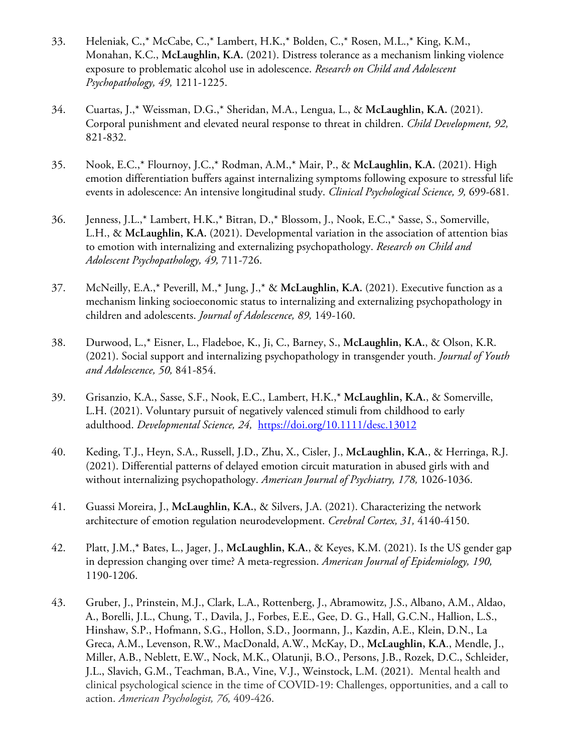33. Heleniak, C.,* McCabe, C.,* Lambert, H.K.,* Bolden, C.,* Rosen, M.L.,* King, K.M., Monahan, K.C., **McLaughlin, K.A.** (2021). Distress tolerance as a mechanism linking violence exposure to problematic alcohol use in adolescence. *Research on Child and Adolescent Psychopathology, 49,* 1211-1225.

34. Cuartas, J.,* Weissman, D.G.,* Sheridan, M.A., Lengua, L., & **McLaughlin, K.A.** (2021). Corporal punishment and elevated neural response to threat in children. *Child Development, 92,* 821-832.

35. Nook, E.C.,* Flournoy, J.C.,* Rodman, A.M.,* Mair, P., & **McLaughlin, K.A.** (2021). High emotion differentiation buffers against internalizing symptoms following exposure to stressful life events in adolescence: An intensive longitudinal study. *Clinical Psychological Science, 9,* 699-681.

36. Jenness, J.L.,* Lambert, H.K.,* Bitran, D.,* Blossom, J., Nook, E.C.,* Sasse, S., Somerville, L.H., & **McLaughlin, K.A.** (2021). Developmental variation in the association of attention bias to emotion with internalizing and externalizing psychopathology. *Research on Child and Adolescent Psychopathology, 49,* 711-726.

37. McNeilly, E.A.,* Peverill, M.,* Jung, J.,* & **McLaughlin, K.A.** (2021). Executive function as a mechanism linking socioeconomic status to internalizing and externalizing psychopathology in children and adolescents. *Journal of Adolescence, 89,* 149-160.

38. Durwood, L.,* Eisner, L., Fladeboe, K., Ji, C., Barney, S., **McLaughlin, K.A.**, & Olson, K.R. (2021). Social support and internalizing psychopathology in transgender youth. *Journal of Youth and Adolescence, 50,* 841-854.

39. Grisanzio, K.A., Sasse, S.F., Nook, E.C., Lambert, H.K.,* **McLaughlin, K.A.**, & Somerville, L.H. (2021). Voluntary pursuit of negatively valenced stimuli from childhood to early adulthood. *Developmental Science, 24,* https://doi.org/10.1111/desc.13012

40. Keding, T.J., Heyn, S.A., Russell, J.D., Zhu, X., Cisler, J., **McLaughlin, K.A.**, & Herringa, R.J. (2021). Differential patterns of delayed emotion circuit maturation in abused girls with and without internalizing psychopathology. *American Journal of Psychiatry, 178,* 1026-1036.

41. Guassi Moreira, J., **McLaughlin, K.A.**, & Silvers, J.A. (2021). Characterizing the network architecture of emotion regulation neurodevelopment. *Cerebral Cortex, 31,* 4140-4150.

42. Platt, J.M.,* Bates, L., Jager, J., **McLaughlin, K.A.**, & Keyes, K.M. (2021). Is the US gender gap in depression changing over time? A meta-regression. *American Journal of Epidemiology, 190,* 1190-1206.

43. Gruber, J., Prinstein, M.J., Clark, L.A., Rottenberg, J., Abramowitz, J.S., Albano, A.M., Aldao, A., Borelli, J.L., Chung, T., Davila, J., Forbes, E.E., Gee, D. G., Hall, G.C.N., Hallion, L.S., Hinshaw, S.P., Hofmann, S.G., Hollon, S.D., Joormann, J., Kazdin, A.E., Klein, D.N., La Greca, A.M., Levenson, R.W., MacDonald, A.W., McKay, D., **McLaughlin, K.A.**, Mendle, J., Miller, A.B., Neblett, E.W., Nock, M.K., Olatunji, B.O., Persons, J.B., Rozek, D.C., Schleider, J.L., Slavich, G.M., Teachman, B.A., Vine, V.J., Weinstock, L.M. (2021). Mental health and clinical psychological science in the time of COVID-19: Challenges, opportunities, and a call to action. *American Psychologist, 76,* 409-426.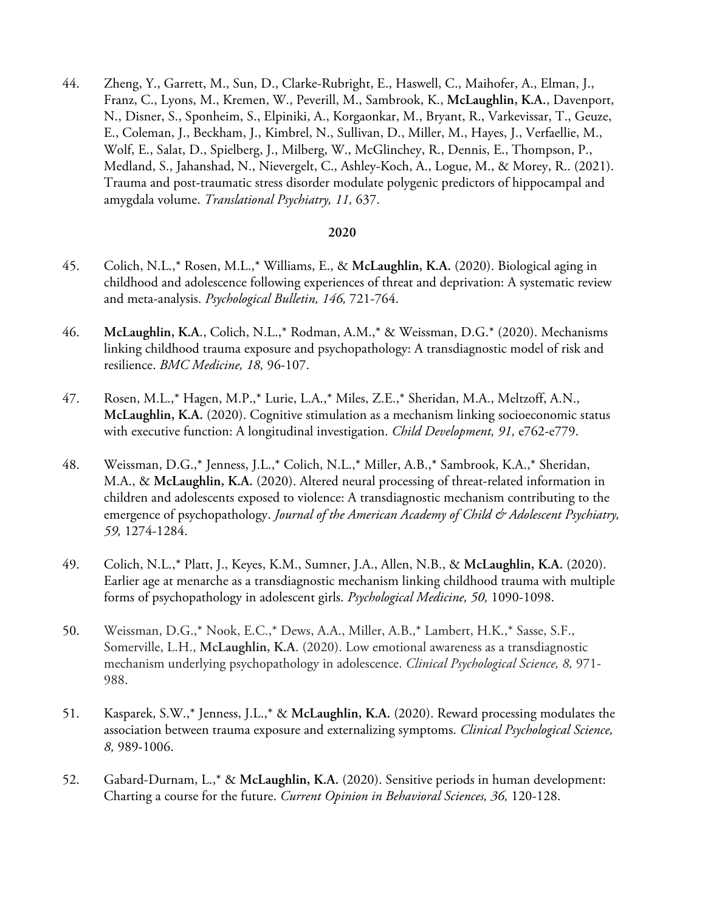44. Zheng, Y., Garrett, M., Sun, D., Clarke-Rubright, E., Haswell, C., Maihofer, A., Elman, J., Franz, C., Lyons, M., Kremen, W., Peverill, M., Sambrook, K., **McLaughlin, K.A.**, Davenport, N., Disner, S., Sponheim, S., Elpiniki, A., Korgaonkar, M., Bryant, R., Varkevissar, T., Geuze, E., Coleman, J., Beckham, J., Kimbrel, N., Sullivan, D., Miller, M., Hayes, J., Verfaellie, M., Wolf, E., Salat, D., Spielberg, J., Milberg, W., McGlinchey, R., Dennis, E., Thompson, P., Medland, S., Jahanshad, N., Nievergelt, C., Ashley-Koch, A., Logue, M., & Morey, R.. (2021). Trauma and post-traumatic stress disorder modulate polygenic predictors of hippocampal and amygdala volume. *Translational Psychiatry, 11,* 637.

**2020**

45. Colich, N.L.,* Rosen, M.L.,* Williams, E., & **McLaughlin, K.A.** (2020). Biological aging in childhood and adolescence following experiences of threat and deprivation: A systematic review and meta-analysis. *Psychological Bulletin, 146,* 721-764.

46. **McLaughlin, K.A**., Colich, N.L.,* Rodman, A.M.,* & Weissman, D.G.* (2020). Mechanisms linking childhood trauma exposure and psychopathology: A transdiagnostic model of risk and resilience. *BMC Medicine, 18,* 96-107.

47. Rosen, M.L.,* Hagen, M.P.,* Lurie, L.A.,* Miles, Z.E.,* Sheridan, M.A., Meltzoff, A.N., **McLaughlin, K.A.** (2020). Cognitive stimulation as a mechanism linking socioeconomic status with executive function: A longitudinal investigation. *Child Development, 91,* e762-e779.

48. Weissman, D.G.,* Jenness, J.L.,* Colich, N.L.,* Miller, A.B.,* Sambrook, K.A.,* Sheridan, M.A., & **McLaughlin, K.A.** (2020). Altered neural processing of threat-related information in children and adolescents exposed to violence: A transdiagnostic mechanism contributing to the emergence of psychopathology. *Journal of the American Academy of Child & Adolescent Psychiatry, 59,* 1274-1284.

49. Colich, N.L.,* Platt, J., Keyes, K.M., Sumner, J.A., Allen, N.B., & **McLaughlin, K.A.** (2020). Earlier age at menarche as a transdiagnostic mechanism linking childhood trauma with multiple forms of psychopathology in adolescent girls. *Psychological Medicine, 50,* 1090-1098.

50. Weissman, D.G.,* Nook, E.C.,* Dews, A.A., Miller, A.B.,* Lambert, H.K.,* Sasse, S.F., Somerville, L.H., **McLaughlin, K.A**. (2020). Low emotional awareness as a transdiagnostic mechanism underlying psychopathology in adolescence. *Clinical Psychological Science, 8,* 971-988.

51. Kasparek, S.W.,* Jenness, J.L.,* & **McLaughlin, K.A.** (2020). Reward processing modulates the association between trauma exposure and externalizing symptoms. *Clinical Psychological Science, 8,* 989-1006.

52. Gabard-Durnam, L.,* & **McLaughlin, K.A.** (2020). Sensitive periods in human development: Charting a course for the future. *Current Opinion in Behavioral Sciences, 36,* 120-128.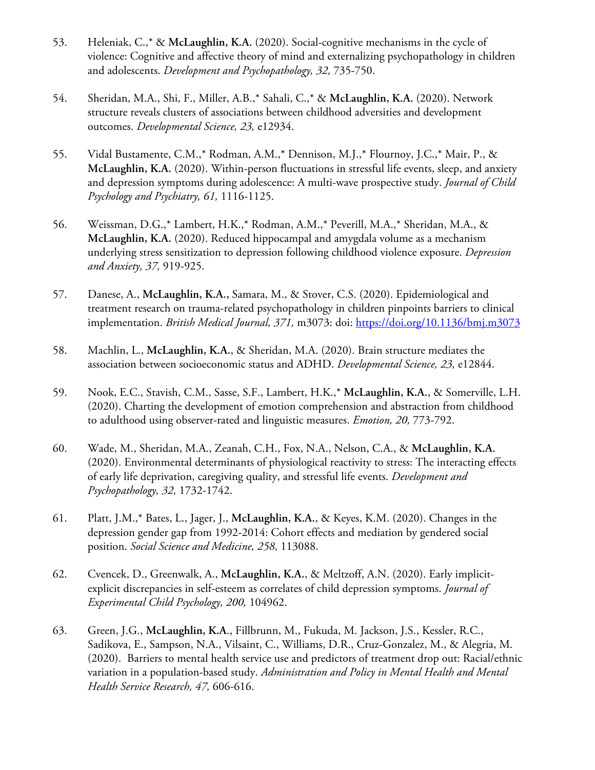53. Heleniak, C.,* & **McLaughlin, K.A.** (2020). Social-cognitive mechanisms in the cycle of violence: Cognitive and affective theory of mind and externalizing psychopathology in children and adolescents. *Development and Psychopathology, 32,* 735-750.

54. Sheridan, M.A., Shi, F., Miller, A.B.,* Sahali, C.,* & **McLaughlin, K.A.** (2020). Network structure reveals clusters of associations between childhood adversities and development outcomes. *Developmental Science, 23,* e12934.

55. Vidal Bustamente, C.M.,* Rodman, A.M.,* Dennison, M.J.,* Flournoy, J.C.,* Mair, P., & **McLaughlin, K.A.** (2020). Within-person fluctuations in stressful life events, sleep, and anxiety and depression symptoms during adolescence: A multi-wave prospective study. *Journal of Child Psychology and Psychiatry, 61,* 1116-1125.

56. Weissman, D.G.,* Lambert, H.K.,* Rodman, A.M.,* Peverill, M.A.,* Sheridan, M.A., & **McLaughlin, K.A.** (2020). Reduced hippocampal and amygdala volume as a mechanism underlying stress sensitization to depression following childhood violence exposure. *Depression and Anxiety, 37,* 919-925.

57. Danese, A., **McLaughlin, K.A.,** Samara, M., & Stover, C.S. (2020). Epidemiological and treatment research on trauma-related psychopathology in children pinpoints barriers to clinical implementation. *British Medical Journal, 371,* m3073: doi: https://doi.org/10.1136/bmj.m3073

58. Machlin, L., **McLaughlin, K.A.**, & Sheridan, M.A. (2020). Brain structure mediates the association between socioeconomic status and ADHD. *Developmental Science, 23,* e12844.

59. Nook, E.C., Stavish, C.M., Sasse, S.F., Lambert, H.K.,* **McLaughlin, K.A.**, & Somerville, L.H. (2020). Charting the development of emotion comprehension and abstraction from childhood to adulthood using observer-rated and linguistic measures. *Emotion, 20,* 773-792.

60. Wade, M., Sheridan, M.A., Zeanah, C.H., Fox, N.A., Nelson, C.A., & **McLaughlin, K.A.** (2020). Environmental determinants of physiological reactivity to stress: The interacting effects of early life deprivation, caregiving quality, and stressful life events. *Development and Psychopathology, 32,* 1732-1742.

61. Platt, J.M.,* Bates, L., Jager, J., **McLaughlin, K.A.**, & Keyes, K.M. (2020). Changes in the depression gender gap from 1992-2014: Cohort effects and mediation by gendered social position. *Social Science and Medicine, 258,* 113088.

62. Cvencek, D., Greenwalk, A., **McLaughlin, K.A.**, & Meltzoff, A.N. (2020). Early implicit-explicit discrepancies in self-esteem as correlates of child depression symptoms. *Journal of Experimental Child Psychology, 200,* 104962.

63. Green, J.G., **McLaughlin, K.A**., Fillbrunn, M., Fukuda, M. Jackson, J.S., Kessler, R.C., Sadikova, E., Sampson, N.A., Vilsaint, C., Williams, D.R., Cruz-Gonzalez, M., & Alegria, M. (2020). Barriers to mental health service use and predictors of treatment drop out: Racial/ethnic variation in a population-based study. *Administration and Policy in Mental Health and Mental Health Service Research, 47,* 606-616.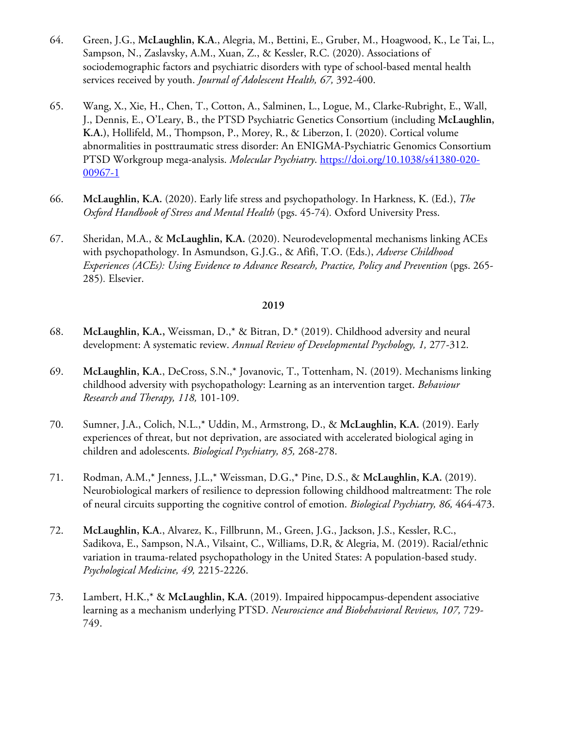64. Green, J.G., **McLaughlin, K.A**., Alegria, M., Bettini, E., Gruber, M., Hoagwood, K., Le Tai, L., Sampson, N., Zaslavsky, A.M., Xuan, Z., & Kessler, R.C. (2020). Associations of sociodemographic factors and psychiatric disorders with type of school-based mental health services received by youth. *Journal of Adolescent Health, 67,* 392-400.

65. Wang, X., Xie, H., Chen, T., Cotton, A., Salminen, L., Logue, M., Clarke-Rubright, E., Wall, J., Dennis, E., O'Leary, B., the PTSD Psychiatric Genetics Consortium (including **McLaughlin, K.A.**), Hollifeld, M., Thompson, P., Morey, R., & Liberzon, I. (2020). Cortical volume abnormalities in posttraumatic stress disorder: An ENIGMA-Psychiatric Genomics Consortium PTSD Workgroup mega-analysis. *Molecular Psychiatry*. https://doi.org/10.1038/s41380-020-00967-1

66. **McLaughlin, K.A.** (2020). Early life stress and psychopathology. In Harkness, K. (Ed.), *The Oxford Handbook of Stress and Mental Health* (pgs. 45-74). Oxford University Press.

67. Sheridan, M.A., & **McLaughlin, K.A.** (2020). Neurodevelopmental mechanisms linking ACEs with psychopathology. In Asmundson, G.J.G., & Afifi, T.O. (Eds.), *Adverse Childhood Experiences (ACEs): Using Evidence to Advance Research, Practice, Policy and Prevention* (pgs. 265-285). Elsevier.

**2019**

68. **McLaughlin, K.A.,** Weissman, D.,* & Bitran, D.* (2019). Childhood adversity and neural development: A systematic review. *Annual Review of Developmental Psychology, 1,* 277-312.

69. **McLaughlin, K.A**., DeCross, S.N.,* Jovanovic, T., Tottenham, N. (2019). Mechanisms linking childhood adversity with psychopathology: Learning as an intervention target. *Behaviour Research and Therapy, 118,* 101-109.

70. Sumner, J.A., Colich, N.L.,* Uddin, M., Armstrong, D., & **McLaughlin, K.A.** (2019). Early experiences of threat, but not deprivation, are associated with accelerated biological aging in children and adolescents. *Biological Psychiatry, 85,* 268-278.

71. Rodman, A.M.,* Jenness, J.L.,* Weissman, D.G.,* Pine, D.S., & **McLaughlin, K.A.** (2019). Neurobiological markers of resilience to depression following childhood maltreatment: The role of neural circuits supporting the cognitive control of emotion. *Biological Psychiatry, 86,* 464-473.

72. **McLaughlin, K.A**., Alvarez, K., Fillbrunn, M., Green, J.G., Jackson, J.S., Kessler, R.C., Sadikova, E., Sampson, N.A., Vilsaint, C., Williams, D.R, & Alegria, M. (2019). Racial/ethnic variation in trauma-related psychopathology in the United States: A population-based study. *Psychological Medicine, 49,* 2215-2226.

73. Lambert, H.K.,* & **McLaughlin, K.A.** (2019). Impaired hippocampus-dependent associative learning as a mechanism underlying PTSD. *Neuroscience and Biobehavioral Reviews, 107,* 729-749.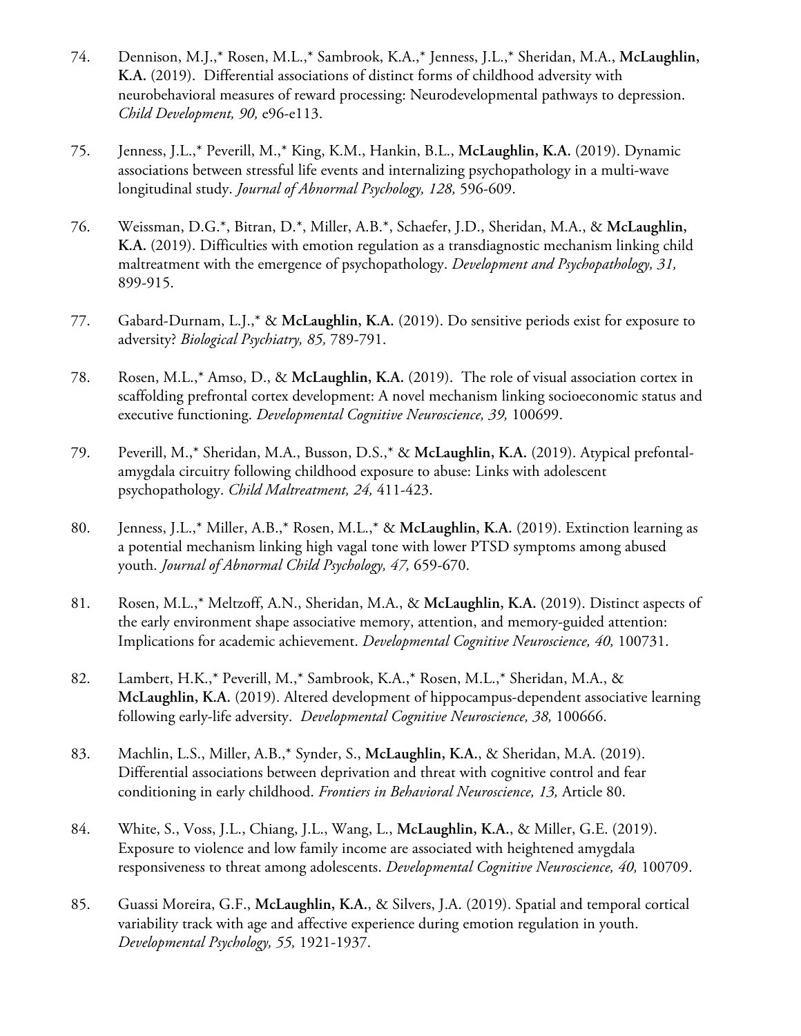74. Dennison, M.J.,* Rosen, M.L.,* Sambrook, K.A.,* Jenness, J.L.,* Sheridan, M.A., **McLaughlin, K.A.** (2019). Differential associations of distinct forms of childhood adversity with neurobehavioral measures of reward processing: Neurodevelopmental pathways to depression. *Child Development, 90,* e96-e113.

75. Jenness, J.L.,* Peverill, M.,* King, K.M., Hankin, B.L., **McLaughlin, K.A.** (2019). Dynamic associations between stressful life events and internalizing psychopathology in a multi-wave longitudinal study. *Journal of Abnormal Psychology, 128,* 596-609.

76. Weissman, D.G.*, Bitran, D.*, Miller, A.B.*, Schaefer, J.D., Sheridan, M.A., & **McLaughlin, K.A.** (2019). Difficulties with emotion regulation as a transdiagnostic mechanism linking child maltreatment with the emergence of psychopathology. *Development and Psychopathology, 31,* 899-915.

77. Gabard-Durnam, L.J.,* & **McLaughlin, K.A.** (2019). Do sensitive periods exist for exposure to adversity? *Biological Psychiatry, 85,* 789-791.

78. Rosen, M.L.,* Amso, D., & **McLaughlin, K.A.** (2019). The role of visual association cortex in scaffolding prefrontal cortex development: A novel mechanism linking socioeconomic status and executive functioning. *Developmental Cognitive Neuroscience, 39,* 100699.

79. Peverill, M.,* Sheridan, M.A., Busson, D.S.,* & **McLaughlin, K.A.** (2019). Atypical prefontal-amygdala circuitry following childhood exposure to abuse: Links with adolescent psychopathology. *Child Maltreatment, 24,* 411-423.

80. Jenness, J.L.,* Miller, A.B.,* Rosen, M.L.,* & **McLaughlin, K.A.** (2019). Extinction learning as a potential mechanism linking high vagal tone with lower PTSD symptoms among abused youth. *Journal of Abnormal Child Psychology, 47,* 659-670.

81. Rosen, M.L.,* Meltzoff, A.N., Sheridan, M.A., & **McLaughlin, K.A.** (2019). Distinct aspects of the early environment shape associative memory, attention, and memory-guided attention: Implications for academic achievement. *Developmental Cognitive Neuroscience, 40,* 100731.

82. Lambert, H.K.,* Peverill, M.,* Sambrook, K.A.,* Rosen, M.L.,* Sheridan, M.A., & **McLaughlin, K.A.** (2019). Altered development of hippocampus-dependent associative learning following early-life adversity. *Developmental Cognitive Neuroscience, 38,* 100666.

83. Machlin, L.S., Miller, A.B.,* Synder, S., **McLaughlin, K.A.**, & Sheridan, M.A. (2019). Differential associations between deprivation and threat with cognitive control and fear conditioning in early childhood. *Frontiers in Behavioral Neuroscience, 13,* Article 80.

84. White, S., Voss, J.L., Chiang, J.L., Wang, L., **McLaughlin, K.A.**, & Miller, G.E. (2019). Exposure to violence and low family income are associated with heightened amygdala responsiveness to threat among adolescents. *Developmental Cognitive Neuroscience, 40,* 100709.

85. Guassi Moreira, G.F., **McLaughlin, K.A.**, & Silvers, J.A. (2019). Spatial and temporal cortical variability track with age and affective experience during emotion regulation in youth. *Developmental Psychology, 55,* 1921-1937.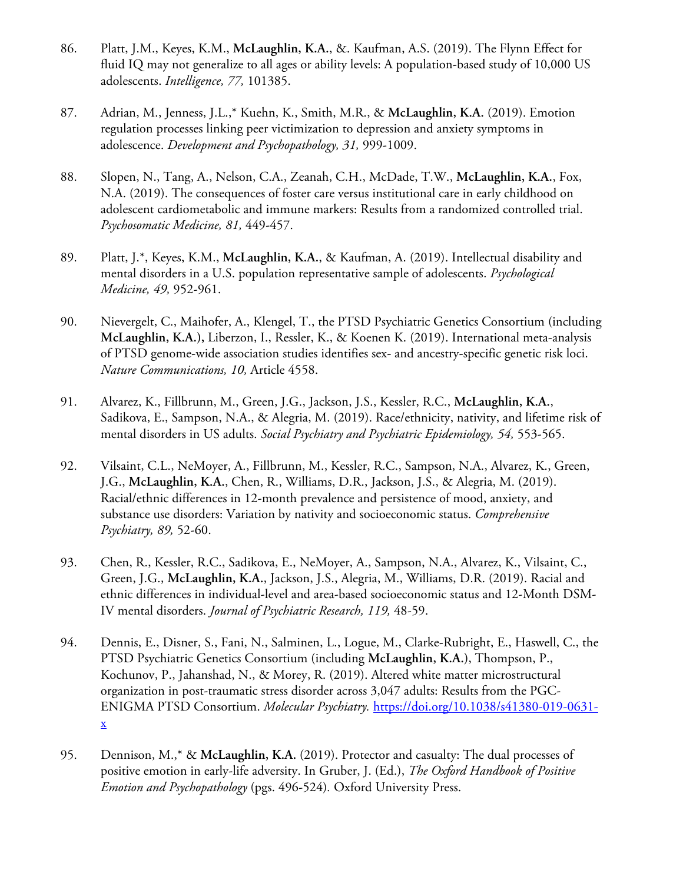86. Platt, J.M., Keyes, K.M., **McLaughlin, K.A.**, &. Kaufman, A.S. (2019). The Flynn Effect for fluid IQ may not generalize to all ages or ability levels: A population-based study of 10,000 US adolescents. *Intelligence, 77,* 101385.

87. Adrian, M., Jenness, J.L.,* Kuehn, K., Smith, M.R., & **McLaughlin, K.A.** (2019). Emotion regulation processes linking peer victimization to depression and anxiety symptoms in adolescence. *Development and Psychopathology, 31,* 999-1009.

88. Slopen, N., Tang, A., Nelson, C.A., Zeanah, C.H., McDade, T.W., **McLaughlin, K.A.**, Fox, N.A. (2019). The consequences of foster care versus institutional care in early childhood on adolescent cardiometabolic and immune markers: Results from a randomized controlled trial. *Psychosomatic Medicine, 81,* 449-457.

89. Platt, J.*, Keyes, K.M., **McLaughlin, K.A.**, & Kaufman, A. (2019). Intellectual disability and mental disorders in a U.S. population representative sample of adolescents. *Psychological Medicine, 49,* 952-961.

90. Nievergelt, C., Maihofer, A., Klengel, T., the PTSD Psychiatric Genetics Consortium (including **McLaughlin, K.A.**), Liberzon, I., Ressler, K., & Koenen K. (2019). International meta-analysis of PTSD genome-wide association studies identifies sex- and ancestry-specific genetic risk loci. *Nature Communications, 10,* Article 4558.

91. Alvarez, K., Fillbrunn, M., Green, J.G., Jackson, J.S., Kessler, R.C., **McLaughlin, K.A.**, Sadikova, E., Sampson, N.A., & Alegria, M. (2019). Race/ethnicity, nativity, and lifetime risk of mental disorders in US adults. *Social Psychiatry and Psychiatric Epidemiology, 54,* 553-565.

92. Vilsaint, C.L., NeMoyer, A., Fillbrunn, M., Kessler, R.C., Sampson, N.A., Alvarez, K., Green, J.G., **McLaughlin, K.A.**, Chen, R., Williams, D.R., Jackson, J.S., & Alegria, M. (2019). Racial/ethnic differences in 12-month prevalence and persistence of mood, anxiety, and substance use disorders: Variation by nativity and socioeconomic status. *Comprehensive Psychiatry, 89,* 52-60.

93. Chen, R., Kessler, R.C., Sadikova, E., NeMoyer, A., Sampson, N.A., Alvarez, K., Vilsaint, C., Green, J.G., **McLaughlin, K.A.**, Jackson, J.S., Alegria, M., Williams, D.R. (2019). Racial and ethnic differences in individual-level and area-based socioeconomic status and 12-Month DSM-IV mental disorders. *Journal of Psychiatric Research, 119,* 48-59.

94. Dennis, E., Disner, S., Fani, N., Salminen, L., Logue, M., Clarke-Rubright, E., Haswell, C., the PTSD Psychiatric Genetics Consortium (including **McLaughlin, K.A.**), Thompson, P., Kochunov, P., Jahanshad, N., & Morey, R. (2019). Altered white matter microstructural organization in post-traumatic stress disorder across 3,047 adults: Results from the PGC-ENIGMA PTSD Consortium. *Molecular Psychiatry.* https://doi.org/10.1038/s41380-019-0631-x

95. Dennison, M.,* & **McLaughlin, K.A.** (2019). Protector and casualty: The dual processes of positive emotion in early-life adversity. In Gruber, J. (Ed.), *The Oxford Handbook of Positive Emotion and Psychopathology* (pgs. 496-524). Oxford University Press.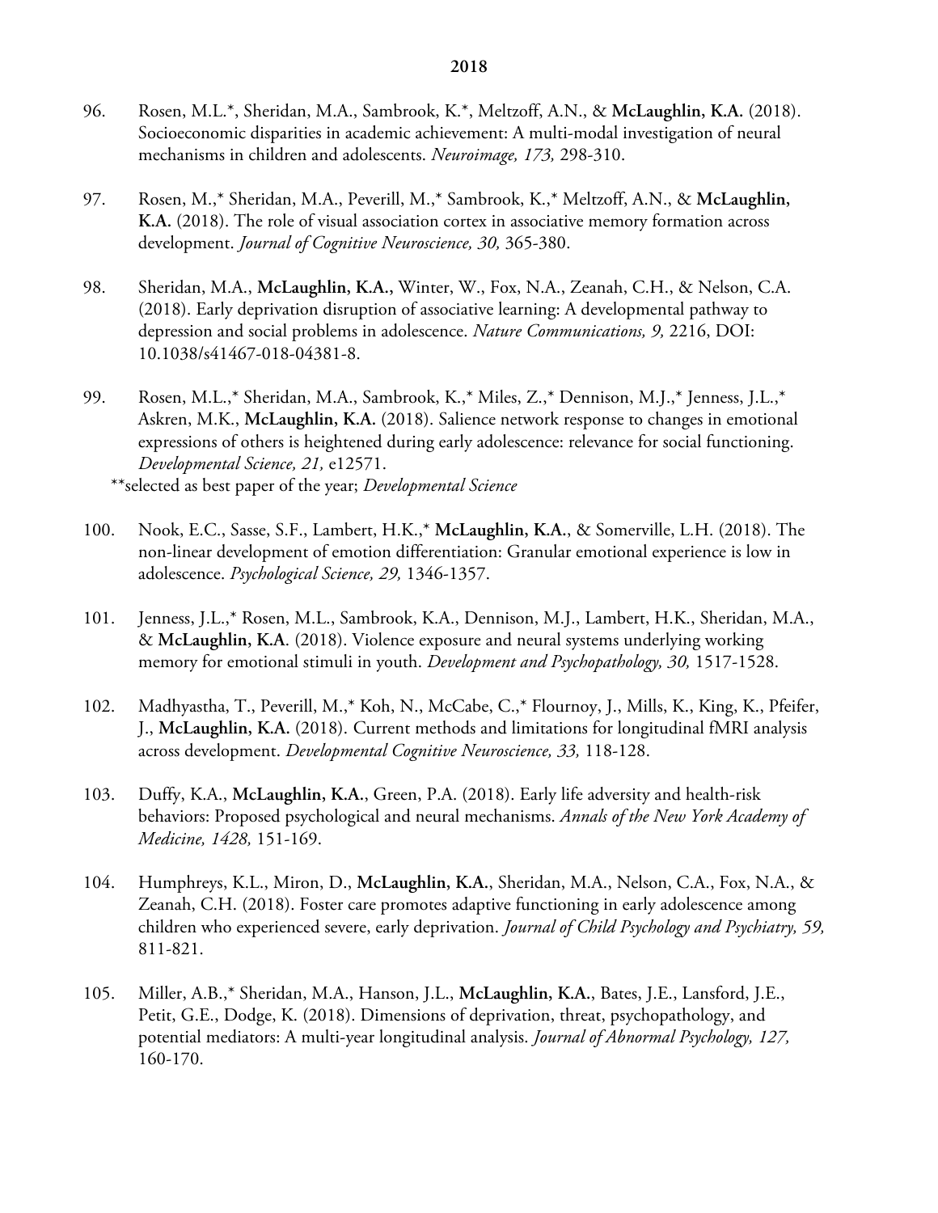## 2018

96. Rosen, M.L.*, Sheridan, M.A., Sambrook, K.*, Meltzoff, A.N., & **McLaughlin, K.A.** (2018). Socioeconomic disparities in academic achievement: A multi-modal investigation of neural mechanisms in children and adolescents. *Neuroimage, 173,* 298-310.

97. Rosen, M.,* Sheridan, M.A., Peverill, M.,* Sambrook, K.,* Meltzoff, A.N., & **McLaughlin, K.A.** (2018). The role of visual association cortex in associative memory formation across development. *Journal of Cognitive Neuroscience, 30,* 365-380.

98. Sheridan, M.A., **McLaughlin, K.A.,** Winter, W., Fox, N.A., Zeanah, C.H., & Nelson, C.A. (2018). Early deprivation disruption of associative learning: A developmental pathway to depression and social problems in adolescence. *Nature Communications, 9,* 2216, DOI: 10.1038/s41467-018-04381-8.

99. Rosen, M.L.,* Sheridan, M.A., Sambrook, K.,* Miles, Z.,* Dennison, M.J.,* Jenness, J.L.,* Askren, M.K., **McLaughlin, K.A.** (2018). Salience network response to changes in emotional expressions of others is heightened during early adolescence: relevance for social functioning. *Developmental Science, 21,* e12571.
    **selected as best paper of the year; *Developmental Science*

100. Nook, E.C., Sasse, S.F., Lambert, H.K.,* **McLaughlin, K.A.**, & Somerville, L.H. (2018). The non-linear development of emotion differentiation: Granular emotional experience is low in adolescence. *Psychological Science, 29,* 1346-1357.

101. Jenness, J.L.,* Rosen, M.L., Sambrook, K.A., Dennison, M.J., Lambert, H.K., Sheridan, M.A., & **McLaughlin, K.A**. (2018). Violence exposure and neural systems underlying working memory for emotional stimuli in youth. *Development and Psychopathology, 30,* 1517-1528.

102. Madhyastha, T., Peverill, M.,* Koh, N., McCabe, C.,* Flournoy, J., Mills, K., King, K., Pfeifer, J., **McLaughlin, K.A.** (2018). Current methods and limitations for longitudinal fMRI analysis across development. *Developmental Cognitive Neuroscience, 33,* 118-128.

103. Duffy, K.A., **McLaughlin, K.A.**, Green, P.A. (2018). Early life adversity and health-risk behaviors: Proposed psychological and neural mechanisms. *Annals of the New York Academy of Medicine, 1428,* 151-169.

104. Humphreys, K.L., Miron, D., **McLaughlin, K.A.**, Sheridan, M.A., Nelson, C.A., Fox, N.A., & Zeanah, C.H. (2018). Foster care promotes adaptive functioning in early adolescence among children who experienced severe, early deprivation. *Journal of Child Psychology and Psychiatry, 59,* 811-821.

105. Miller, A.B.,* Sheridan, M.A., Hanson, J.L., **McLaughlin, K.A.**, Bates, J.E., Lansford, J.E., Petit, G.E., Dodge, K. (2018). Dimensions of deprivation, threat, psychopathology, and potential mediators: A multi-year longitudinal analysis. *Journal of Abnormal Psychology, 127,* 160-170.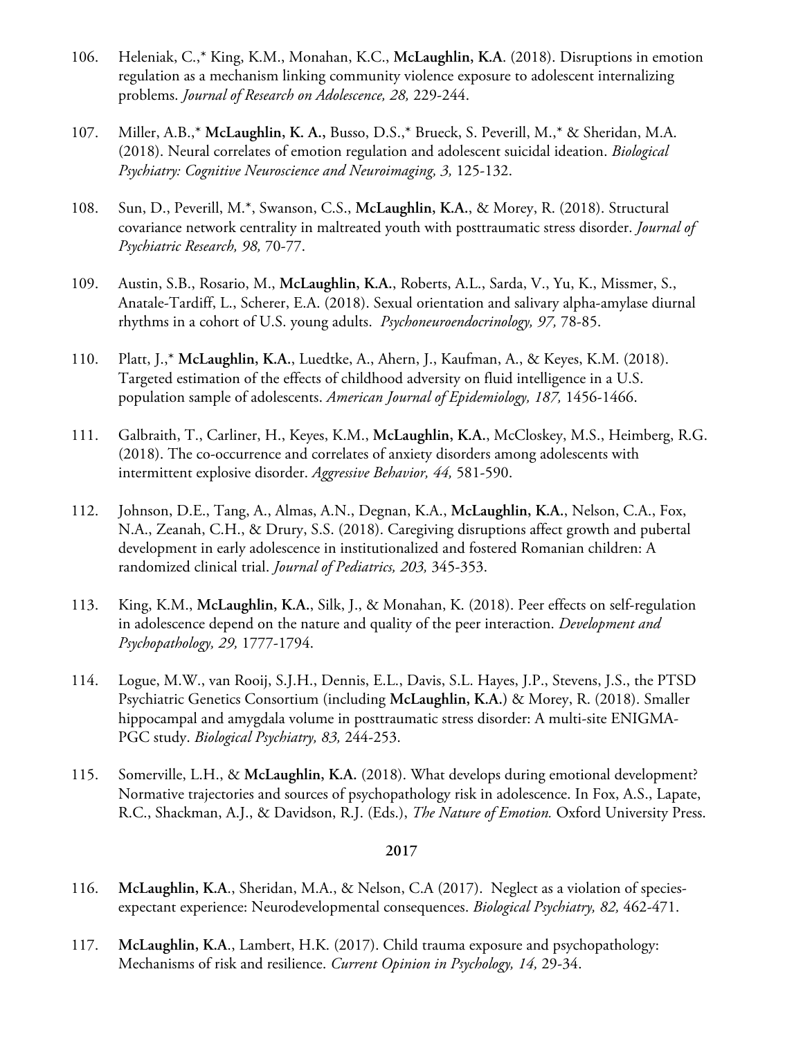106. Heleniak, C.,* King, K.M., Monahan, K.C., **McLaughlin, K.A**. (2018). Disruptions in emotion regulation as a mechanism linking community violence exposure to adolescent internalizing problems. *Journal of Research on Adolescence, 28,* 229-244.

107. Miller, A.B.,* **McLaughlin, K. A.,** Busso, D.S.,* Brueck, S. Peverill, M.,* & Sheridan, M.A. (2018). Neural correlates of emotion regulation and adolescent suicidal ideation. *Biological Psychiatry: Cognitive Neuroscience and Neuroimaging, 3,* 125-132.

108. Sun, D., Peverill, M.*, Swanson, C.S., **McLaughlin, K.A.**, & Morey, R. (2018). Structural covariance network centrality in maltreated youth with posttraumatic stress disorder. *Journal of Psychiatric Research, 98,* 70-77.

109. Austin, S.B., Rosario, M., **McLaughlin, K.A.**, Roberts, A.L., Sarda, V., Yu, K., Missmer, S., Anatale-Tardiff, L., Scherer, E.A. (2018). Sexual orientation and salivary alpha-amylase diurnal rhythms in a cohort of U.S. young adults. *Psychoneuroendocrinology, 97,* 78-85.

110. Platt, J.,* **McLaughlin, K.A.**, Luedtke, A., Ahern, J., Kaufman, A., & Keyes, K.M. (2018). Targeted estimation of the effects of childhood adversity on fluid intelligence in a U.S. population sample of adolescents. *American Journal of Epidemiology, 187,* 1456-1466.

111. Galbraith, T., Carliner, H., Keyes, K.M., **McLaughlin, K.A.**, McCloskey, M.S., Heimberg, R.G. (2018). The co-occurrence and correlates of anxiety disorders among adolescents with intermittent explosive disorder. *Aggressive Behavior, 44,* 581-590.

112. Johnson, D.E., Tang, A., Almas, A.N., Degnan, K.A., **McLaughlin, K.A.**, Nelson, C.A., Fox, N.A., Zeanah, C.H., & Drury, S.S. (2018). Caregiving disruptions affect growth and pubertal development in early adolescence in institutionalized and fostered Romanian children: A randomized clinical trial. *Journal of Pediatrics, 203,* 345-353.

113. King, K.M., **McLaughlin, K.A.**, Silk, J., & Monahan, K. (2018). Peer effects on self-regulation in adolescence depend on the nature and quality of the peer interaction. *Development and Psychopathology, 29,* 1777-1794.

114. Logue, M.W., van Rooij, S.J.H., Dennis, E.L., Davis, S.L. Hayes, J.P., Stevens, J.S., the PTSD Psychiatric Genetics Consortium (including **McLaughlin, K.A.**) & Morey, R. (2018). Smaller hippocampal and amygdala volume in posttraumatic stress disorder: A multi-site ENIGMA-PGC study. *Biological Psychiatry, 83,* 244-253.

115. Somerville, L.H., & **McLaughlin, K.A.** (2018). What develops during emotional development? Normative trajectories and sources of psychopathology risk in adolescence. In Fox, A.S., Lapate, R.C., Shackman, A.J., & Davidson, R.J. (Eds.), *The Nature of Emotion.* Oxford University Press.

**2017**

116. **McLaughlin, K.A**., Sheridan, M.A., & Nelson, C.A (2017). Neglect as a violation of species-expectant experience: Neurodevelopmental consequences. *Biological Psychiatry, 82,* 462-471.

117. **McLaughlin, K.A**., Lambert, H.K. (2017). Child trauma exposure and psychopathology: Mechanisms of risk and resilience. *Current Opinion in Psychology, 14,* 29-34.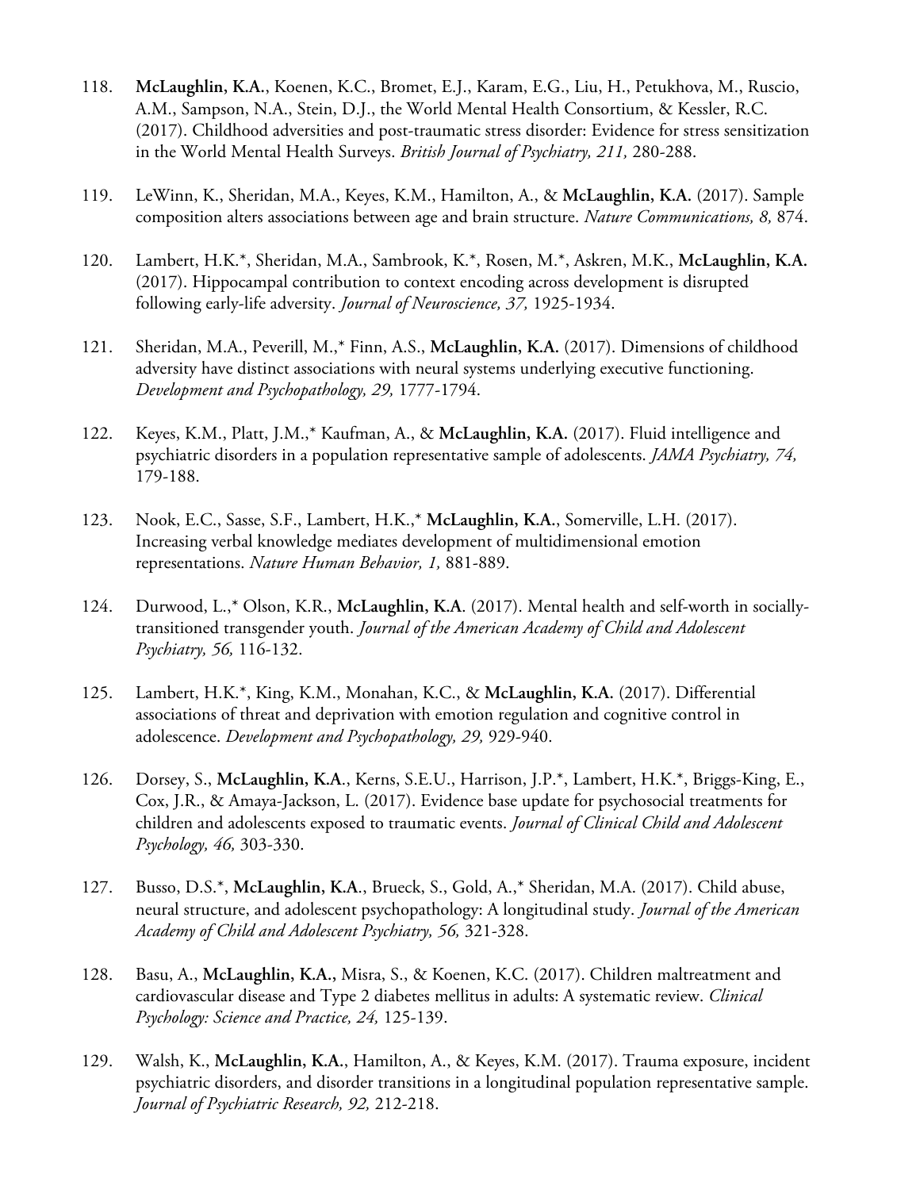118. **McLaughlin, K.A.**, Koenen, K.C., Bromet, E.J., Karam, E.G., Liu, H., Petukhova, M., Ruscio, A.M., Sampson, N.A., Stein, D.J., the World Mental Health Consortium, & Kessler, R.C. (2017). Childhood adversities and post-traumatic stress disorder: Evidence for stress sensitization in the World Mental Health Surveys. *British Journal of Psychiatry, 211,* 280-288.

119. LeWinn, K., Sheridan, M.A., Keyes, K.M., Hamilton, A., & **McLaughlin, K.A.** (2017). Sample composition alters associations between age and brain structure. *Nature Communications, 8,* 874.

120. Lambert, H.K.*, Sheridan, M.A., Sambrook, K.*, Rosen, M.*, Askren, M.K., **McLaughlin, K.A.** (2017). Hippocampal contribution to context encoding across development is disrupted following early-life adversity. *Journal of Neuroscience, 37,* 1925-1934.

121. Sheridan, M.A., Peverill, M.,* Finn, A.S., **McLaughlin, K.A.** (2017). Dimensions of childhood adversity have distinct associations with neural systems underlying executive functioning. *Development and Psychopathology, 29,* 1777-1794.

122. Keyes, K.M., Platt, J.M.,* Kaufman, A., & **McLaughlin, K.A.** (2017). Fluid intelligence and psychiatric disorders in a population representative sample of adolescents. *JAMA Psychiatry, 74,* 179-188.

123. Nook, E.C., Sasse, S.F., Lambert, H.K.,* **McLaughlin, K.A.**, Somerville, L.H. (2017). Increasing verbal knowledge mediates development of multidimensional emotion representations. *Nature Human Behavior, 1,* 881-889.

124. Durwood, L.,* Olson, K.R., **McLaughlin, K.A**. (2017). Mental health and self-worth in socially-transitioned transgender youth. *Journal of the American Academy of Child and Adolescent Psychiatry, 56,* 116-132.

125. Lambert, H.K.*, King, K.M., Monahan, K.C., & **McLaughlin, K.A.** (2017). Differential associations of threat and deprivation with emotion regulation and cognitive control in adolescence. *Development and Psychopathology, 29,* 929-940.

126. Dorsey, S., **McLaughlin, K.A**., Kerns, S.E.U., Harrison, J.P.*, Lambert, H.K.*, Briggs-King, E., Cox, J.R., & Amaya-Jackson, L. (2017). Evidence base update for psychosocial treatments for children and adolescents exposed to traumatic events. *Journal of Clinical Child and Adolescent Psychology, 46,* 303-330.

127. Busso, D.S.*, **McLaughlin, K.A**., Brueck, S., Gold, A.,* Sheridan, M.A. (2017). Child abuse, neural structure, and adolescent psychopathology: A longitudinal study. *Journal of the American Academy of Child and Adolescent Psychiatry, 56,* 321-328.

128. Basu, A., **McLaughlin, K.A.,** Misra, S., & Koenen, K.C. (2017). Children maltreatment and cardiovascular disease and Type 2 diabetes mellitus in adults: A systematic review. *Clinical Psychology: Science and Practice, 24,* 125-139.

129. Walsh, K., **McLaughlin, K.A.**, Hamilton, A., & Keyes, K.M. (2017). Trauma exposure, incident psychiatric disorders, and disorder transitions in a longitudinal population representative sample. *Journal of Psychiatric Research, 92,* 212-218.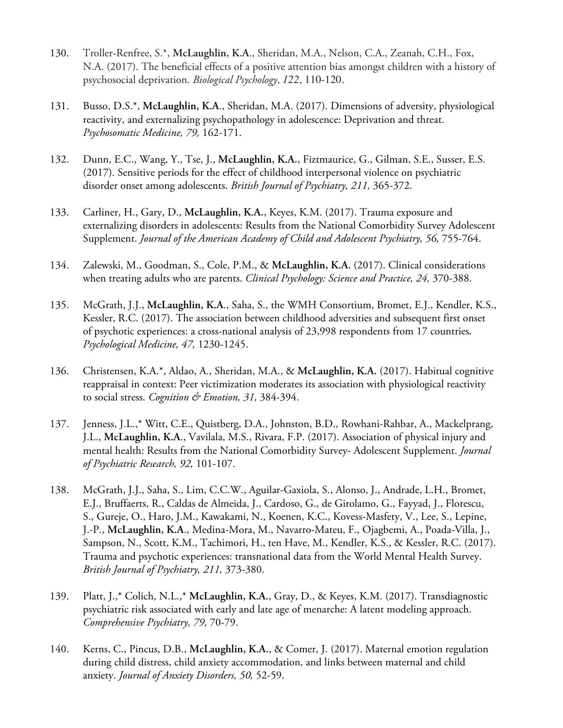130. Troller-Renfree, S.*, **McLaughlin, K.A**., Sheridan, M.A., Nelson, C.A., Zeanah, C.H., Fox, N.A. (2017). The beneficial effects of a positive attention bias amongst children with a history of psychosocial deprivation. *Biological Psychology, 122,* 110-120.

131. Busso, D.S.*, **McLaughlin, K.A**., Sheridan, M.A. (2017). Dimensions of adversity, physiological reactivity, and externalizing psychopathology in adolescence: Deprivation and threat. *Psychosomatic Medicine, 79,* 162-171.

132. Dunn, E.C., Wang, Y., Tse, J., **McLaughlin, K.A.**, Fiztmaurice, G., Gilman, S.E., Susser, E.S. (2017). Sensitive periods for the effect of childhood interpersonal violence on psychiatric disorder onset among adolescents. *British Journal of Psychiatry, 211,* 365-372.

133. Carliner, H., Gary, D., **McLaughlin, K.A.**, Keyes, K.M. (2017). Trauma exposure and externalizing disorders in adolescents: Results from the National Comorbidity Survey Adolescent Supplement. *Journal of the American Academy of Child and Adolescent Psychiatry, 56,* 755-764.

134. Zalewski, M., Goodman, S., Cole, P.M., & **McLaughlin, K.A.** (2017). Clinical considerations when treating adults who are parents. *Clinical Psychology: Science and Practice, 24,* 370-388.

135. McGrath, J.J., **McLaughlin, K.A**., Saha, S., the WMH Consortium, Bromet, E.J., Kendler, K.S., Kessler, R.C. (2017). The association between childhood adversities and subsequent first onset of psychotic experiences: a cross-national analysis of 23,998 respondents from 17 countries**.** *Psychological Medicine, 47,* 1230-1245.

136. Christensen, K.A.*, Aldao, A., Sheridan, M.A., & **McLaughlin, K.A.** (2017). Habitual cognitive reappraisal in context: Peer victimization moderates its association with physiological reactivity to social stress. *Cognition & Emotion, 31,* 384-394.

137. Jenness, J.L.,* Witt, C.E., Quistberg, D.A., Johnston, B.D., Rowhani-Rahbar, A., Mackelprang, J.L., **McLaughlin, K.A**., Vavilala, M.S., Rivara, F.P. (2017). Association of physical injury and mental health: Results from the National Comorbidity Survey- Adolescent Supplement. *Journal of Psychiatric Research, 92,* 101-107.

138. McGrath, J.J., Saha, S., Lim, C.C.W., Aguilar-Gaxiola, S., Alonso, J., Andrade, L.H., Bromet, E.J., Bruffaerts, R., Caldas de Almeida, J., Cardoso, G., de Girolamo, G., Fayyad, J., Florescu, S., Gureje, O., Haro, J.M., Kawakami, N., Koenen, K.C., Kovess-Masfety, V., Lee, S., Lepine, J.-P., **McLaughlin, K.A**., Medina-Mora, M., Navarro-Mateu, F., Ojagbemi, A., Poada-Villa, J., Sampson, N., Scott, K.M., Tachimori, H., ten Have, M., Kendler, K.S., & Kessler, R.C. (2017). Trauma and psychotic experiences: transnational data from the World Mental Health Survey. *British Journal of Psychiatry, 211,* 373-380.

139. Platt, J.,* Colich, N.L.,* **McLaughlin, K.A.**, Gray, D., & Keyes, K.M. (2017). Transdiagnostic psychiatric risk associated with early and late age of menarche: A latent modeling approach. *Comprehensive Psychiatry, 79,* 70-79.

140. Kerns, C., Pincus, D.B., **McLaughlin, K.A.**, & Comer, J. (2017). Maternal emotion regulation during child distress, child anxiety accommodation, and links between maternal and child anxiety. *Journal of Anxiety Disorders, 50,* 52-59.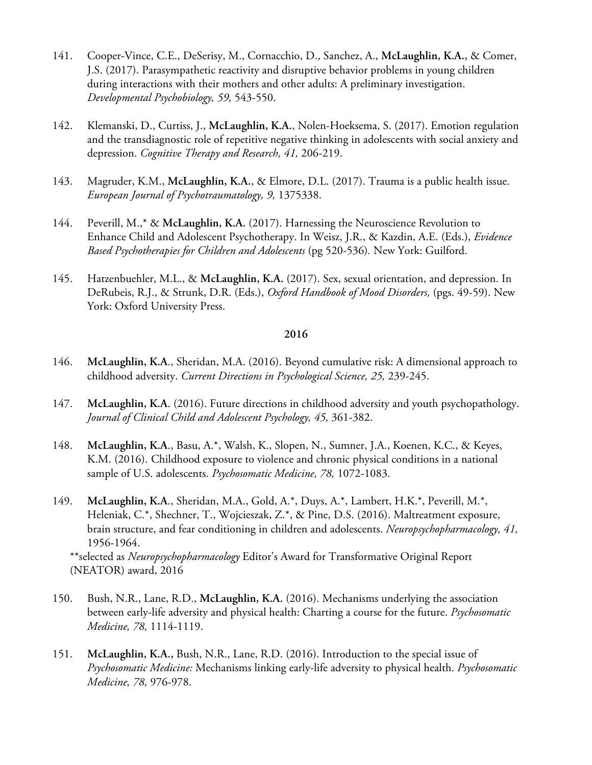141. Cooper-Vince, C.E., DeSerisy, M., Cornacchio, D., Sanchez, A., **McLaughlin, K.A.,** & Comer, J.S. (2017). Parasympathetic reactivity and disruptive behavior problems in young children during interactions with their mothers and other adults: A preliminary investigation. *Developmental Psychobiology, 59,* 543-550.

142. Klemanski, D., Curtiss, J., **McLaughlin, K.A.**, Nolen-Hoeksema, S. (2017). Emotion regulation and the transdiagnostic role of repetitive negative thinking in adolescents with social anxiety and depression. *Cognitive Therapy and Research, 41,* 206-219.

143. Magruder, K.M., **McLaughlin, K.A.**, & Elmore, D.L. (2017). Trauma is a public health issue. *European Journal of Psychotraumatology, 9,* 1375338.

144. Peverill, M.,* & **McLaughlin, K.A.** (2017). Harnessing the Neuroscience Revolution to Enhance Child and Adolescent Psychotherapy. In Weisz, J.R., & Kazdin, A.E. (Eds.), *Evidence Based Psychotherapies for Children and Adolescents* (pg 520-536)*.* New York: Guilford.

145. Hatzenbuehler, M.L., & **McLaughlin, K.A.** (2017). Sex, sexual orientation, and depression. In DeRubeis, R.J., & Strunk, D.R. (Eds.), *Oxford Handbook of Mood Disorders,* (pgs. 49-59). New York: Oxford University Press.

**2016**

146. **McLaughlin, K.A**., Sheridan, M.A. (2016). Beyond cumulative risk: A dimensional approach to childhood adversity. *Current Directions in Psychological Science, 25,* 239-245.

147. **McLaughlin, K.A**. (2016). Future directions in childhood adversity and youth psychopathology. *Journal of Clinical Child and Adolescent Psychology, 45,* 361-382.

148. **McLaughlin, K.A**., Basu, A.*, Walsh, K., Slopen, N., Sumner, J.A., Koenen, K.C., & Keyes, K.M. (2016). Childhood exposure to violence and chronic physical conditions in a national sample of U.S. adolescents. *Psychosomatic Medicine, 78,* 1072-1083.

149. **McLaughlin, K.A**., Sheridan, M.A., Gold, A.*, Duys, A.*, Lambert, H.K.*, Peverill, M.*, Heleniak, C.*, Shechner, T., Wojcieszak, Z.*, & Pine, D.S. (2016). Maltreatment exposure, brain structure, and fear conditioning in children and adolescents. *Neuropsychopharmacology, 41,* 1956-1964.
**selected as *Neuropsychopharmacology* Editor's Award for Transformative Original Report (NEATOR) award, 2016

150. Bush, N.R., Lane, R.D., **McLaughlin, K.A.** (2016). Mechanisms underlying the association between early-life adversity and physical health: Charting a course for the future. *Psychosomatic Medicine, 78,* 1114-1119.

151. **McLaughlin, K.A.,** Bush, N.R., Lane, R.D. (2016). Introduction to the special issue of *Psychosomatic Medicine:* Mechanisms linking early-life adversity to physical health. *Psychosomatic Medicine, 78,* 976-978.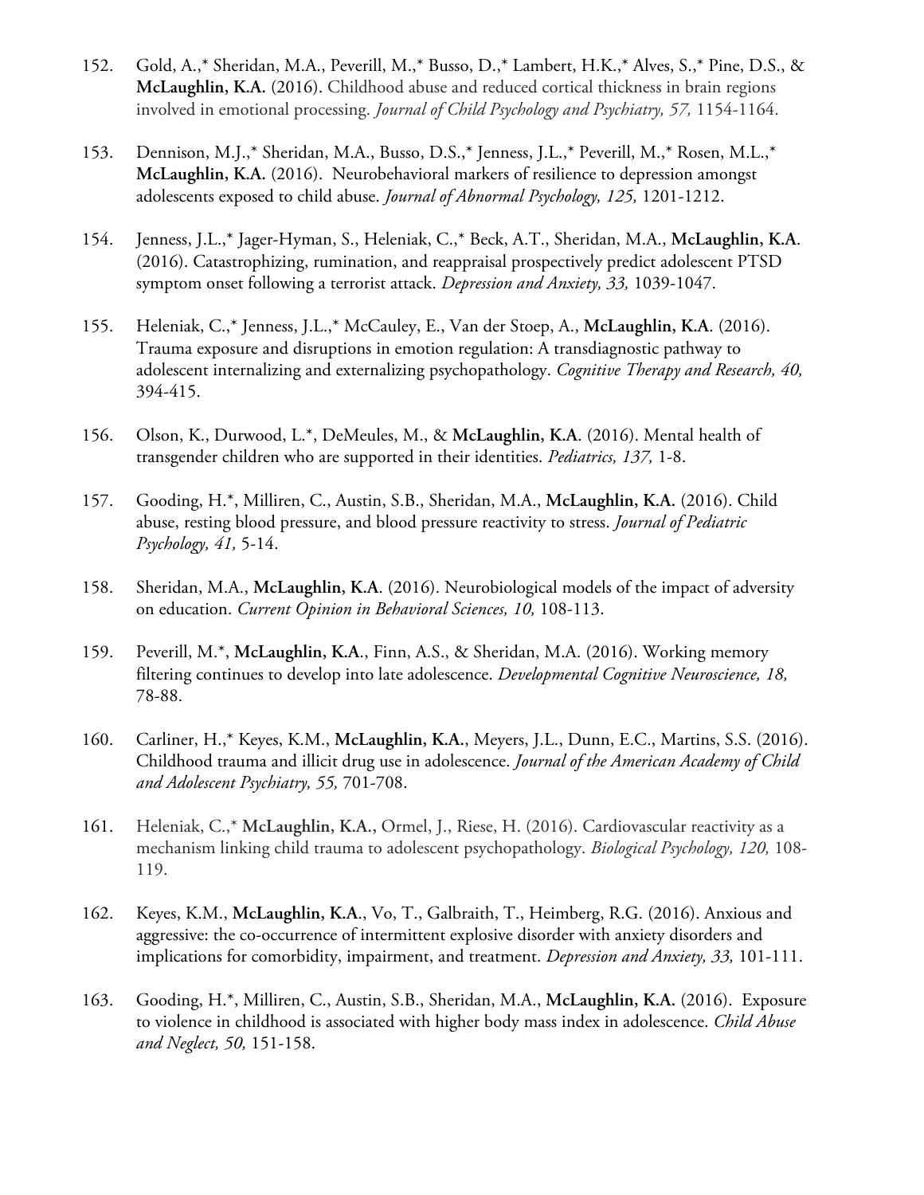152. Gold, A.,* Sheridan, M.A., Peverill, M.,* Busso, D.,* Lambert, H.K.,* Alves, S.,* Pine, D.S., & **McLaughlin, K.A.** (2016). Childhood abuse and reduced cortical thickness in brain regions involved in emotional processing. *Journal of Child Psychology and Psychiatry, 57,* 1154-1164.

153. Dennison, M.J.,* Sheridan, M.A., Busso, D.S.,* Jenness, J.L.,* Peverill, M.,* Rosen, M.L.,* **McLaughlin, K.A.** (2016). Neurobehavioral markers of resilience to depression amongst adolescents exposed to child abuse. *Journal of Abnormal Psychology, 125,* 1201-1212.

154. Jenness, J.L.,* Jager-Hyman, S., Heleniak, C.,* Beck, A.T., Sheridan, M.A., **McLaughlin, K.A**. (2016). Catastrophizing, rumination, and reappraisal prospectively predict adolescent PTSD symptom onset following a terrorist attack. *Depression and Anxiety, 33,* 1039-1047.

155. Heleniak, C.,* Jenness, J.L.,* McCauley, E., Van der Stoep, A., **McLaughlin, K.A**. (2016). Trauma exposure and disruptions in emotion regulation: A transdiagnostic pathway to adolescent internalizing and externalizing psychopathology. *Cognitive Therapy and Research, 40,* 394-415.

156. Olson, K., Durwood, L.*, DeMeules, M., & **McLaughlin, K.A**. (2016). Mental health of transgender children who are supported in their identities. *Pediatrics, 137,* 1-8.

157. Gooding, H.*, Milliren, C., Austin, S.B., Sheridan, M.A., **McLaughlin, K.A.** (2016). Child abuse, resting blood pressure, and blood pressure reactivity to stress. *Journal of Pediatric Psychology, 41,* 5-14.

158. Sheridan, M.A., **McLaughlin, K.A**. (2016). Neurobiological models of the impact of adversity on education. *Current Opinion in Behavioral Sciences, 10,* 108-113.

159. Peverill, M.*, **McLaughlin, K.A**., Finn, A.S., & Sheridan, M.A. (2016). Working memory filtering continues to develop into late adolescence. *Developmental Cognitive Neuroscience, 18,* 78-88.

160. Carliner, H.,* Keyes, K.M., **McLaughlin, K.A.**, Meyers, J.L., Dunn, E.C., Martins, S.S. (2016). Childhood trauma and illicit drug use in adolescence. *Journal of the American Academy of Child and Adolescent Psychiatry, 55,* 701-708.

161. Heleniak, C.,* **McLaughlin, K.A.**, Ormel, J., Riese, H. (2016). Cardiovascular reactivity as a mechanism linking child trauma to adolescent psychopathology. *Biological Psychology, 120,* 108-119.

162. Keyes, K.M., **McLaughlin, K.A**., Vo, T., Galbraith, T., Heimberg, R.G. (2016). Anxious and aggressive: the co-occurrence of intermittent explosive disorder with anxiety disorders and implications for comorbidity, impairment, and treatment. *Depression and Anxiety, 33,* 101-111.

163. Gooding, H.*, Milliren, C., Austin, S.B., Sheridan, M.A., **McLaughlin, K.A.** (2016). Exposure to violence in childhood is associated with higher body mass index in adolescence. *Child Abuse and Neglect, 50,* 151-158.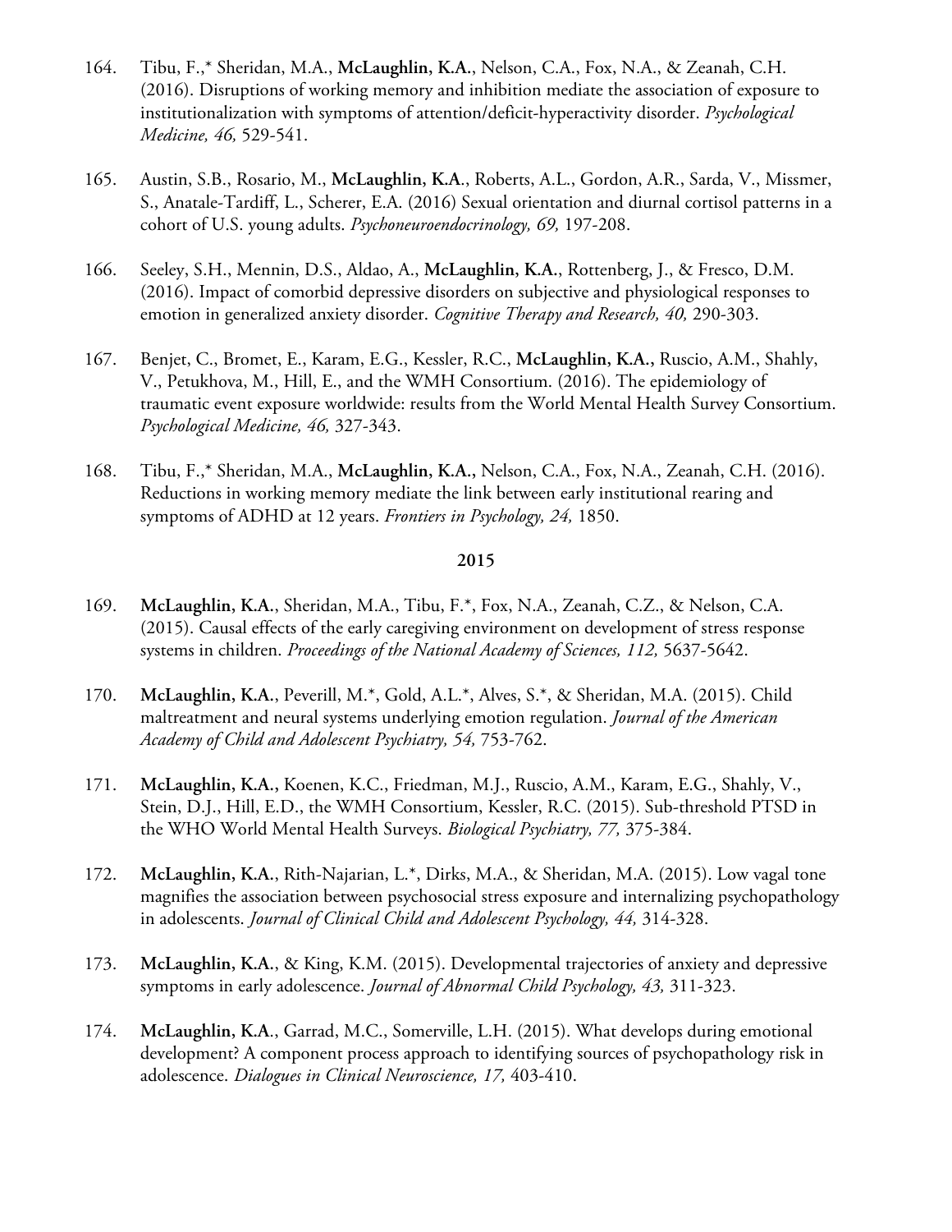164. Tibu, F.,* Sheridan, M.A., **McLaughlin, K.A.**, Nelson, C.A., Fox, N.A., & Zeanah, C.H. (2016). Disruptions of working memory and inhibition mediate the association of exposure to institutionalization with symptoms of attention/deficit-hyperactivity disorder. *Psychological Medicine, 46,* 529-541.

165. Austin, S.B., Rosario, M., **McLaughlin, K.A.**, Roberts, A.L., Gordon, A.R., Sarda, V., Missmer, S., Anatale-Tardiff, L., Scherer, E.A. (2016) Sexual orientation and diurnal cortisol patterns in a cohort of U.S. young adults. *Psychoneuroendocrinology, 69,* 197-208.

166. Seeley, S.H., Mennin, D.S., Aldao, A., **McLaughlin, K.A.**, Rottenberg, J., & Fresco, D.M. (2016). Impact of comorbid depressive disorders on subjective and physiological responses to emotion in generalized anxiety disorder. *Cognitive Therapy and Research, 40,* 290-303.

167. Benjet, C., Bromet, E., Karam, E.G., Kessler, R.C., **McLaughlin, K.A.,** Ruscio, A.M., Shahly, V., Petukhova, M., Hill, E., and the WMH Consortium. (2016). The epidemiology of traumatic event exposure worldwide: results from the World Mental Health Survey Consortium. *Psychological Medicine, 46,* 327-343.

168. Tibu, F.,* Sheridan, M.A., **McLaughlin, K.A.,** Nelson, C.A., Fox, N.A., Zeanah, C.H. (2016). Reductions in working memory mediate the link between early institutional rearing and symptoms of ADHD at 12 years. *Frontiers in Psychology, 24,* 1850.

**2015**

169. **McLaughlin, K.A.**, Sheridan, M.A., Tibu, F.*, Fox, N.A., Zeanah, C.Z., & Nelson, C.A. (2015). Causal effects of the early caregiving environment on development of stress response systems in children. *Proceedings of the National Academy of Sciences, 112,* 5637-5642.

170. **McLaughlin, K.A.**, Peverill, M.*, Gold, A.L.*, Alves, S.*, & Sheridan, M.A. (2015). Child maltreatment and neural systems underlying emotion regulation. *Journal of the American Academy of Child and Adolescent Psychiatry, 54,* 753-762.

171. **McLaughlin, K.A.,** Koenen, K.C., Friedman, M.J., Ruscio, A.M., Karam, E.G., Shahly, V., Stein, D.J., Hill, E.D., the WMH Consortium, Kessler, R.C. (2015). Sub-threshold PTSD in the WHO World Mental Health Surveys. *Biological Psychiatry, 77,* 375-384.

172. **McLaughlin, K.A.**, Rith-Najarian, L.*, Dirks, M.A., & Sheridan, M.A. (2015). Low vagal tone magnifies the association between psychosocial stress exposure and internalizing psychopathology in adolescents. *Journal of Clinical Child and Adolescent Psychology, 44,* 314-328.

173. **McLaughlin, K.A.**, & King, K.M. (2015). Developmental trajectories of anxiety and depressive symptoms in early adolescence. *Journal of Abnormal Child Psychology, 43,* 311-323.

174. **McLaughlin, K.A.**, Garrad, M.C., Somerville, L.H. (2015). What develops during emotional development? A component process approach to identifying sources of psychopathology risk in adolescence. *Dialogues in Clinical Neuroscience, 17,* 403-410.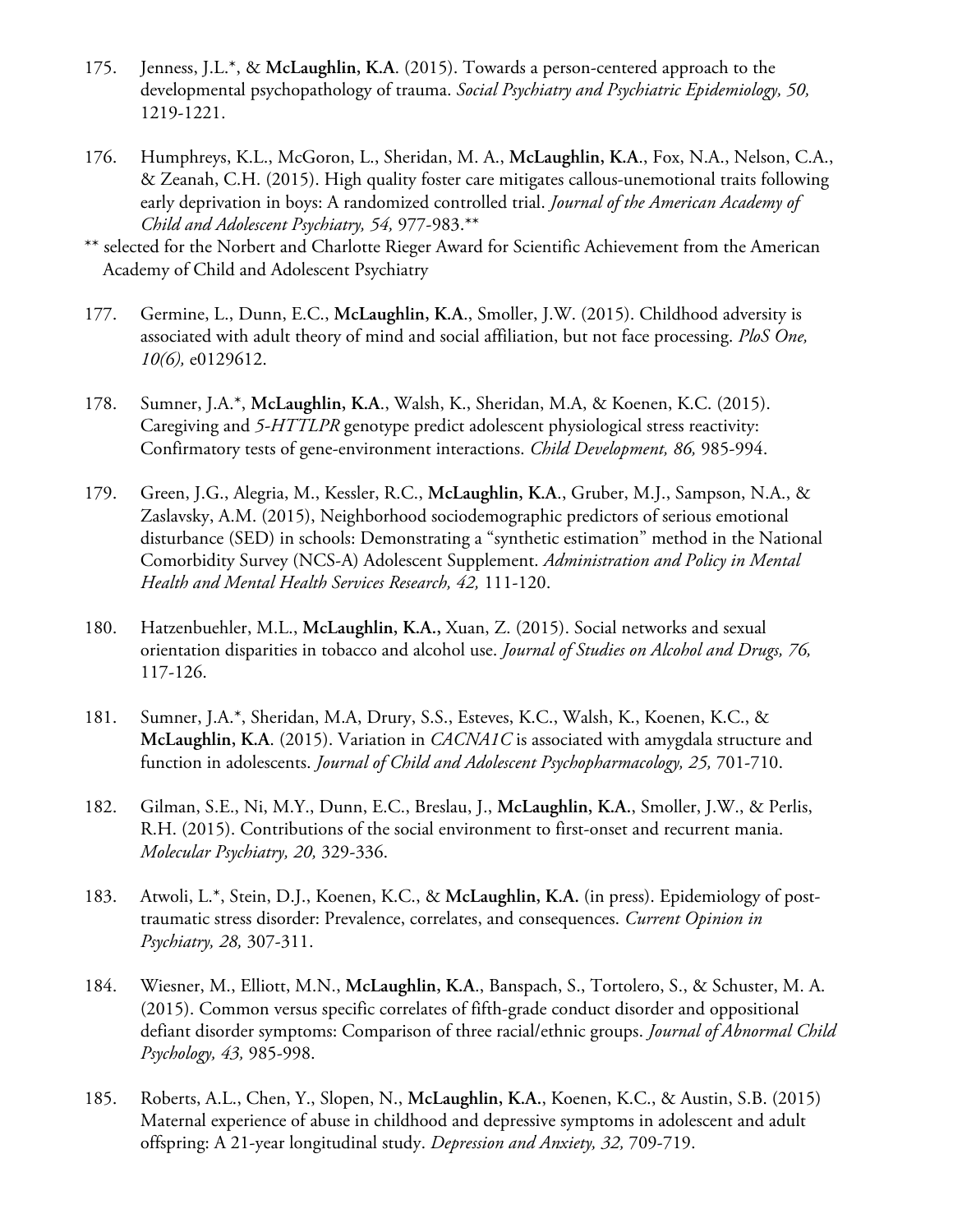175. Jenness, J.L.*, & **McLaughlin, K.A**. (2015). Towards a person-centered approach to the developmental psychopathology of trauma. *Social Psychiatry and Psychiatric Epidemiology, 50,* 1219-1221.

176. Humphreys, K.L., McGoron, L., Sheridan, M. A., **McLaughlin, K.A**., Fox, N.A., Nelson, C.A., & Zeanah, C.H. (2015). High quality foster care mitigates callous-unemotional traits following early deprivation in boys: A randomized controlled trial. *Journal of the American Academy of Child and Adolescent Psychiatry, 54,* 977-983.**

** selected for the Norbert and Charlotte Rieger Award for Scientific Achievement from the American Academy of Child and Adolescent Psychiatry

177. Germine, L., Dunn, E.C., **McLaughlin, K.A**., Smoller, J.W. (2015). Childhood adversity is associated with adult theory of mind and social affiliation, but not face processing. *PloS One, 10(6),* e0129612.

178. Sumner, J.A.*, **McLaughlin, K.A**., Walsh, K., Sheridan, M.A, & Koenen, K.C. (2015). Caregiving and *5-HTTLPR* genotype predict adolescent physiological stress reactivity: Confirmatory tests of gene-environment interactions. *Child Development, 86,* 985-994.

179. Green, J.G., Alegria, M., Kessler, R.C., **McLaughlin, K.A**., Gruber, M.J., Sampson, N.A., & Zaslavsky, A.M. (2015), Neighborhood sociodemographic predictors of serious emotional disturbance (SED) in schools: Demonstrating a "synthetic estimation" method in the National Comorbidity Survey (NCS-A) Adolescent Supplement. *Administration and Policy in Mental Health and Mental Health Services Research, 42,* 111-120.

180. Hatzenbuehler, M.L., **McLaughlin, K.A.,** Xuan, Z. (2015). Social networks and sexual orientation disparities in tobacco and alcohol use. *Journal of Studies on Alcohol and Drugs, 76,* 117-126.

181. Sumner, J.A.*, Sheridan, M.A, Drury, S.S., Esteves, K.C., Walsh, K., Koenen, K.C., & **McLaughlin, K.A**. (2015). Variation in *CACNA1C* is associated with amygdala structure and function in adolescents. *Journal of Child and Adolescent Psychopharmacology, 25,* 701-710.

182. Gilman, S.E., Ni, M.Y., Dunn, E.C., Breslau, J., **McLaughlin, K.A.**, Smoller, J.W., & Perlis, R.H. (2015). Contributions of the social environment to first-onset and recurrent mania. *Molecular Psychiatry, 20,* 329-336.

183. Atwoli, L.*, Stein, D.J., Koenen, K.C., & **McLaughlin, K.A.** (in press). Epidemiology of post-traumatic stress disorder: Prevalence, correlates, and consequences. *Current Opinion in Psychiatry, 28,* 307-311.

184. Wiesner, M., Elliott, M.N., **McLaughlin, K.A**., Banspach, S., Tortolero, S., & Schuster, M. A. (2015). Common versus specific correlates of fifth-grade conduct disorder and oppositional defiant disorder symptoms: Comparison of three racial/ethnic groups. *Journal of Abnormal Child Psychology, 43,* 985-998.

185. Roberts, A.L., Chen, Y., Slopen, N., **McLaughlin, K.A.**, Koenen, K.C., & Austin, S.B. (2015) Maternal experience of abuse in childhood and depressive symptoms in adolescent and adult offspring: A 21-year longitudinal study. *Depression and Anxiety, 32,* 709-719.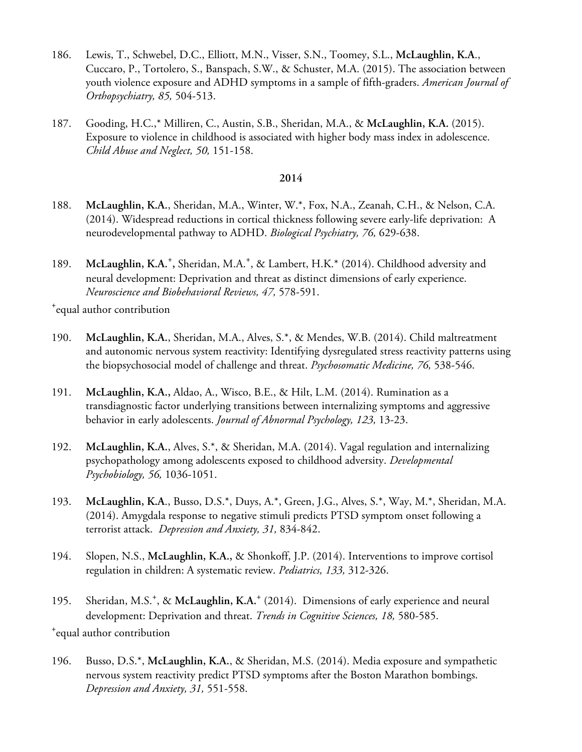186. Lewis, T., Schwebel, D.C., Elliott, M.N., Visser, S.N., Toomey, S.L., **McLaughlin, K.A**., Cuccaro, P., Tortolero, S., Banspach, S.W., & Schuster, M.A. (2015). The association between youth violence exposure and ADHD symptoms in a sample of fifth-graders. *American Journal of Orthopsychiatry, 85,* 504-513.

187. Gooding, H.C.,* Milliren, C., Austin, S.B., Sheridan, M.A., & **McLaughlin, K.A.** (2015). Exposure to violence in childhood is associated with higher body mass index in adolescence. *Child Abuse and Neglect, 50,* 151-158.

**2014**

188. **McLaughlin, K.A.**, Sheridan, M.A., Winter, W.*, Fox, N.A., Zeanah, C.H., & Nelson, C.A. (2014). Widespread reductions in cortical thickness following severe early-life deprivation: A neurodevelopmental pathway to ADHD. *Biological Psychiatry, 76,* 629-638.

189. **McLaughlin, K.A.**[+], Sheridan, M.A.[+], & Lambert, H.K.* (2014). Childhood adversity and neural development: Deprivation and threat as distinct dimensions of early experience. *Neuroscience and Biobehavioral Reviews, 47,* 578-591.

[+]equal author contribution

190. **McLaughlin, K.A.**, Sheridan, M.A., Alves, S.*, & Mendes, W.B. (2014). Child maltreatment and autonomic nervous system reactivity: Identifying dysregulated stress reactivity patterns using the biopsychosocial model of challenge and threat. *Psychosomatic Medicine, 76,* 538-546.

191. **McLaughlin, K.A.,** Aldao, A., Wisco, B.E., & Hilt, L.M. (2014). Rumination as a transdiagnostic factor underlying transitions between internalizing symptoms and aggressive behavior in early adolescents. *Journal of Abnormal Psychology, 123,* 13-23.

192. **McLaughlin, K.A.**, Alves, S.*, & Sheridan, M.A. (2014). Vagal regulation and internalizing psychopathology among adolescents exposed to childhood adversity. *Developmental Psychobiology, 56,* 1036-1051.

193. **McLaughlin, K.A**., Busso, D.S.*, Duys, A.*, Green, J.G., Alves, S.*, Way, M.*, Sheridan, M.A. (2014). Amygdala response to negative stimuli predicts PTSD symptom onset following a terrorist attack. *Depression and Anxiety, 31,* 834-842.

194. Slopen, N.S., **McLaughlin, K.A.,** & Shonkoff, J.P. (2014). Interventions to improve cortisol regulation in children: A systematic review. *Pediatrics, 133,* 312-326.

195. Sheridan, M.S.[+], & **McLaughlin, K.A.**[+] (2014). Dimensions of early experience and neural development: Deprivation and threat. *Trends in Cognitive Sciences, 18,* 580-585.

[+]equal author contribution

196. Busso, D.S.*, **McLaughlin, K.A.**, & Sheridan, M.S. (2014). Media exposure and sympathetic nervous system reactivity predict PTSD symptoms after the Boston Marathon bombings. *Depression and Anxiety, 31,* 551-558.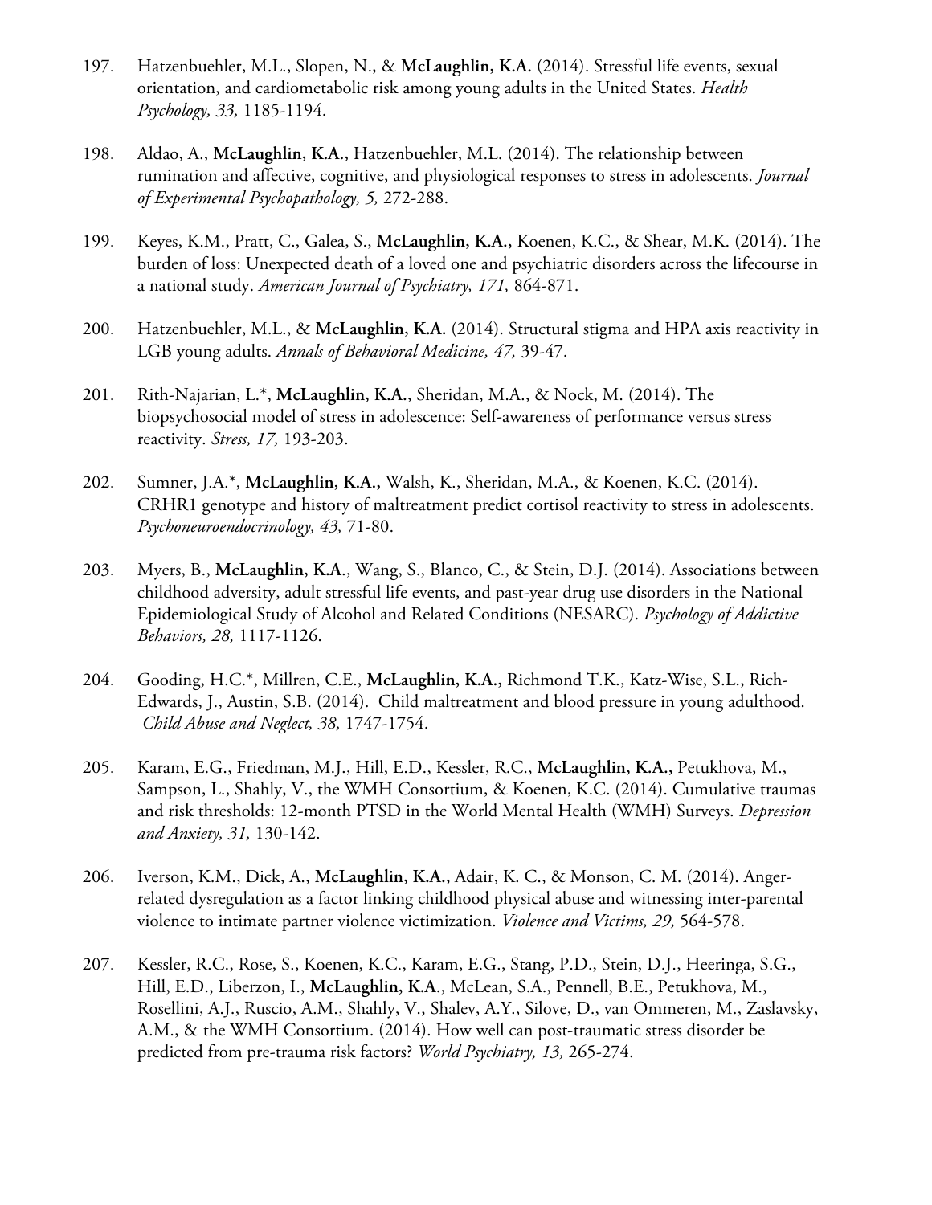197. Hatzenbuehler, M.L., Slopen, N., & **McLaughlin, K.A.** (2014). Stressful life events, sexual orientation, and cardiometabolic risk among young adults in the United States. *Health Psychology, 33,* 1185-1194.

198. Aldao, A., **McLaughlin, K.A.,** Hatzenbuehler, M.L. (2014). The relationship between rumination and affective, cognitive, and physiological responses to stress in adolescents. *Journal of Experimental Psychopathology, 5,* 272-288.

199. Keyes, K.M., Pratt, C., Galea, S., **McLaughlin, K.A.,** Koenen, K.C., & Shear, M.K. (2014). The burden of loss: Unexpected death of a loved one and psychiatric disorders across the lifecourse in a national study. *American Journal of Psychiatry, 171,* 864-871.

200. Hatzenbuehler, M.L., & **McLaughlin, K.A.** (2014). Structural stigma and HPA axis reactivity in LGB young adults. *Annals of Behavioral Medicine, 47,* 39-47.

201. Rith-Najarian, L.*, **McLaughlin, K.A.**, Sheridan, M.A., & Nock, M. (2014). The biopsychosocial model of stress in adolescence: Self-awareness of performance versus stress reactivity. *Stress, 17,* 193-203.

202. Sumner, J.A.*, **McLaughlin, K.A.,** Walsh, K., Sheridan, M.A., & Koenen, K.C. (2014). CRHR1 genotype and history of maltreatment predict cortisol reactivity to stress in adolescents. *Psychoneuroendocrinology, 43,* 71-80.

203. Myers, B., **McLaughlin, K.A.**, Wang, S., Blanco, C., & Stein, D.J. (2014). Associations between childhood adversity, adult stressful life events, and past-year drug use disorders in the National Epidemiological Study of Alcohol and Related Conditions (NESARC). *Psychology of Addictive Behaviors, 28,* 1117-1126.

204. Gooding, H.C.*, Millren, C.E., **McLaughlin, K.A.,** Richmond T.K., Katz-Wise, S.L., Rich-Edwards, J., Austin, S.B. (2014). Child maltreatment and blood pressure in young adulthood. *Child Abuse and Neglect, 38,* 1747-1754.

205. Karam, E.G., Friedman, M.J., Hill, E.D., Kessler, R.C., **McLaughlin, K.A.,** Petukhova, M., Sampson, L., Shahly, V., the WMH Consortium, & Koenen, K.C. (2014). Cumulative traumas and risk thresholds: 12-month PTSD in the World Mental Health (WMH) Surveys. *Depression and Anxiety, 31,* 130-142.

206. Iverson, K.M., Dick, A., **McLaughlin, K.A.,** Adair, K. C., & Monson, C. M. (2014). Anger-related dysregulation as a factor linking childhood physical abuse and witnessing inter-parental violence to intimate partner violence victimization. *Violence and Victims, 29,* 564-578.

207. Kessler, R.C., Rose, S., Koenen, K.C., Karam, E.G., Stang, P.D., Stein, D.J., Heeringa, S.G., Hill, E.D., Liberzon, I., **McLaughlin, K.A.**, McLean, S.A., Pennell, B.E., Petukhova, M., Rosellini, A.J., Ruscio, A.M., Shahly, V., Shalev, A.Y., Silove, D., van Ommeren, M., Zaslavsky, A.M., & the WMH Consortium. (2014). How well can post-traumatic stress disorder be predicted from pre-trauma risk factors? *World Psychiatry, 13,* 265-274.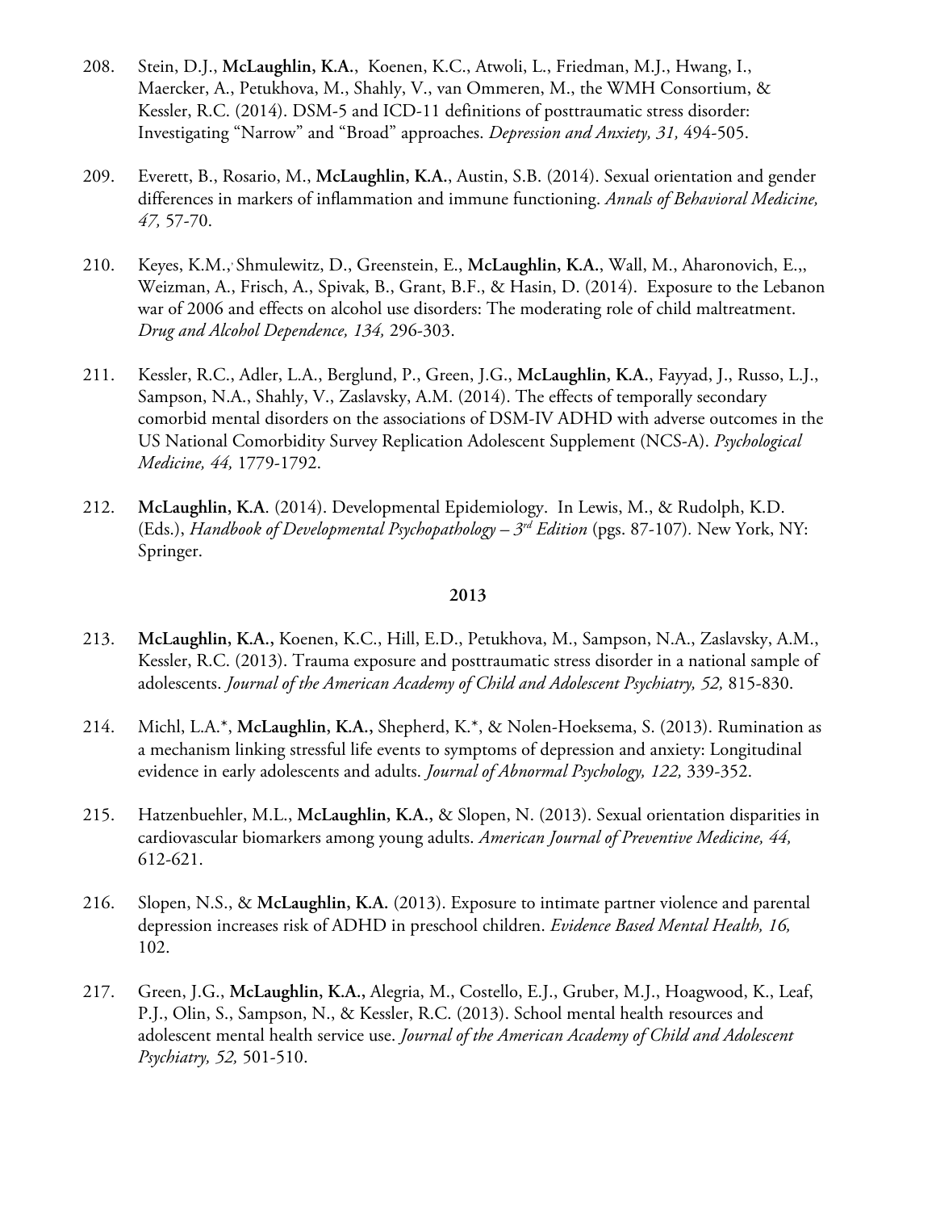208. Stein, D.J., **McLaughlin, K.A.**, Koenen, K.C., Atwoli, L., Friedman, M.J., Hwang, I., Maercker, A., Petukhova, M., Shahly, V., van Ommeren, M., the WMH Consortium, & Kessler, R.C. (2014). DSM-5 and ICD-11 definitions of posttraumatic stress disorder: Investigating "Narrow" and "Broad" approaches. *Depression and Anxiety, 31,* 494-505.

209. Everett, B., Rosario, M., **McLaughlin, K.A.**, Austin, S.B. (2014). Sexual orientation and gender differences in markers of inflammation and immune functioning. *Annals of Behavioral Medicine, 47,* 57-70.

210. Keyes, K.M.,, Shmulewitz, D., Greenstein, E., **McLaughlin, K.A.**, Wall, M., Aharonovich, E.,, Weizman, A., Frisch, A., Spivak, B., Grant, B.F., & Hasin, D. (2014). Exposure to the Lebanon war of 2006 and effects on alcohol use disorders: The moderating role of child maltreatment. *Drug and Alcohol Dependence, 134,* 296-303.

211. Kessler, R.C., Adler, L.A., Berglund, P., Green, J.G., **McLaughlin, K.A.**, Fayyad, J., Russo, L.J., Sampson, N.A., Shahly, V., Zaslavsky, A.M. (2014). The effects of temporally secondary comorbid mental disorders on the associations of DSM-IV ADHD with adverse outcomes in the US National Comorbidity Survey Replication Adolescent Supplement (NCS-A). *Psychological Medicine, 44,* 1779-1792.

212. **McLaughlin, K.A**. (2014). Developmental Epidemiology. In Lewis, M., & Rudolph, K.D. (Eds.), *Handbook of Developmental Psychopathology – 3rd Edition* (pgs. 87-107). New York, NY: Springer.

**2013**

213. **McLaughlin, K.A.,** Koenen, K.C., Hill, E.D., Petukhova, M., Sampson, N.A., Zaslavsky, A.M., Kessler, R.C. (2013). Trauma exposure and posttraumatic stress disorder in a national sample of adolescents. *Journal of the American Academy of Child and Adolescent Psychiatry, 52,* 815-830.

214. Michl, L.A.*, **McLaughlin, K.A.,** Shepherd, K.*, & Nolen-Hoeksema, S. (2013). Rumination as a mechanism linking stressful life events to symptoms of depression and anxiety: Longitudinal evidence in early adolescents and adults. *Journal of Abnormal Psychology, 122,* 339-352.

215. Hatzenbuehler, M.L., **McLaughlin, K.A.,** & Slopen, N. (2013). Sexual orientation disparities in cardiovascular biomarkers among young adults. *American Journal of Preventive Medicine, 44,* 612-621.

216. Slopen, N.S., & **McLaughlin, K.A.** (2013). Exposure to intimate partner violence and parental depression increases risk of ADHD in preschool children. *Evidence Based Mental Health, 16,* 102.

217. Green, J.G., **McLaughlin, K.A.,** Alegria, M., Costello, E.J., Gruber, M.J., Hoagwood, K., Leaf, P.J., Olin, S., Sampson, N., & Kessler, R.C. (2013). School mental health resources and adolescent mental health service use. *Journal of the American Academy of Child and Adolescent Psychiatry, 52,* 501-510.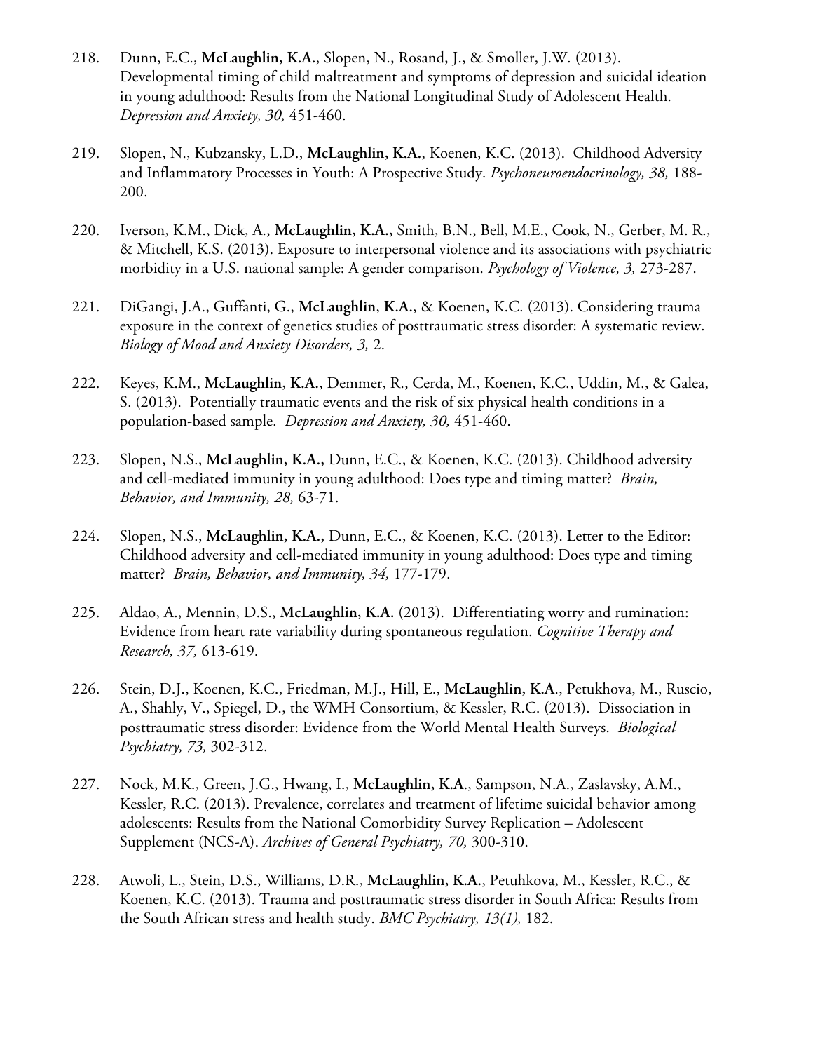218. Dunn, E.C., **McLaughlin, K.A.**, Slopen, N., Rosand, J., & Smoller, J.W. (2013). Developmental timing of child maltreatment and symptoms of depression and suicidal ideation in young adulthood: Results from the National Longitudinal Study of Adolescent Health. *Depression and Anxiety, 30,* 451-460.

219. Slopen, N., Kubzansky, L.D., **McLaughlin, K.A.**, Koenen, K.C. (2013). Childhood Adversity and Inflammatory Processes in Youth: A Prospective Study. *Psychoneuroendocrinology, 38,* 188-200.

220. Iverson, K.M., Dick, A., **McLaughlin, K.A.,** Smith, B.N., Bell, M.E., Cook, N., Gerber, M. R., & Mitchell, K.S. (2013). Exposure to interpersonal violence and its associations with psychiatric morbidity in a U.S. national sample: A gender comparison. *Psychology of Violence, 3,* 273-287.

221. DiGangi, J.A., Guffanti, G., **McLaughlin**, **K.A.**, & Koenen, K.C. (2013). Considering trauma exposure in the context of genetics studies of posttraumatic stress disorder: A systematic review. *Biology of Mood and Anxiety Disorders, 3,* 2.

222. Keyes, K.M., **McLaughlin, K.A.**, Demmer, R., Cerda, M., Koenen, K.C., Uddin, M., & Galea, S. (2013). Potentially traumatic events and the risk of six physical health conditions in a population-based sample. *Depression and Anxiety, 30,* 451-460.

223. Slopen, N.S., **McLaughlin, K.A.,** Dunn, E.C., & Koenen, K.C. (2013). Childhood adversity and cell-mediated immunity in young adulthood: Does type and timing matter? *Brain, Behavior, and Immunity, 28,* 63-71.

224. Slopen, N.S., **McLaughlin, K.A.,** Dunn, E.C., & Koenen, K.C. (2013). Letter to the Editor: Childhood adversity and cell-mediated immunity in young adulthood: Does type and timing matter? *Brain, Behavior, and Immunity, 34,* 177-179.

225. Aldao, A., Mennin, D.S., **McLaughlin, K.A.** (2013). Differentiating worry and rumination: Evidence from heart rate variability during spontaneous regulation. *Cognitive Therapy and Research, 37,* 613-619.

226. Stein, D.J., Koenen, K.C., Friedman, M.J., Hill, E., **McLaughlin, K.A**., Petukhova, M., Ruscio, A., Shahly, V., Spiegel, D., the WMH Consortium, & Kessler, R.C. (2013). Dissociation in posttraumatic stress disorder: Evidence from the World Mental Health Surveys. *Biological Psychiatry, 73,* 302-312.

227. Nock, M.K., Green, J.G., Hwang, I., **McLaughlin, K.A**., Sampson, N.A., Zaslavsky, A.M., Kessler, R.C. (2013). Prevalence, correlates and treatment of lifetime suicidal behavior among adolescents: Results from the National Comorbidity Survey Replication – Adolescent Supplement (NCS-A). *Archives of General Psychiatry, 70,* 300-310.

228. Atwoli, L., Stein, D.S., Williams, D.R., **McLaughlin, K.A.**, Petuhkova, M., Kessler, R.C., & Koenen, K.C. (2013). Trauma and posttraumatic stress disorder in South Africa: Results from the South African stress and health study. *BMC Psychiatry, 13(1),* 182.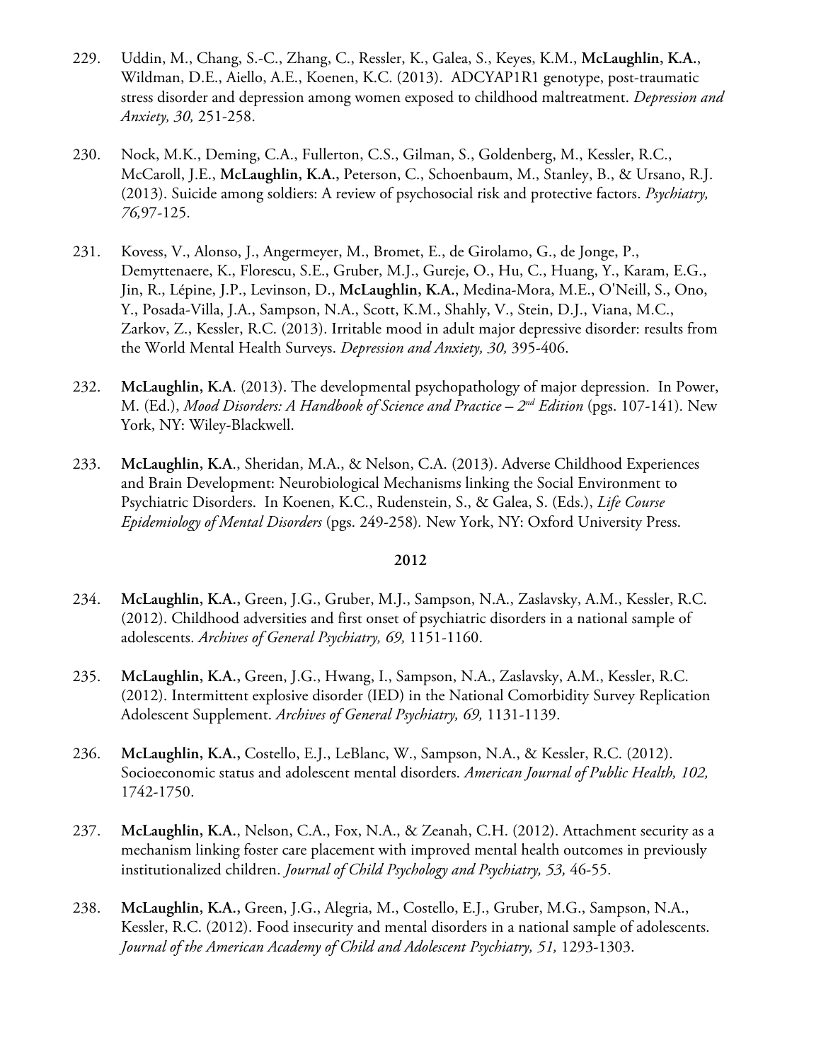229. Uddin, M., Chang, S.-C., Zhang, C., Ressler, K., Galea, S., Keyes, K.M., **McLaughlin, K.A.**, Wildman, D.E., Aiello, A.E., Koenen, K.C. (2013). ADCYAP1R1 genotype, post-traumatic stress disorder and depression among women exposed to childhood maltreatment. *Depression and Anxiety, 30,* 251-258.

230. Nock, M.K., Deming, C.A., Fullerton, C.S., Gilman, S., Goldenberg, M., Kessler, R.C., McCaroll, J.E., **McLaughlin, K.A.,** Peterson, C., Schoenbaum, M., Stanley, B., & Ursano, R.J. (2013). Suicide among soldiers: A review of psychosocial risk and protective factors. *Psychiatry, 76,*97-125.

231. Kovess, V., Alonso, J., Angermeyer, M., Bromet, E., de Girolamo, G., de Jonge, P., Demyttenaere, K., Florescu, S.E., Gruber, M.J., Gureje, O., Hu, C., Huang, Y., Karam, E.G., Jin, R., Lépine, J.P., Levinson, D., **McLaughlin, K.A.**, Medina-Mora, M.E., O'Neill, S., Ono, Y., Posada-Villa, J.A., Sampson, N.A., Scott, K.M., Shahly, V., Stein, D.J., Viana, M.C., Zarkov, Z., Kessler, R.C. (2013). Irritable mood in adult major depressive disorder: results from the World Mental Health Surveys. *Depression and Anxiety, 30,* 395-406.

232. **McLaughlin, K.A**. (2013). The developmental psychopathology of major depression. In Power, M. (Ed.), *Mood Disorders: A Handbook of Science and Practice – 2nd Edition* (pgs. 107-141). New York, NY: Wiley-Blackwell.

233. **McLaughlin, K.A**., Sheridan, M.A., & Nelson, C.A. (2013). Adverse Childhood Experiences and Brain Development: Neurobiological Mechanisms linking the Social Environment to Psychiatric Disorders. In Koenen, K.C., Rudenstein, S., & Galea, S. (Eds.), *Life Course Epidemiology of Mental Disorders* (pgs. 249-258). New York, NY: Oxford University Press.

**2012**

234. **McLaughlin, K.A.,** Green, J.G., Gruber, M.J., Sampson, N.A., Zaslavsky, A.M., Kessler, R.C. (2012). Childhood adversities and first onset of psychiatric disorders in a national sample of adolescents. *Archives of General Psychiatry, 69,* 1151-1160.

235. **McLaughlin, K.A.,** Green, J.G., Hwang, I., Sampson, N.A., Zaslavsky, A.M., Kessler, R.C. (2012). Intermittent explosive disorder (IED) in the National Comorbidity Survey Replication Adolescent Supplement. *Archives of General Psychiatry, 69,* 1131-1139.

236. **McLaughlin, K.A.,** Costello, E.J., LeBlanc, W., Sampson, N.A., & Kessler, R.C. (2012). Socioeconomic status and adolescent mental disorders. *American Journal of Public Health, 102,* 1742-1750.

237. **McLaughlin, K.A.**, Nelson, C.A., Fox, N.A., & Zeanah, C.H. (2012). Attachment security as a mechanism linking foster care placement with improved mental health outcomes in previously institutionalized children. *Journal of Child Psychology and Psychiatry, 53,* 46-55.

238. **McLaughlin, K.A.,** Green, J.G., Alegria, M., Costello, E.J., Gruber, M.G., Sampson, N.A., Kessler, R.C. (2012). Food insecurity and mental disorders in a national sample of adolescents. *Journal of the American Academy of Child and Adolescent Psychiatry, 51,* 1293-1303.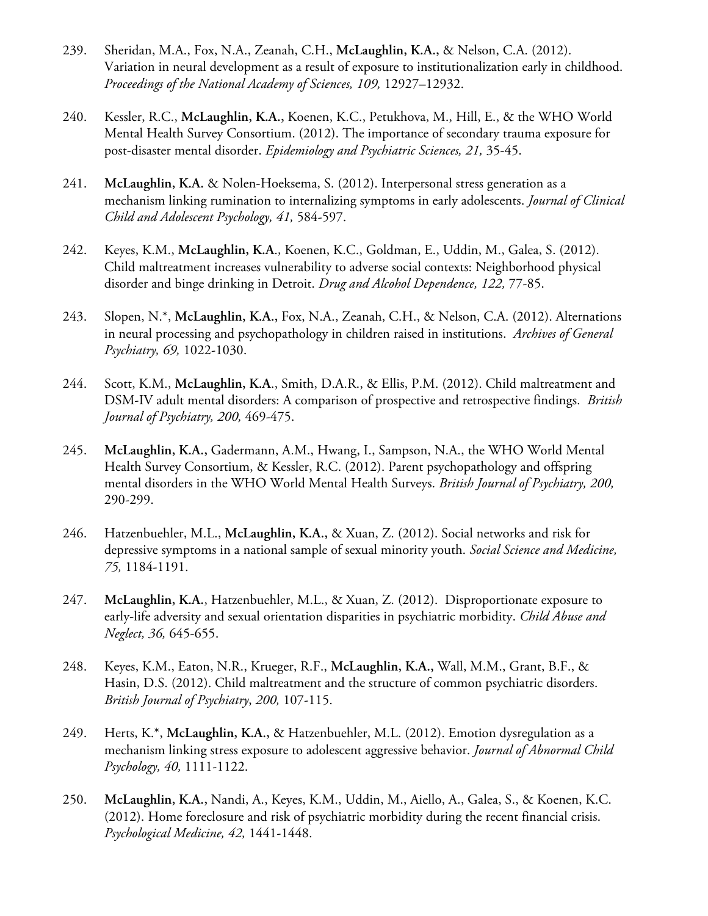239. Sheridan, M.A., Fox, N.A., Zeanah, C.H., **McLaughlin, K.A.,** & Nelson, C.A. (2012). Variation in neural development as a result of exposure to institutionalization early in childhood. *Proceedings of the National Academy of Sciences, 109,* 12927–12932.

240. Kessler, R.C., **McLaughlin, K.A.,** Koenen, K.C., Petukhova, M., Hill, E., & the WHO World Mental Health Survey Consortium. (2012). The importance of secondary trauma exposure for post-disaster mental disorder. *Epidemiology and Psychiatric Sciences, 21,* 35-45.

241. **McLaughlin, K.A.** & Nolen-Hoeksema, S. (2012). Interpersonal stress generation as a mechanism linking rumination to internalizing symptoms in early adolescents. *Journal of Clinical Child and Adolescent Psychology, 41,* 584-597.

242. Keyes, K.M., **McLaughlin, K.A**., Koenen, K.C., Goldman, E., Uddin, M., Galea, S. (2012). Child maltreatment increases vulnerability to adverse social contexts: Neighborhood physical disorder and binge drinking in Detroit. *Drug and Alcohol Dependence, 122,* 77-85.

243. Slopen, N.*, **McLaughlin, K.A.,** Fox, N.A., Zeanah, C.H., & Nelson, C.A. (2012). Alternations in neural processing and psychopathology in children raised in institutions. *Archives of General Psychiatry, 69,* 1022-1030.

244. Scott, K.M., **McLaughlin, K.A**., Smith, D.A.R., & Ellis, P.M. (2012). Child maltreatment and DSM-IV adult mental disorders: A comparison of prospective and retrospective findings. *British Journal of Psychiatry, 200,* 469-475.

245. **McLaughlin, K.A.,** Gadermann, A.M., Hwang, I., Sampson, N.A., the WHO World Mental Health Survey Consortium, & Kessler, R.C. (2012). Parent psychopathology and offspring mental disorders in the WHO World Mental Health Surveys. *British Journal of Psychiatry, 200,* 290-299.

246. Hatzenbuehler, M.L., **McLaughlin, K.A.,** & Xuan, Z. (2012). Social networks and risk for depressive symptoms in a national sample of sexual minority youth. *Social Science and Medicine, 75,* 1184-1191.

247. **McLaughlin, K.A.**, Hatzenbuehler, M.L., & Xuan, Z. (2012). Disproportionate exposure to early-life adversity and sexual orientation disparities in psychiatric morbidity. *Child Abuse and Neglect, 36,* 645-655.

248. Keyes, K.M., Eaton, N.R., Krueger, R.F., **McLaughlin, K.A.,** Wall, M.M., Grant, B.F., & Hasin, D.S. (2012). Child maltreatment and the structure of common psychiatric disorders. *British Journal of Psychiatry*, *200,* 107-115.

249. Herts, K.*, **McLaughlin, K.A.,** & Hatzenbuehler, M.L. (2012). Emotion dysregulation as a mechanism linking stress exposure to adolescent aggressive behavior. *Journal of Abnormal Child Psychology, 40,* 1111-1122.

250. **McLaughlin, K.A.,** Nandi, A., Keyes, K.M., Uddin, M., Aiello, A., Galea, S., & Koenen, K.C. (2012). Home foreclosure and risk of psychiatric morbidity during the recent financial crisis. *Psychological Medicine, 42,* 1441-1448.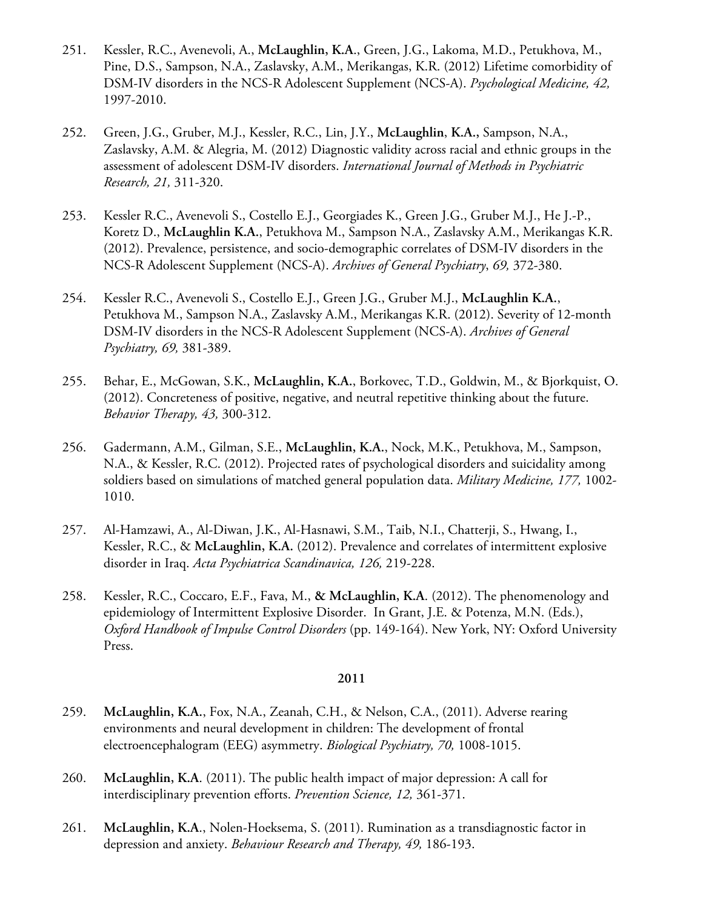251. Kessler, R.C., Avenevoli, A., **McLaughlin, K.A**., Green, J.G., Lakoma, M.D., Petukhova, M., Pine, D.S., Sampson, N.A., Zaslavsky, A.M., Merikangas, K.R. (2012) Lifetime comorbidity of DSM-IV disorders in the NCS-R Adolescent Supplement (NCS-A). *Psychological Medicine, 42,* 1997-2010.

252. Green, J.G., Gruber, M.J., Kessler, R.C., Lin, J.Y., **McLaughlin**, **K.A.,** Sampson, N.A., Zaslavsky, A.M. & Alegria, M. (2012) Diagnostic validity across racial and ethnic groups in the assessment of adolescent DSM-IV disorders. *International Journal of Methods in Psychiatric Research, 21,* 311-320.

253. Kessler R.C., Avenevoli S., Costello E.J., Georgiades K., Green J.G., Gruber M.J., He J.-P., Koretz D., **McLaughlin K.A.**, Petukhova M., Sampson N.A., Zaslavsky A.M., Merikangas K.R. (2012). Prevalence, persistence, and socio-demographic correlates of DSM-IV disorders in the NCS-R Adolescent Supplement (NCS-A). *Archives of General Psychiatry*, *69,* 372-380.

254. Kessler R.C., Avenevoli S., Costello E.J., Green J.G., Gruber M.J., **McLaughlin K.A.**, Petukhova M., Sampson N.A., Zaslavsky A.M., Merikangas K.R. (2012). Severity of 12-month DSM-IV disorders in the NCS-R Adolescent Supplement (NCS-A). *Archives of General Psychiatry, 69,* 381-389.

255. Behar, E., McGowan, S.K., **McLaughlin, K.A.**, Borkovec, T.D., Goldwin, M., & Bjorkquist, O. (2012). Concreteness of positive, negative, and neutral repetitive thinking about the future. *Behavior Therapy, 43,* 300-312.

256. Gadermann, A.M., Gilman, S.E., **McLaughlin, K.A.**, Nock, M.K., Petukhova, M., Sampson, N.A., & Kessler, R.C. (2012). Projected rates of psychological disorders and suicidality among soldiers based on simulations of matched general population data. *Military Medicine, 177,* 1002-1010.

257. Al-Hamzawi, A., Al-Diwan, J.K., Al-Hasnawi, S.M., Taib, N.I., Chatterji, S., Hwang, I., Kessler, R.C., & **McLaughlin, K.A.** (2012). Prevalence and correlates of intermittent explosive disorder in Iraq. *Acta Psychiatrica Scandinavica, 126,* 219-228.

258. Kessler, R.C., Coccaro, E.F., Fava, M., **& McLaughlin, K.A**. (2012). The phenomenology and epidemiology of Intermittent Explosive Disorder. In Grant, J.E. & Potenza, M.N. (Eds.), *Oxford Handbook of Impulse Control Disorders* (pp. 149-164). New York, NY: Oxford University Press.

**2011**

259. **McLaughlin, K.A.**, Fox, N.A., Zeanah, C.H., & Nelson, C.A., (2011). Adverse rearing environments and neural development in children: The development of frontal electroencephalogram (EEG) asymmetry. *Biological Psychiatry, 70,* 1008-1015.

260. **McLaughlin, K.A**. (2011). The public health impact of major depression: A call for interdisciplinary prevention efforts. *Prevention Science, 12,* 361-371.

261. **McLaughlin, K.A**., Nolen-Hoeksema, S. (2011). Rumination as a transdiagnostic factor in depression and anxiety. *Behaviour Research and Therapy, 49,* 186-193.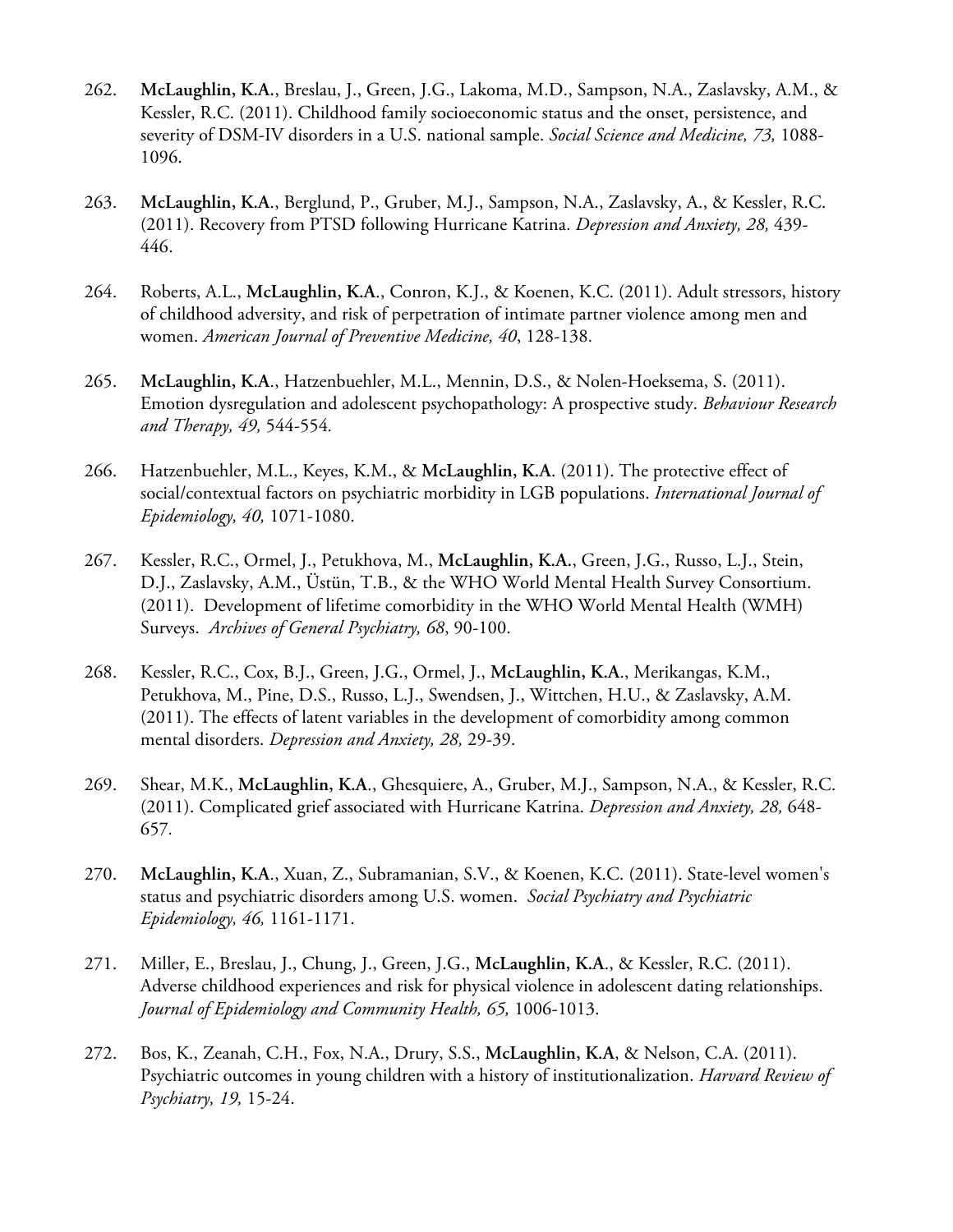262. **McLaughlin, K.A.**, Breslau, J., Green, J.G., Lakoma, M.D., Sampson, N.A., Zaslavsky, A.M., & Kessler, R.C. (2011). Childhood family socioeconomic status and the onset, persistence, and severity of DSM-IV disorders in a U.S. national sample. *Social Science and Medicine, 73,* 1088-1096.

263. **McLaughlin, K.A**., Berglund, P., Gruber, M.J., Sampson, N.A., Zaslavsky, A., & Kessler, R.C. (2011). Recovery from PTSD following Hurricane Katrina. *Depression and Anxiety, 28,* 439-446.

264. Roberts, A.L., **McLaughlin, K.A**., Conron, K.J., & Koenen, K.C. (2011). Adult stressors, history of childhood adversity, and risk of perpetration of intimate partner violence among men and women. *American Journal of Preventive Medicine, 40*, 128-138.

265. **McLaughlin, K.A**., Hatzenbuehler, M.L., Mennin, D.S., & Nolen-Hoeksema, S. (2011). Emotion dysregulation and adolescent psychopathology: A prospective study. *Behaviour Research and Therapy, 49,* 544-554*.*

266. Hatzenbuehler, M.L., Keyes, K.M., & **McLaughlin, K.A**. (2011). The protective effect of social/contextual factors on psychiatric morbidity in LGB populations. *International Journal of Epidemiology, 40,* 1071-1080.

267. Kessler, R.C., Ormel, J., Petukhova, M., **McLaughlin, K.A.**, Green, J.G., Russo, L.J., Stein, D.J., Zaslavsky, A.M., Üstün, T.B., & the WHO World Mental Health Survey Consortium. (2011). Development of lifetime comorbidity in the WHO World Mental Health (WMH) Surveys. *Archives of General Psychiatry, 68*, 90-100.

268. Kessler, R.C., Cox, B.J., Green, J.G., Ormel, J., **McLaughlin, K.A**., Merikangas, K.M., Petukhova, M., Pine, D.S., Russo, L.J., Swendsen, J., Wittchen, H.U., & Zaslavsky, A.M. (2011). The effects of latent variables in the development of comorbidity among common mental disorders. *Depression and Anxiety, 28,* 29-39.

269. Shear, M.K., **McLaughlin, K.A**., Ghesquiere, A., Gruber, M.J., Sampson, N.A., & Kessler, R.C. (2011). Complicated grief associated with Hurricane Katrina. *Depression and Anxiety, 28,* 648-657*.*

270. **McLaughlin, K.A**., Xuan, Z., Subramanian, S.V., & Koenen, K.C. (2011). State-level women's status and psychiatric disorders among U.S. women. *Social Psychiatry and Psychiatric Epidemiology, 46,* 1161-1171.

271. Miller, E., Breslau, J., Chung, J., Green, J.G., **McLaughlin, K.A**., & Kessler, R.C. (2011). Adverse childhood experiences and risk for physical violence in adolescent dating relationships. *Journal of Epidemiology and Community Health, 65,* 1006-1013.

272. Bos, K., Zeanah, C.H., Fox, N.A., Drury, S.S., **McLaughlin, K.A**, & Nelson, C.A. (2011). Psychiatric outcomes in young children with a history of institutionalization. *Harvard Review of Psychiatry, 19,* 15-24.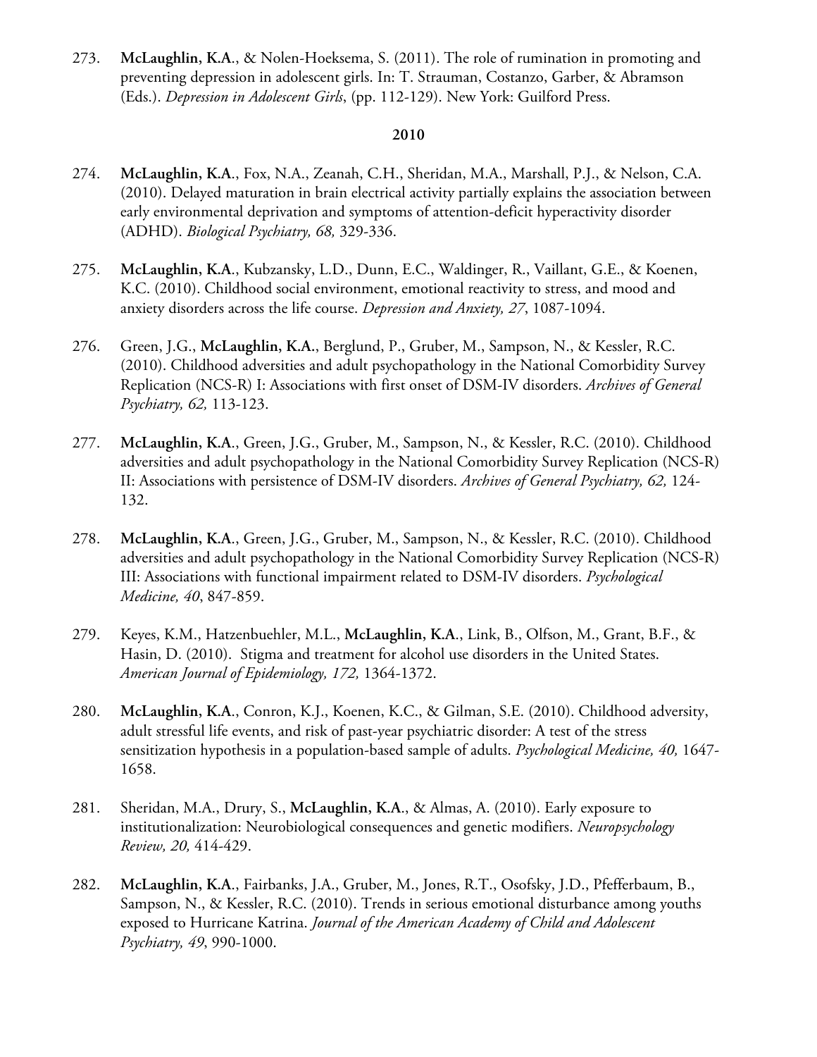273. **McLaughlin, K.A**., & Nolen-Hoeksema, S. (2011). The role of rumination in promoting and preventing depression in adolescent girls. In: T. Strauman, Costanzo, Garber, & Abramson (Eds.). *Depression in Adolescent Girls*, (pp. 112-129). New York: Guilford Press.

**2010**

274. **McLaughlin, K.A**., Fox, N.A., Zeanah, C.H., Sheridan, M.A., Marshall, P.J., & Nelson, C.A. (2010). Delayed maturation in brain electrical activity partially explains the association between early environmental deprivation and symptoms of attention-deficit hyperactivity disorder (ADHD). *Biological Psychiatry, 68,* 329-336.

275. **McLaughlin, K.A**., Kubzansky, L.D., Dunn, E.C., Waldinger, R., Vaillant, G.E., & Koenen, K.C. (2010). Childhood social environment, emotional reactivity to stress, and mood and anxiety disorders across the life course. *Depression and Anxiety, 27*, 1087-1094.

276. Green, J.G., **McLaughlin, K.A.**, Berglund, P., Gruber, M., Sampson, N., & Kessler, R.C. (2010). Childhood adversities and adult psychopathology in the National Comorbidity Survey Replication (NCS-R) I: Associations with first onset of DSM-IV disorders. *Archives of General Psychiatry, 62,* 113-123.

277. **McLaughlin, K.A**., Green, J.G., Gruber, M., Sampson, N., & Kessler, R.C. (2010). Childhood adversities and adult psychopathology in the National Comorbidity Survey Replication (NCS-R) II: Associations with persistence of DSM-IV disorders. *Archives of General Psychiatry, 62,* 124-132.

278. **McLaughlin, K.A**., Green, J.G., Gruber, M., Sampson, N., & Kessler, R.C. (2010). Childhood adversities and adult psychopathology in the National Comorbidity Survey Replication (NCS-R) III: Associations with functional impairment related to DSM-IV disorders. *Psychological Medicine, 40*, 847-859.

279. Keyes, K.M., Hatzenbuehler, M.L., **McLaughlin, K.A**., Link, B., Olfson, M., Grant, B.F., & Hasin, D. (2010). Stigma and treatment for alcohol use disorders in the United States. *American Journal of Epidemiology, 172,* 1364-1372.

280. **McLaughlin, K.A**., Conron, K.J., Koenen, K.C., & Gilman, S.E. (2010). Childhood adversity, adult stressful life events, and risk of past-year psychiatric disorder: A test of the stress sensitization hypothesis in a population-based sample of adults. *Psychological Medicine, 40,* 1647-1658.

281. Sheridan, M.A., Drury, S., **McLaughlin, K.A**., & Almas, A. (2010). Early exposure to institutionalization: Neurobiological consequences and genetic modifiers. *Neuropsychology Review, 20,* 414-429.

282. **McLaughlin, K.A**., Fairbanks, J.A., Gruber, M., Jones, R.T., Osofsky, J.D., Pfefferbaum, B., Sampson, N., & Kessler, R.C. (2010). Trends in serious emotional disturbance among youths exposed to Hurricane Katrina. *Journal of the American Academy of Child and Adolescent Psychiatry, 49*, 990-1000.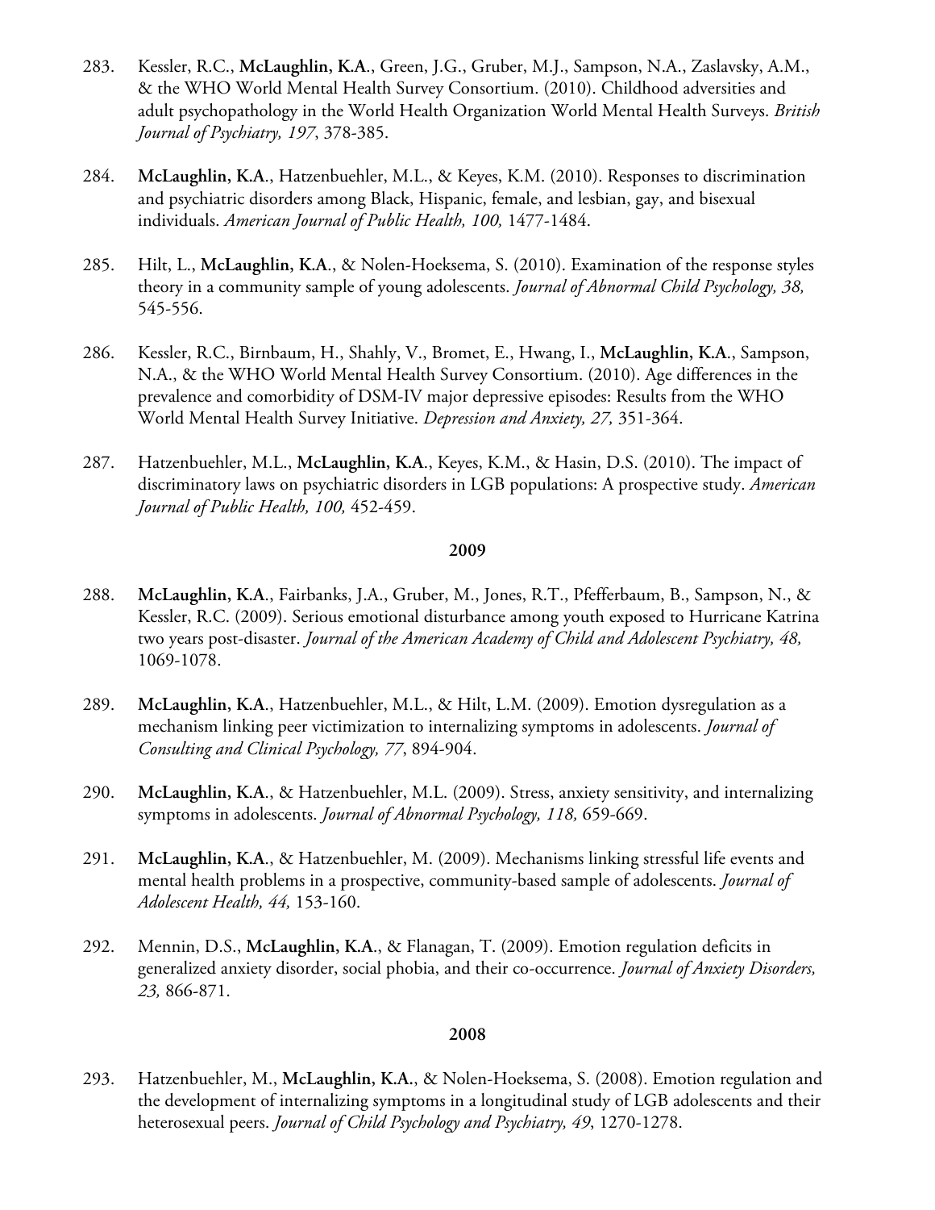283. Kessler, R.C., **McLaughlin, K.A**., Green, J.G., Gruber, M.J., Sampson, N.A., Zaslavsky, A.M., & the WHO World Mental Health Survey Consortium. (2010). Childhood adversities and adult psychopathology in the World Health Organization World Mental Health Surveys. *British Journal of Psychiatry, 197*, 378-385.

284. **McLaughlin, K.A**., Hatzenbuehler, M.L., & Keyes, K.M. (2010). Responses to discrimination and psychiatric disorders among Black, Hispanic, female, and lesbian, gay, and bisexual individuals. *American Journal of Public Health, 100,* 1477-1484.

285. Hilt, L., **McLaughlin, K.A**., & Nolen-Hoeksema, S. (2010). Examination of the response styles theory in a community sample of young adolescents. *Journal of Abnormal Child Psychology, 38,* 545-556.

286. Kessler, R.C., Birnbaum, H., Shahly, V., Bromet, E., Hwang, I., **McLaughlin, K.A**., Sampson, N.A., & the WHO World Mental Health Survey Consortium. (2010). Age differences in the prevalence and comorbidity of DSM-IV major depressive episodes: Results from the WHO World Mental Health Survey Initiative. *Depression and Anxiety, 27,* 351-364.

287. Hatzenbuehler, M.L., **McLaughlin, K.A**., Keyes, K.M., & Hasin, D.S. (2010). The impact of discriminatory laws on psychiatric disorders in LGB populations: A prospective study. *American Journal of Public Health, 100,* 452-459.

**2009**

288. **McLaughlin, K.A**., Fairbanks, J.A., Gruber, M., Jones, R.T., Pfefferbaum, B., Sampson, N., & Kessler, R.C. (2009). Serious emotional disturbance among youth exposed to Hurricane Katrina two years post-disaster. *Journal of the American Academy of Child and Adolescent Psychiatry, 48,* 1069-1078.

289. **McLaughlin, K.A**., Hatzenbuehler, M.L., & Hilt, L.M. (2009). Emotion dysregulation as a mechanism linking peer victimization to internalizing symptoms in adolescents. *Journal of Consulting and Clinical Psychology, 77*, 894-904.

290. **McLaughlin, K.A**., & Hatzenbuehler, M.L. (2009). Stress, anxiety sensitivity, and internalizing symptoms in adolescents. *Journal of Abnormal Psychology, 118,* 659-669.

291. **McLaughlin, K.A**., & Hatzenbuehler, M. (2009). Mechanisms linking stressful life events and mental health problems in a prospective, community-based sample of adolescents. *Journal of Adolescent Health, 44,* 153-160.

292. Mennin, D.S., **McLaughlin, K.A**., & Flanagan, T. (2009). Emotion regulation deficits in generalized anxiety disorder, social phobia, and their co-occurrence. *Journal of Anxiety Disorders, 23,* 866-871.

**2008**

293. Hatzenbuehler, M., **McLaughlin, K.A.**, & Nolen-Hoeksema, S. (2008). Emotion regulation and the development of internalizing symptoms in a longitudinal study of LGB adolescents and their heterosexual peers. *Journal of Child Psychology and Psychiatry, 49*, 1270-1278.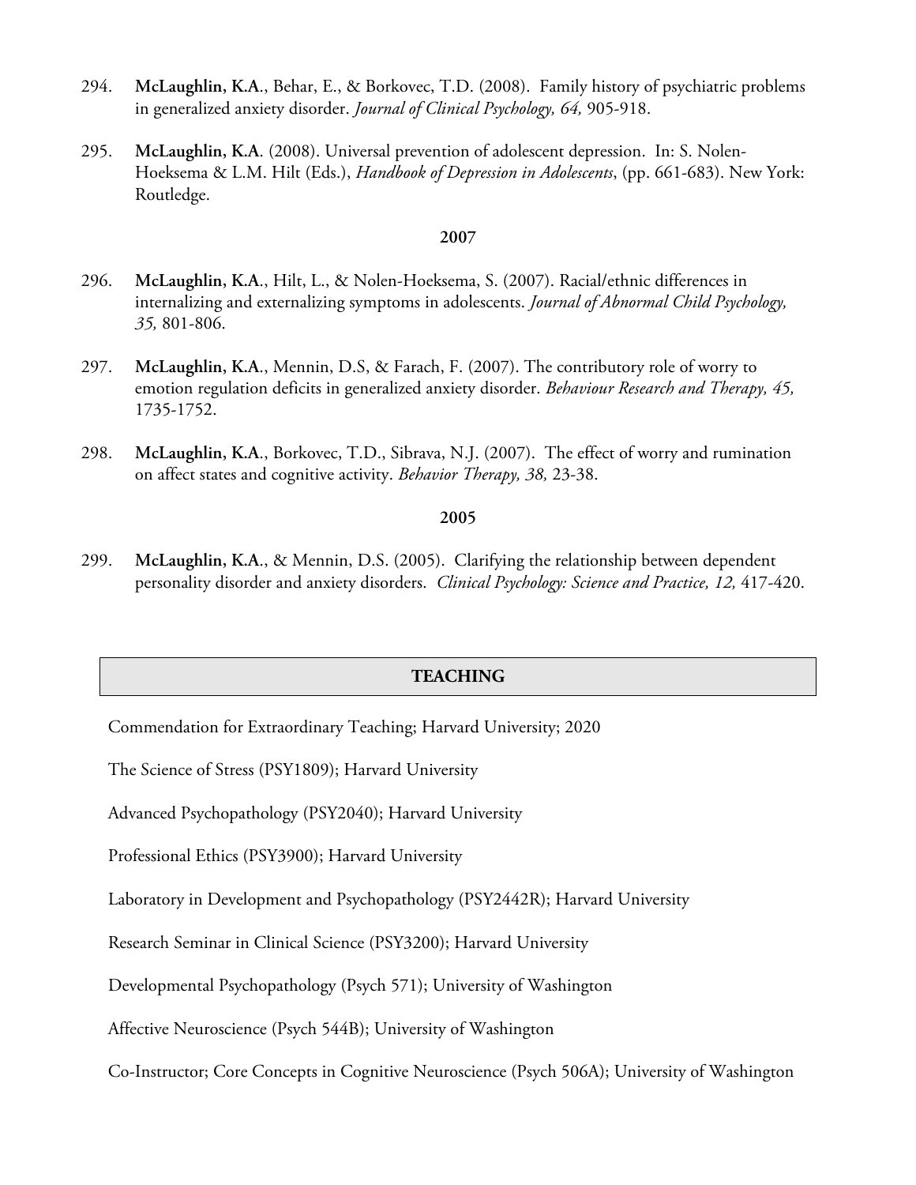294. **McLaughlin, K.A**., Behar, E., & Borkovec, T.D. (2008). Family history of psychiatric problems in generalized anxiety disorder. *Journal of Clinical Psychology, 64,* 905-918.

295. **McLaughlin, K.A**. (2008). Universal prevention of adolescent depression. In: S. Nolen-Hoeksema & L.M. Hilt (Eds.), *Handbook of Depression in Adolescents*, (pp. 661-683). New York: Routledge.

**2007**

296. **McLaughlin, K.A**., Hilt, L., & Nolen-Hoeksema, S. (2007). Racial/ethnic differences in internalizing and externalizing symptoms in adolescents. *Journal of Abnormal Child Psychology, 35,* 801-806.

297. **McLaughlin, K.A**., Mennin, D.S, & Farach, F. (2007). The contributory role of worry to emotion regulation deficits in generalized anxiety disorder. *Behaviour Research and Therapy, 45,* 1735-1752.

298. **McLaughlin, K.A**., Borkovec, T.D., Sibrava, N.J. (2007). The effect of worry and rumination on affect states and cognitive activity. *Behavior Therapy, 38,* 23-38.

**2005**

299. **McLaughlin, K.A**., & Mennin, D.S. (2005). Clarifying the relationship between dependent personality disorder and anxiety disorders. *Clinical Psychology: Science and Practice, 12,* 417-420.

## TEACHING

Commendation for Extraordinary Teaching; Harvard University; 2020

The Science of Stress (PSY1809); Harvard University

Advanced Psychopathology (PSY2040); Harvard University

Professional Ethics (PSY3900); Harvard University

Laboratory in Development and Psychopathology (PSY2442R); Harvard University

Research Seminar in Clinical Science (PSY3200); Harvard University

Developmental Psychopathology (Psych 571); University of Washington

Affective Neuroscience (Psych 544B); University of Washington

Co-Instructor; Core Concepts in Cognitive Neuroscience (Psych 506A); University of Washington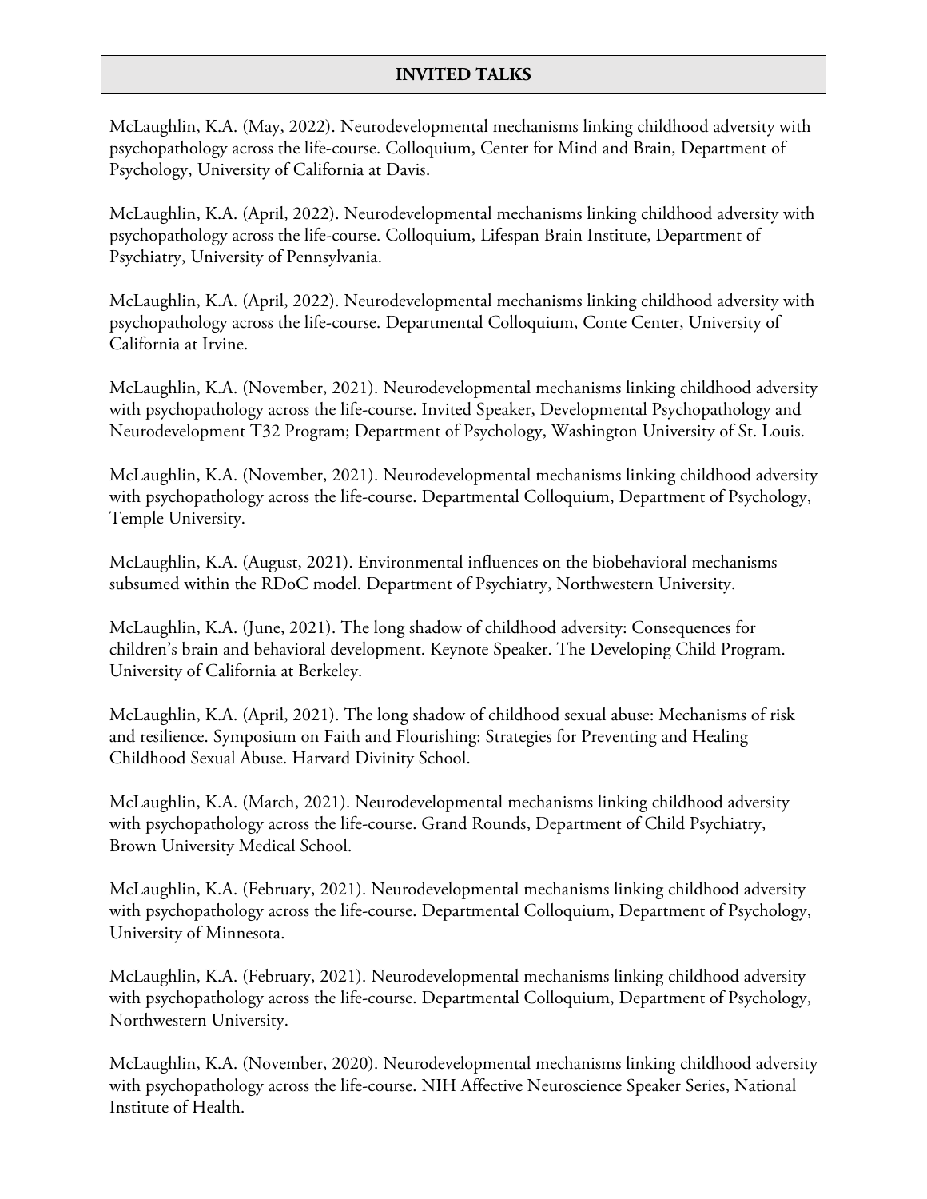## INVITED TALKS

McLaughlin, K.A. (May, 2022). Neurodevelopmental mechanisms linking childhood adversity with psychopathology across the life-course. Colloquium, Center for Mind and Brain, Department of Psychology, University of California at Davis.

McLaughlin, K.A. (April, 2022). Neurodevelopmental mechanisms linking childhood adversity with psychopathology across the life-course. Colloquium, Lifespan Brain Institute, Department of Psychiatry, University of Pennsylvania.

McLaughlin, K.A. (April, 2022). Neurodevelopmental mechanisms linking childhood adversity with psychopathology across the life-course. Departmental Colloquium, Conte Center, University of California at Irvine.

McLaughlin, K.A. (November, 2021). Neurodevelopmental mechanisms linking childhood adversity with psychopathology across the life-course. Invited Speaker, Developmental Psychopathology and Neurodevelopment T32 Program; Department of Psychology, Washington University of St. Louis.

McLaughlin, K.A. (November, 2021). Neurodevelopmental mechanisms linking childhood adversity with psychopathology across the life-course. Departmental Colloquium, Department of Psychology, Temple University.

McLaughlin, K.A. (August, 2021). Environmental influences on the biobehavioral mechanisms subsumed within the RDoC model. Department of Psychiatry, Northwestern University.

McLaughlin, K.A. (June, 2021). The long shadow of childhood adversity: Consequences for children's brain and behavioral development. Keynote Speaker. The Developing Child Program. University of California at Berkeley.

McLaughlin, K.A. (April, 2021). The long shadow of childhood sexual abuse: Mechanisms of risk and resilience. Symposium on Faith and Flourishing: Strategies for Preventing and Healing Childhood Sexual Abuse. Harvard Divinity School.

McLaughlin, K.A. (March, 2021). Neurodevelopmental mechanisms linking childhood adversity with psychopathology across the life-course. Grand Rounds, Department of Child Psychiatry, Brown University Medical School.

McLaughlin, K.A. (February, 2021). Neurodevelopmental mechanisms linking childhood adversity with psychopathology across the life-course. Departmental Colloquium, Department of Psychology, University of Minnesota.

McLaughlin, K.A. (February, 2021). Neurodevelopmental mechanisms linking childhood adversity with psychopathology across the life-course. Departmental Colloquium, Department of Psychology, Northwestern University.

McLaughlin, K.A. (November, 2020). Neurodevelopmental mechanisms linking childhood adversity with psychopathology across the life-course. NIH Affective Neuroscience Speaker Series, National Institute of Health.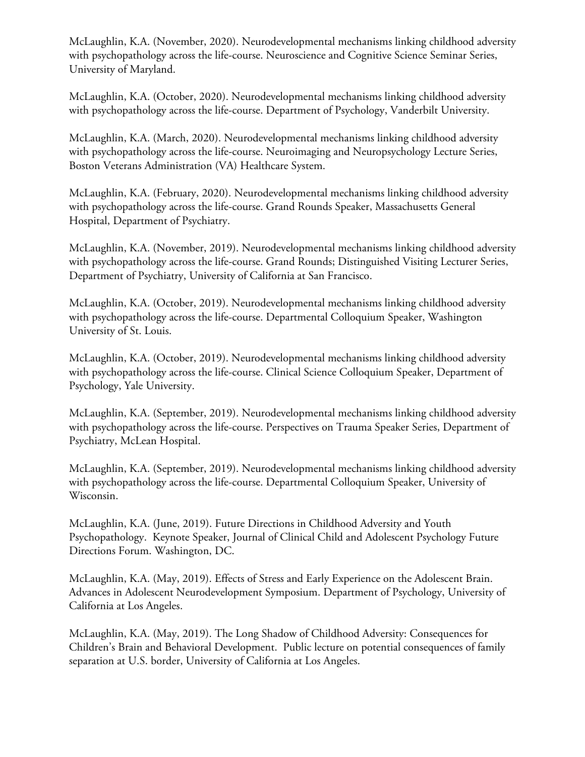McLaughlin, K.A. (November, 2020). Neurodevelopmental mechanisms linking childhood adversity with psychopathology across the life-course. Neuroscience and Cognitive Science Seminar Series, University of Maryland.

McLaughlin, K.A. (October, 2020). Neurodevelopmental mechanisms linking childhood adversity with psychopathology across the life-course. Department of Psychology, Vanderbilt University.

McLaughlin, K.A. (March, 2020). Neurodevelopmental mechanisms linking childhood adversity with psychopathology across the life-course. Neuroimaging and Neuropsychology Lecture Series, Boston Veterans Administration (VA) Healthcare System.

McLaughlin, K.A. (February, 2020). Neurodevelopmental mechanisms linking childhood adversity with psychopathology across the life-course. Grand Rounds Speaker, Massachusetts General Hospital, Department of Psychiatry.

McLaughlin, K.A. (November, 2019). Neurodevelopmental mechanisms linking childhood adversity with psychopathology across the life-course. Grand Rounds; Distinguished Visiting Lecturer Series, Department of Psychiatry, University of California at San Francisco.

McLaughlin, K.A. (October, 2019). Neurodevelopmental mechanisms linking childhood adversity with psychopathology across the life-course. Departmental Colloquium Speaker, Washington University of St. Louis.

McLaughlin, K.A. (October, 2019). Neurodevelopmental mechanisms linking childhood adversity with psychopathology across the life-course. Clinical Science Colloquium Speaker, Department of Psychology, Yale University.

McLaughlin, K.A. (September, 2019). Neurodevelopmental mechanisms linking childhood adversity with psychopathology across the life-course. Perspectives on Trauma Speaker Series, Department of Psychiatry, McLean Hospital.

McLaughlin, K.A. (September, 2019). Neurodevelopmental mechanisms linking childhood adversity with psychopathology across the life-course. Departmental Colloquium Speaker, University of Wisconsin.

McLaughlin, K.A. (June, 2019). Future Directions in Childhood Adversity and Youth Psychopathology. Keynote Speaker, Journal of Clinical Child and Adolescent Psychology Future Directions Forum. Washington, DC.

McLaughlin, K.A. (May, 2019). Effects of Stress and Early Experience on the Adolescent Brain. Advances in Adolescent Neurodevelopment Symposium. Department of Psychology, University of California at Los Angeles.

McLaughlin, K.A. (May, 2019). The Long Shadow of Childhood Adversity: Consequences for Children's Brain and Behavioral Development. Public lecture on potential consequences of family separation at U.S. border, University of California at Los Angeles.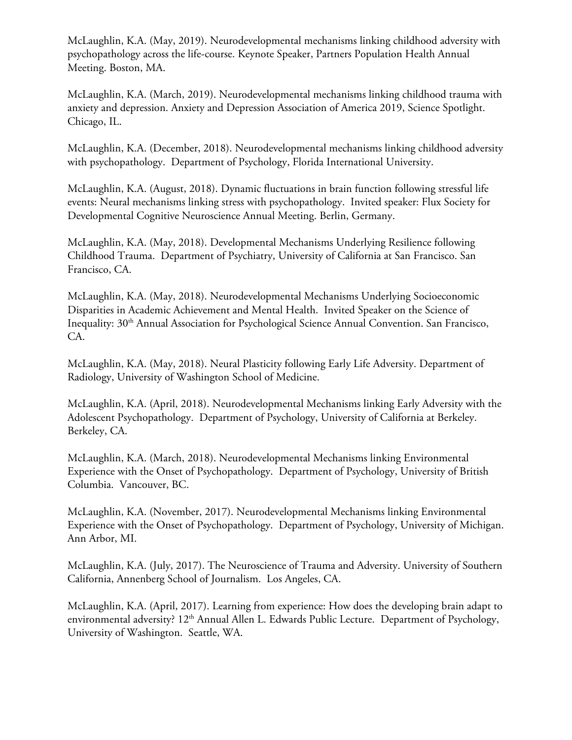McLaughlin, K.A. (May, 2019). Neurodevelopmental mechanisms linking childhood adversity with psychopathology across the life-course. Keynote Speaker, Partners Population Health Annual Meeting. Boston, MA.

McLaughlin, K.A. (March, 2019). Neurodevelopmental mechanisms linking childhood trauma with anxiety and depression. Anxiety and Depression Association of America 2019, Science Spotlight. Chicago, IL.

McLaughlin, K.A. (December, 2018). Neurodevelopmental mechanisms linking childhood adversity with psychopathology. Department of Psychology, Florida International University.

McLaughlin, K.A. (August, 2018). Dynamic fluctuations in brain function following stressful life events: Neural mechanisms linking stress with psychopathology. Invited speaker: Flux Society for Developmental Cognitive Neuroscience Annual Meeting. Berlin, Germany.

McLaughlin, K.A. (May, 2018). Developmental Mechanisms Underlying Resilience following Childhood Trauma. Department of Psychiatry, University of California at San Francisco. San Francisco, CA.

McLaughlin, K.A. (May, 2018). Neurodevelopmental Mechanisms Underlying Socioeconomic Disparities in Academic Achievement and Mental Health. Invited Speaker on the Science of Inequality: 30th Annual Association for Psychological Science Annual Convention. San Francisco, CA.

McLaughlin, K.A. (May, 2018). Neural Plasticity following Early Life Adversity. Department of Radiology, University of Washington School of Medicine.

McLaughlin, K.A. (April, 2018). Neurodevelopmental Mechanisms linking Early Adversity with the Adolescent Psychopathology. Department of Psychology, University of California at Berkeley. Berkeley, CA.

McLaughlin, K.A. (March, 2018). Neurodevelopmental Mechanisms linking Environmental Experience with the Onset of Psychopathology. Department of Psychology, University of British Columbia. Vancouver, BC.

McLaughlin, K.A. (November, 2017). Neurodevelopmental Mechanisms linking Environmental Experience with the Onset of Psychopathology. Department of Psychology, University of Michigan. Ann Arbor, MI.

McLaughlin, K.A. (July, 2017). The Neuroscience of Trauma and Adversity. University of Southern California, Annenberg School of Journalism. Los Angeles, CA.

McLaughlin, K.A. (April, 2017). Learning from experience: How does the developing brain adapt to environmental adversity? 12th Annual Allen L. Edwards Public Lecture. Department of Psychology, University of Washington. Seattle, WA.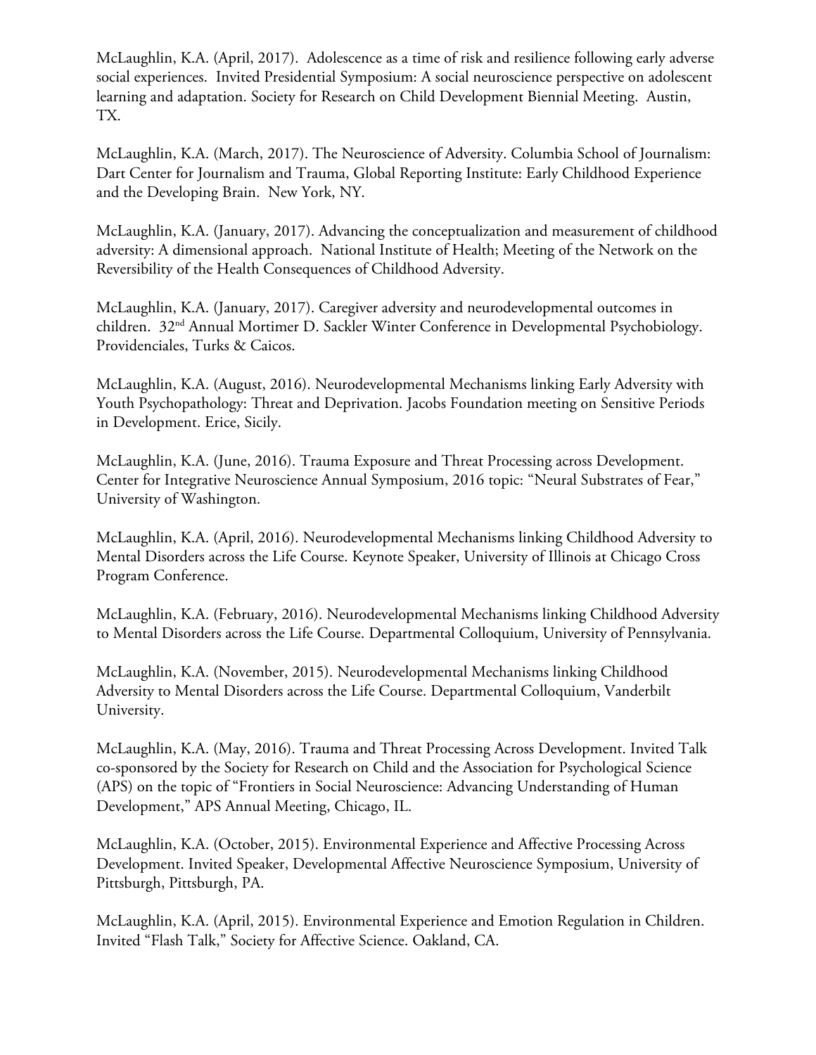McLaughlin, K.A. (April, 2017). Adolescence as a time of risk and resilience following early adverse social experiences. Invited Presidential Symposium: A social neuroscience perspective on adolescent learning and adaptation. Society for Research on Child Development Biennial Meeting. Austin, TX.

McLaughlin, K.A. (March, 2017). The Neuroscience of Adversity. Columbia School of Journalism: Dart Center for Journalism and Trauma, Global Reporting Institute: Early Childhood Experience and the Developing Brain. New York, NY.

McLaughlin, K.A. (January, 2017). Advancing the conceptualization and measurement of childhood adversity: A dimensional approach. National Institute of Health; Meeting of the Network on the Reversibility of the Health Consequences of Childhood Adversity.

McLaughlin, K.A. (January, 2017). Caregiver adversity and neurodevelopmental outcomes in children. 32nd Annual Mortimer D. Sackler Winter Conference in Developmental Psychobiology. Providenciales, Turks & Caicos.

McLaughlin, K.A. (August, 2016). Neurodevelopmental Mechanisms linking Early Adversity with Youth Psychopathology: Threat and Deprivation. Jacobs Foundation meeting on Sensitive Periods in Development. Erice, Sicily.

McLaughlin, K.A. (June, 2016). Trauma Exposure and Threat Processing across Development. Center for Integrative Neuroscience Annual Symposium, 2016 topic: "Neural Substrates of Fear," University of Washington.

McLaughlin, K.A. (April, 2016). Neurodevelopmental Mechanisms linking Childhood Adversity to Mental Disorders across the Life Course. Keynote Speaker, University of Illinois at Chicago Cross Program Conference.

McLaughlin, K.A. (February, 2016). Neurodevelopmental Mechanisms linking Childhood Adversity to Mental Disorders across the Life Course. Departmental Colloquium, University of Pennsylvania.

McLaughlin, K.A. (November, 2015). Neurodevelopmental Mechanisms linking Childhood Adversity to Mental Disorders across the Life Course. Departmental Colloquium, Vanderbilt University.

McLaughlin, K.A. (May, 2016). Trauma and Threat Processing Across Development. Invited Talk co-sponsored by the Society for Research on Child and the Association for Psychological Science (APS) on the topic of "Frontiers in Social Neuroscience: Advancing Understanding of Human Development," APS Annual Meeting, Chicago, IL.

McLaughlin, K.A. (October, 2015). Environmental Experience and Affective Processing Across Development. Invited Speaker, Developmental Affective Neuroscience Symposium, University of Pittsburgh, Pittsburgh, PA.

McLaughlin, K.A. (April, 2015). Environmental Experience and Emotion Regulation in Children. Invited "Flash Talk," Society for Affective Science. Oakland, CA.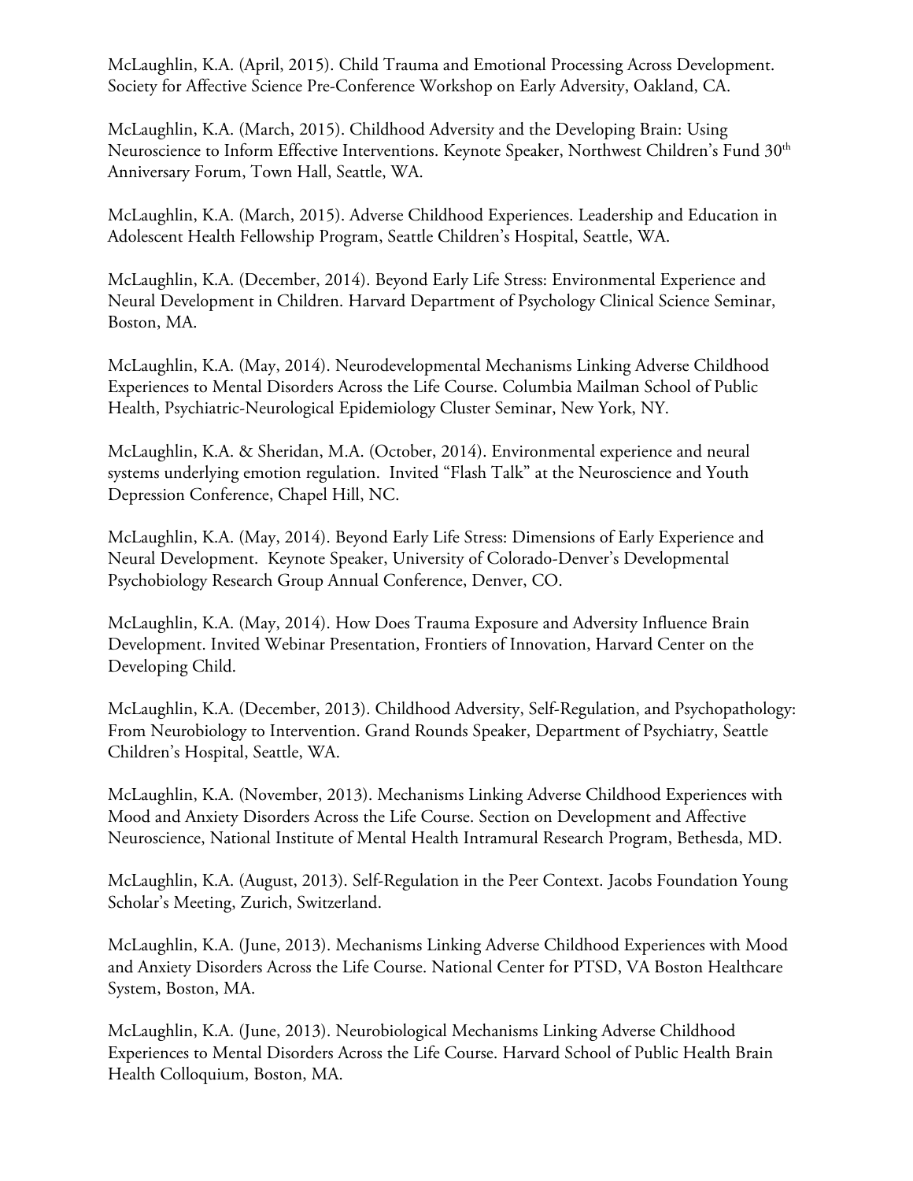McLaughlin, K.A. (April, 2015). Child Trauma and Emotional Processing Across Development. Society for Affective Science Pre-Conference Workshop on Early Adversity, Oakland, CA.

McLaughlin, K.A. (March, 2015). Childhood Adversity and the Developing Brain: Using Neuroscience to Inform Effective Interventions. Keynote Speaker, Northwest Children's Fund 30th Anniversary Forum, Town Hall, Seattle, WA.

McLaughlin, K.A. (March, 2015). Adverse Childhood Experiences. Leadership and Education in Adolescent Health Fellowship Program, Seattle Children's Hospital, Seattle, WA.

McLaughlin, K.A. (December, 2014). Beyond Early Life Stress: Environmental Experience and Neural Development in Children. Harvard Department of Psychology Clinical Science Seminar, Boston, MA.

McLaughlin, K.A. (May, 2014). Neurodevelopmental Mechanisms Linking Adverse Childhood Experiences to Mental Disorders Across the Life Course. Columbia Mailman School of Public Health, Psychiatric-Neurological Epidemiology Cluster Seminar, New York, NY.

McLaughlin, K.A. & Sheridan, M.A. (October, 2014). Environmental experience and neural systems underlying emotion regulation. Invited "Flash Talk" at the Neuroscience and Youth Depression Conference, Chapel Hill, NC.

McLaughlin, K.A. (May, 2014). Beyond Early Life Stress: Dimensions of Early Experience and Neural Development. Keynote Speaker, University of Colorado-Denver's Developmental Psychobiology Research Group Annual Conference, Denver, CO.

McLaughlin, K.A. (May, 2014). How Does Trauma Exposure and Adversity Influence Brain Development. Invited Webinar Presentation, Frontiers of Innovation, Harvard Center on the Developing Child.

McLaughlin, K.A. (December, 2013). Childhood Adversity, Self-Regulation, and Psychopathology: From Neurobiology to Intervention. Grand Rounds Speaker, Department of Psychiatry, Seattle Children's Hospital, Seattle, WA.

McLaughlin, K.A. (November, 2013). Mechanisms Linking Adverse Childhood Experiences with Mood and Anxiety Disorders Across the Life Course. Section on Development and Affective Neuroscience, National Institute of Mental Health Intramural Research Program, Bethesda, MD.

McLaughlin, K.A. (August, 2013). Self-Regulation in the Peer Context. Jacobs Foundation Young Scholar's Meeting, Zurich, Switzerland.

McLaughlin, K.A. (June, 2013). Mechanisms Linking Adverse Childhood Experiences with Mood and Anxiety Disorders Across the Life Course. National Center for PTSD, VA Boston Healthcare System, Boston, MA.

McLaughlin, K.A. (June, 2013). Neurobiological Mechanisms Linking Adverse Childhood Experiences to Mental Disorders Across the Life Course. Harvard School of Public Health Brain Health Colloquium, Boston, MA.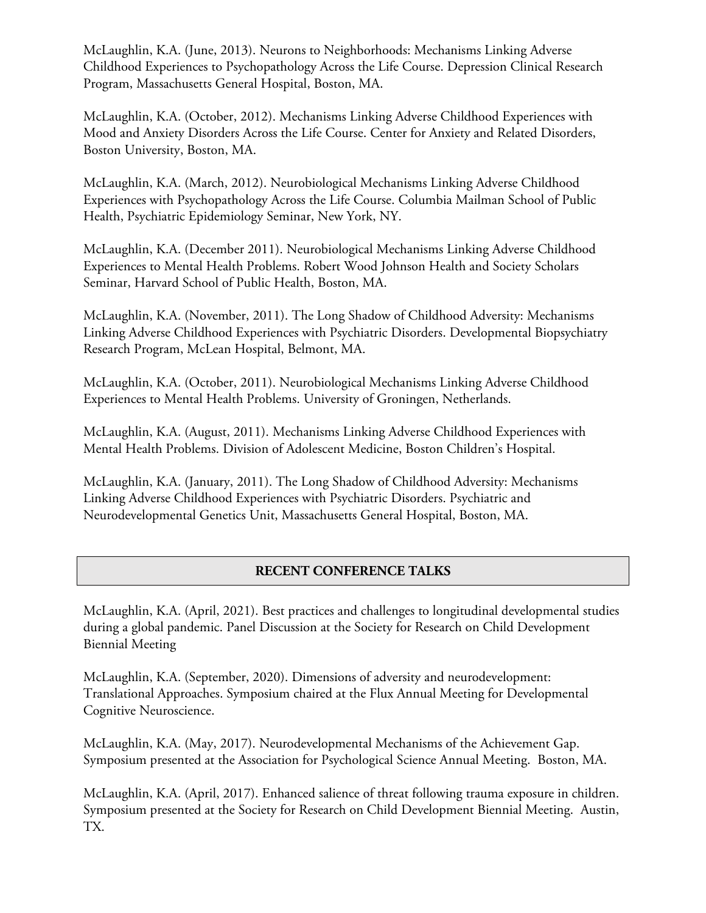McLaughlin, K.A. (June, 2013). Neurons to Neighborhoods: Mechanisms Linking Adverse Childhood Experiences to Psychopathology Across the Life Course. Depression Clinical Research Program, Massachusetts General Hospital, Boston, MA.

McLaughlin, K.A. (October, 2012). Mechanisms Linking Adverse Childhood Experiences with Mood and Anxiety Disorders Across the Life Course. Center for Anxiety and Related Disorders, Boston University, Boston, MA.

McLaughlin, K.A. (March, 2012). Neurobiological Mechanisms Linking Adverse Childhood Experiences with Psychopathology Across the Life Course. Columbia Mailman School of Public Health, Psychiatric Epidemiology Seminar, New York, NY.

McLaughlin, K.A. (December 2011). Neurobiological Mechanisms Linking Adverse Childhood Experiences to Mental Health Problems. Robert Wood Johnson Health and Society Scholars Seminar, Harvard School of Public Health, Boston, MA.

McLaughlin, K.A. (November, 2011). The Long Shadow of Childhood Adversity: Mechanisms Linking Adverse Childhood Experiences with Psychiatric Disorders. Developmental Biopsychiatry Research Program, McLean Hospital, Belmont, MA.

McLaughlin, K.A. (October, 2011). Neurobiological Mechanisms Linking Adverse Childhood Experiences to Mental Health Problems. University of Groningen, Netherlands.

McLaughlin, K.A. (August, 2011). Mechanisms Linking Adverse Childhood Experiences with Mental Health Problems. Division of Adolescent Medicine, Boston Children's Hospital.

McLaughlin, K.A. (January, 2011). The Long Shadow of Childhood Adversity: Mechanisms Linking Adverse Childhood Experiences with Psychiatric Disorders. Psychiatric and Neurodevelopmental Genetics Unit, Massachusetts General Hospital, Boston, MA.

## RECENT CONFERENCE TALKS

McLaughlin, K.A. (April, 2021). Best practices and challenges to longitudinal developmental studies during a global pandemic. Panel Discussion at the Society for Research on Child Development Biennial Meeting

McLaughlin, K.A. (September, 2020). Dimensions of adversity and neurodevelopment: Translational Approaches. Symposium chaired at the Flux Annual Meeting for Developmental Cognitive Neuroscience.

McLaughlin, K.A. (May, 2017). Neurodevelopmental Mechanisms of the Achievement Gap. Symposium presented at the Association for Psychological Science Annual Meeting. Boston, MA.

McLaughlin, K.A. (April, 2017). Enhanced salience of threat following trauma exposure in children. Symposium presented at the Society for Research on Child Development Biennial Meeting. Austin, TX.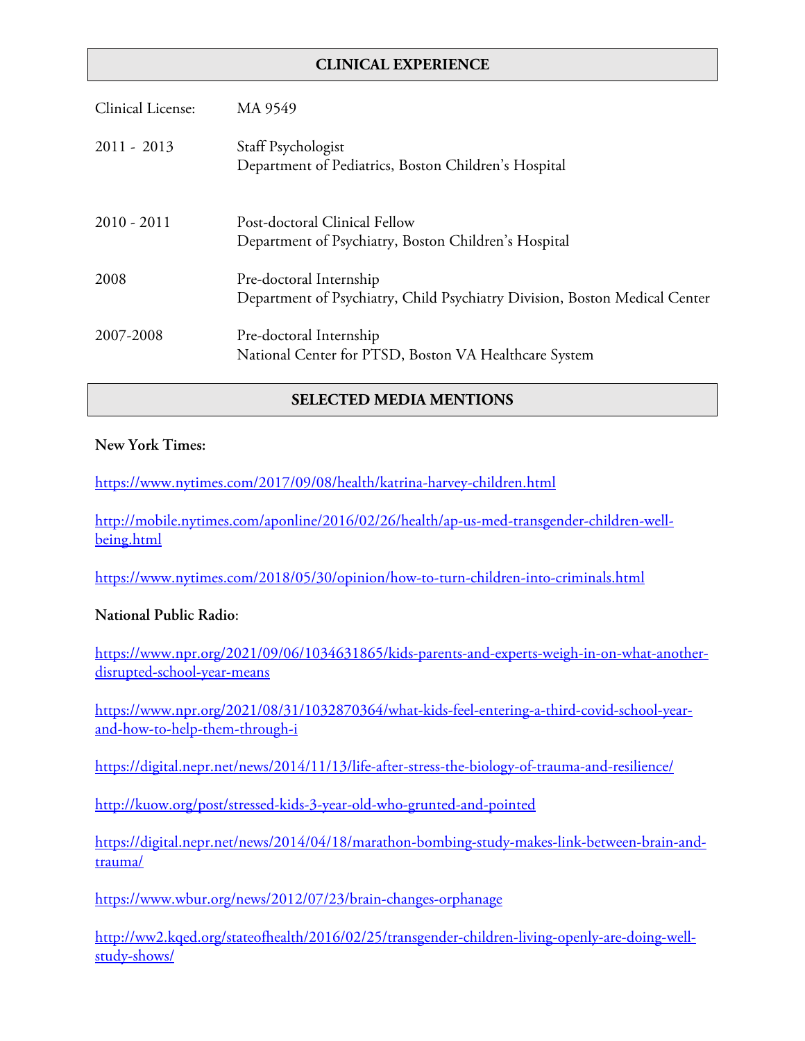## CLINICAL EXPERIENCE

| | |
|---|---|
| Clinical License: | MA 9549 |
| 2011 - 2013 | Staff Psychologist<br>Department of Pediatrics, Boston Children's Hospital |
| 2010 - 2011 | Post-doctoral Clinical Fellow<br>Department of Psychiatry, Boston Children's Hospital |
| 2008 | Pre-doctoral Internship<br>Department of Psychiatry, Child Psychiatry Division, Boston Medical Center |
| 2007-2008 | Pre-doctoral Internship<br>National Center for PTSD, Boston VA Healthcare System |

## SELECTED MEDIA MENTIONS

**New York Times:**

https://www.nytimes.com/2017/09/08/health/katrina-harvey-children.html

http://mobile.nytimes.com/aponline/2016/02/26/health/ap-us-med-transgender-children-well-being.html

https://www.nytimes.com/2018/05/30/opinion/how-to-turn-children-into-criminals.html

**National Public Radio**:

https://www.npr.org/2021/09/06/1034631865/kids-parents-and-experts-weigh-in-on-what-another-disrupted-school-year-means

https://www.npr.org/2021/08/31/1032870364/what-kids-feel-entering-a-third-covid-school-year-and-how-to-help-them-through-i

https://digital.nepr.net/news/2014/11/13/life-after-stress-the-biology-of-trauma-and-resilience/

http://kuow.org/post/stressed-kids-3-year-old-who-grunted-and-pointed

https://digital.nepr.net/news/2014/04/18/marathon-bombing-study-makes-link-between-brain-and-trauma/

https://www.wbur.org/news/2012/07/23/brain-changes-orphanage

http://ww2.kqed.org/stateofhealth/2016/02/25/transgender-children-living-openly-are-doing-well-study-shows/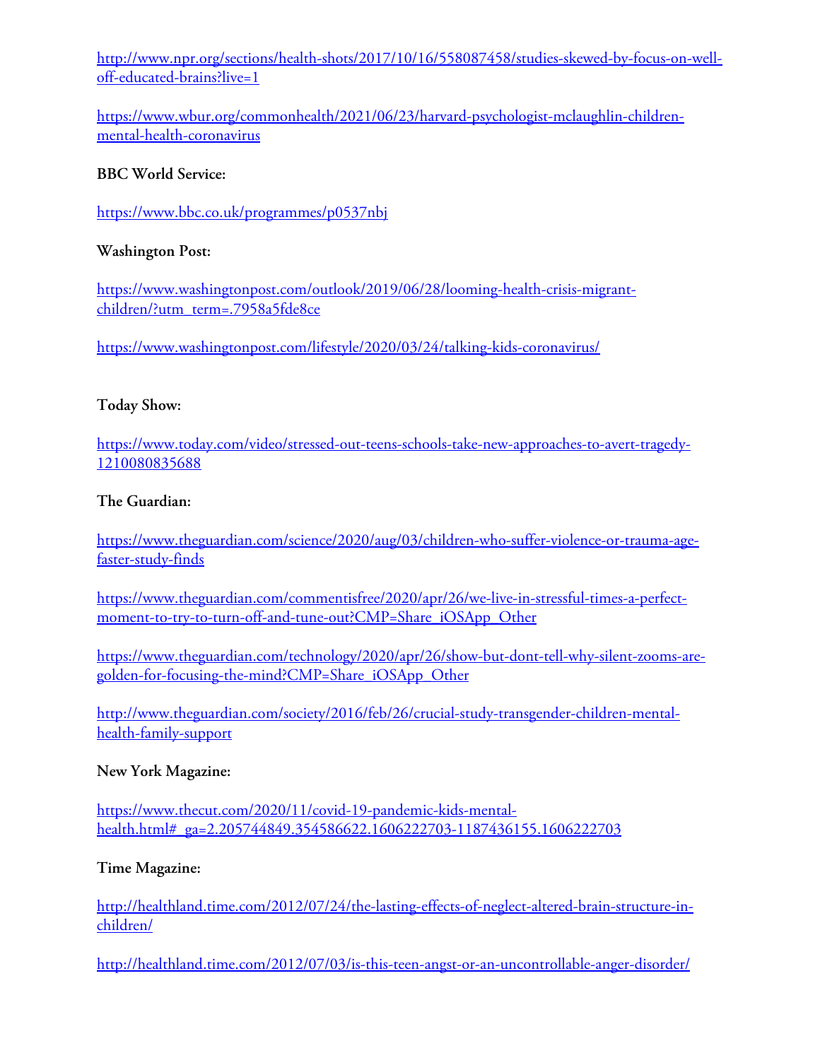http://www.npr.org/sections/health-shots/2017/10/16/558087458/studies-skewed-by-focus-on-well-off-educated-brains?live=1

https://www.wbur.org/commonhealth/2021/06/23/harvard-psychologist-mclaughlin-children-mental-health-coronavirus

**BBC World Service:**

https://www.bbc.co.uk/programmes/p0537nbj

**Washington Post:**

https://www.washingtonpost.com/outlook/2019/06/28/looming-health-crisis-migrant-children/?utm_term=.7958a5fde8ce

https://www.washingtonpost.com/lifestyle/2020/03/24/talking-kids-coronavirus/

**Today Show:**

https://www.today.com/video/stressed-out-teens-schools-take-new-approaches-to-avert-tragedy-1210080835688

**The Guardian:**

https://www.theguardian.com/science/2020/aug/03/children-who-suffer-violence-or-trauma-age-faster-study-finds

https://www.theguardian.com/commentisfree/2020/apr/26/we-live-in-stressful-times-a-perfect-moment-to-try-to-turn-off-and-tune-out?CMP=Share_iOSApp_Other

https://www.theguardian.com/technology/2020/apr/26/show-but-dont-tell-why-silent-zooms-are-golden-for-focusing-the-mind?CMP=Share_iOSApp_Other

http://www.theguardian.com/society/2016/feb/26/crucial-study-transgender-children-mental-health-family-support

**New York Magazine:**

https://www.thecut.com/2020/11/covid-19-pandemic-kids-mental-health.html#_ga=2.205744849.354586622.1606222703-1187436155.1606222703

**Time Magazine:**

http://healthland.time.com/2012/07/24/the-lasting-effects-of-neglect-altered-brain-structure-in-children/

http://healthland.time.com/2012/07/03/is-this-teen-angst-or-an-uncontrollable-anger-disorder/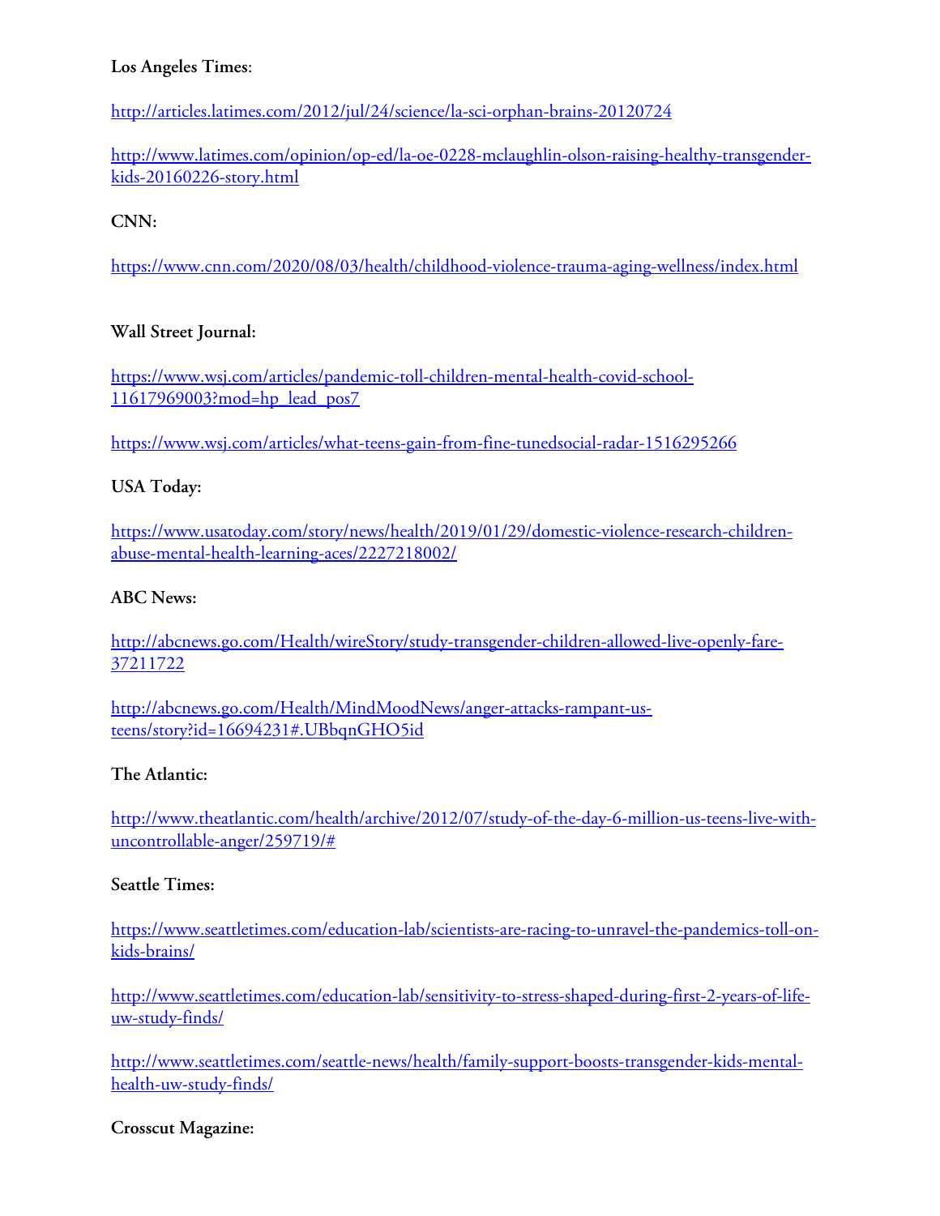**Los Angeles Times:**

http://articles.latimes.com/2012/jul/24/science/la-sci-orphan-brains-20120724

http://www.latimes.com/opinion/op-ed/la-oe-0228-mclaughlin-olson-raising-healthy-transgender-kids-20160226-story.html

**CNN:**

https://www.cnn.com/2020/08/03/health/childhood-violence-trauma-aging-wellness/index.html

**Wall Street Journal:**

https://www.wsj.com/articles/pandemic-toll-children-mental-health-covid-school-11617969003?mod=hp_lead_pos7

https://www.wsj.com/articles/what-teens-gain-from-fine-tunedsocial-radar-1516295266

**USA Today:**

https://www.usatoday.com/story/news/health/2019/01/29/domestic-violence-research-children-abuse-mental-health-learning-aces/2227218002/

**ABC News:**

http://abcnews.go.com/Health/wireStory/study-transgender-children-allowed-live-openly-fare-37211722

http://abcnews.go.com/Health/MindMoodNews/anger-attacks-rampant-us-teens/story?id=16694231#.UBbqnGHO5id

**The Atlantic:**

http://www.theatlantic.com/health/archive/2012/07/study-of-the-day-6-million-us-teens-live-with-uncontrollable-anger/259719/#

**Seattle Times:**

https://www.seattletimes.com/education-lab/scientists-are-racing-to-unravel-the-pandemics-toll-on-kids-brains/

http://www.seattletimes.com/education-lab/sensitivity-to-stress-shaped-during-first-2-years-of-life-uw-study-finds/

http://www.seattletimes.com/seattle-news/health/family-support-boosts-transgender-kids-mental-health-uw-study-finds/

**Crosscut Magazine:**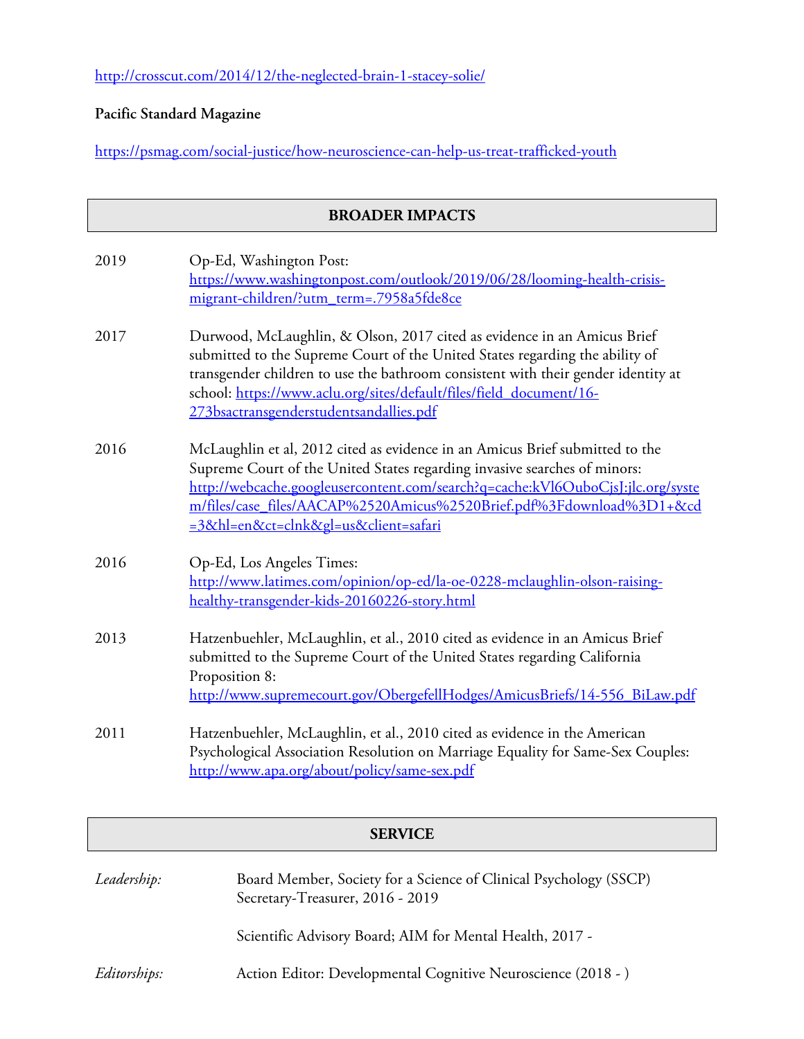http://crosscut.com/2014/12/the-neglected-brain-1-stacey-solie/

**Pacific Standard Magazine**

https://psmag.com/social-justice/how-neuroscience-can-help-us-treat-trafficked-youth

## BROADER IMPACTS

2019 Op-Ed, Washington Post: https://www.washingtonpost.com/outlook/2019/06/28/looming-health-crisis-migrant-children/?utm_term=.7958a5fde8ce

2017 Durwood, McLaughlin, & Olson, 2017 cited as evidence in an Amicus Brief submitted to the Supreme Court of the United States regarding the ability of transgender children to use the bathroom consistent with their gender identity at school: https://www.aclu.org/sites/default/files/field_document/16-273bsactransgenderstudentsandallies.pdf

2016 McLaughlin et al, 2012 cited as evidence in an Amicus Brief submitted to the Supreme Court of the United States regarding invasive searches of minors: http://webcache.googleusercontent.com/search?q=cache:kVl6OuboCjsJ:jlc.org/system/files/case_files/AACAP%2520Amicus%2520Brief.pdf%3Fdownload%3D1+&cd=3&hl=en&ct=clnk&gl=us&client=safari

2016 Op-Ed, Los Angeles Times: http://www.latimes.com/opinion/op-ed/la-oe-0228-mclaughlin-olson-raising-healthy-transgender-kids-20160226-story.html

2013 Hatzenbuehler, McLaughlin, et al., 2010 cited as evidence in an Amicus Brief submitted to the Supreme Court of the United States regarding California Proposition 8: http://www.supremecourt.gov/ObergefellHodges/AmicusBriefs/14-556_BiLaw.pdf

2011 Hatzenbuehler, McLaughlin, et al., 2010 cited as evidence in the American Psychological Association Resolution on Marriage Equality for Same-Sex Couples: http://www.apa.org/about/policy/same-sex.pdf

## SERVICE

*Leadership:* Board Member, Society for a Science of Clinical Psychology (SSCP) Secretary-Treasurer, 2016 - 2019

Scientific Advisory Board; AIM for Mental Health, 2017 -

*Editorships:* Action Editor: Developmental Cognitive Neuroscience (2018 - )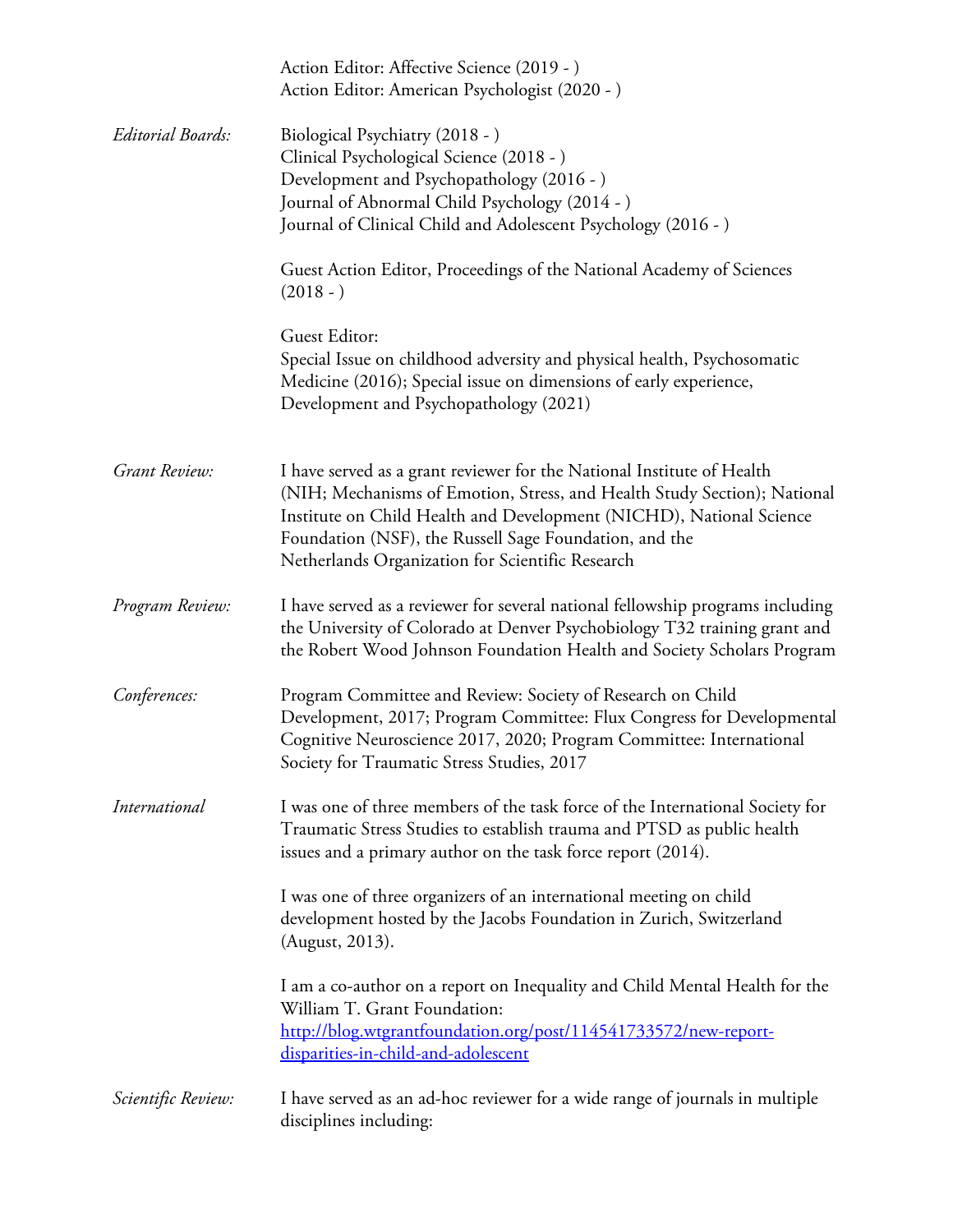Action Editor: Affective Science (2019 - )
Action Editor: American Psychologist (2020 - )

*Editorial Boards:*

Biological Psychiatry (2018 - )
Clinical Psychological Science (2018 - )
Development and Psychopathology (2016 - )
Journal of Abnormal Child Psychology (2014 - )
Journal of Clinical Child and Adolescent Psychology (2016 - )

Guest Action Editor, Proceedings of the National Academy of Sciences (2018 - )

Guest Editor:
Special Issue on childhood adversity and physical health, Psychosomatic Medicine (2016); Special issue on dimensions of early experience, Development and Psychopathology (2021)

*Grant Review:*

I have served as a grant reviewer for the National Institute of Health (NIH; Mechanisms of Emotion, Stress, and Health Study Section); National Institute on Child Health and Development (NICHD), National Science Foundation (NSF), the Russell Sage Foundation, and the Netherlands Organization for Scientific Research

*Program Review:*

I have served as a reviewer for several national fellowship programs including the University of Colorado at Denver Psychobiology T32 training grant and the Robert Wood Johnson Foundation Health and Society Scholars Program

*Conferences:*

Program Committee and Review: Society of Research on Child Development, 2017; Program Committee: Flux Congress for Developmental Cognitive Neuroscience 2017, 2020; Program Committee: International Society for Traumatic Stress Studies, 2017

*International*

I was one of three members of the task force of the International Society for Traumatic Stress Studies to establish trauma and PTSD as public health issues and a primary author on the task force report (2014).

I was one of three organizers of an international meeting on child development hosted by the Jacobs Foundation in Zurich, Switzerland (August, 2013).

I am a co-author on a report on Inequality and Child Mental Health for the William T. Grant Foundation:
[http://blog.wtgrantfoundation.org/post/114541733572/new-report-disparities-in-child-and-adolescent](http://blog.wtgrantfoundation.org/post/114541733572/new-report-disparities-in-child-and-adolescent)

*Scientific Review:*

I have served as an ad-hoc reviewer for a wide range of journals in multiple disciplines including: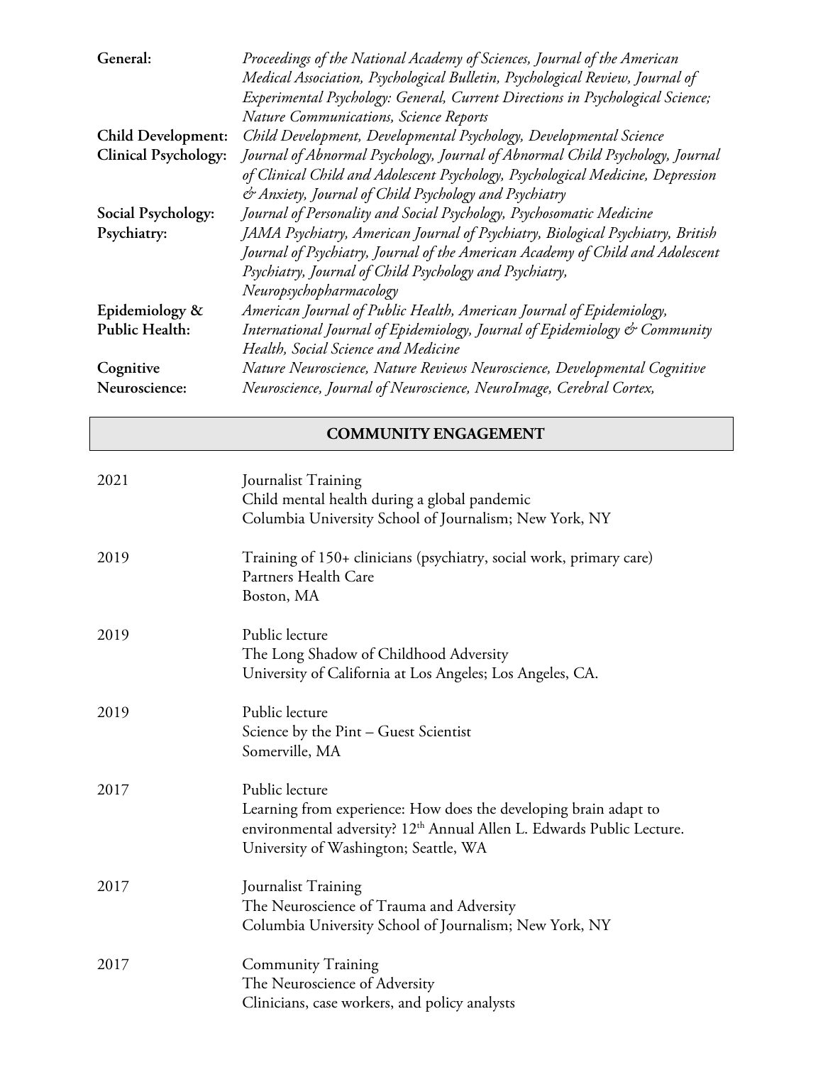| | |
|---|---|
| **General:** | *Proceedings of the National Academy of Sciences, Journal of the American Medical Association, Psychological Bulletin, Psychological Review, Journal of Experimental Psychology: General, Current Directions in Psychological Science; Nature Communications, Science Reports* |
| **Child Development:** | *Child Development, Developmental Psychology, Developmental Science* |
| **Clinical Psychology:** | *Journal of Abnormal Psychology, Journal of Abnormal Child Psychology, Journal of Clinical Child and Adolescent Psychology, Psychological Medicine, Depression & Anxiety, Journal of Child Psychology and Psychiatry* |
| **Social Psychology:** | *Journal of Personality and Social Psychology, Psychosomatic Medicine* |
| **Psychiatry:** | *JAMA Psychiatry, American Journal of Psychiatry, Biological Psychiatry, British Journal of Psychiatry, Journal of the American Academy of Child and Adolescent Psychiatry, Journal of Child Psychology and Psychiatry, Neuropsychopharmacology* |
| **Epidemiology & Public Health:** | *American Journal of Public Health, American Journal of Epidemiology, International Journal of Epidemiology, Journal of Epidemiology & Community Health, Social Science and Medicine* |
| **Cognitive Neuroscience:** | *Nature Neuroscience, Nature Reviews Neuroscience, Developmental Cognitive Neuroscience, Journal of Neuroscience, NeuroImage, Cerebral Cortex,* |

## COMMUNITY ENGAGEMENT

2021 — Journalist Training
Child mental health during a global pandemic
Columbia University School of Journalism; New York, NY

2019 — Training of 150+ clinicians (psychiatry, social work, primary care)
Partners Health Care
Boston, MA

2019 — Public lecture
The Long Shadow of Childhood Adversity
University of California at Los Angeles; Los Angeles, CA.

2019 — Public lecture
Science by the Pint – Guest Scientist
Somerville, MA

2017 — Public lecture
Learning from experience: How does the developing brain adapt to environmental adversity? 12th Annual Allen L. Edwards Public Lecture.
University of Washington; Seattle, WA

2017 — Journalist Training
The Neuroscience of Trauma and Adversity
Columbia University School of Journalism; New York, NY

2017 — Community Training
The Neuroscience of Adversity
Clinicians, case workers, and policy analysts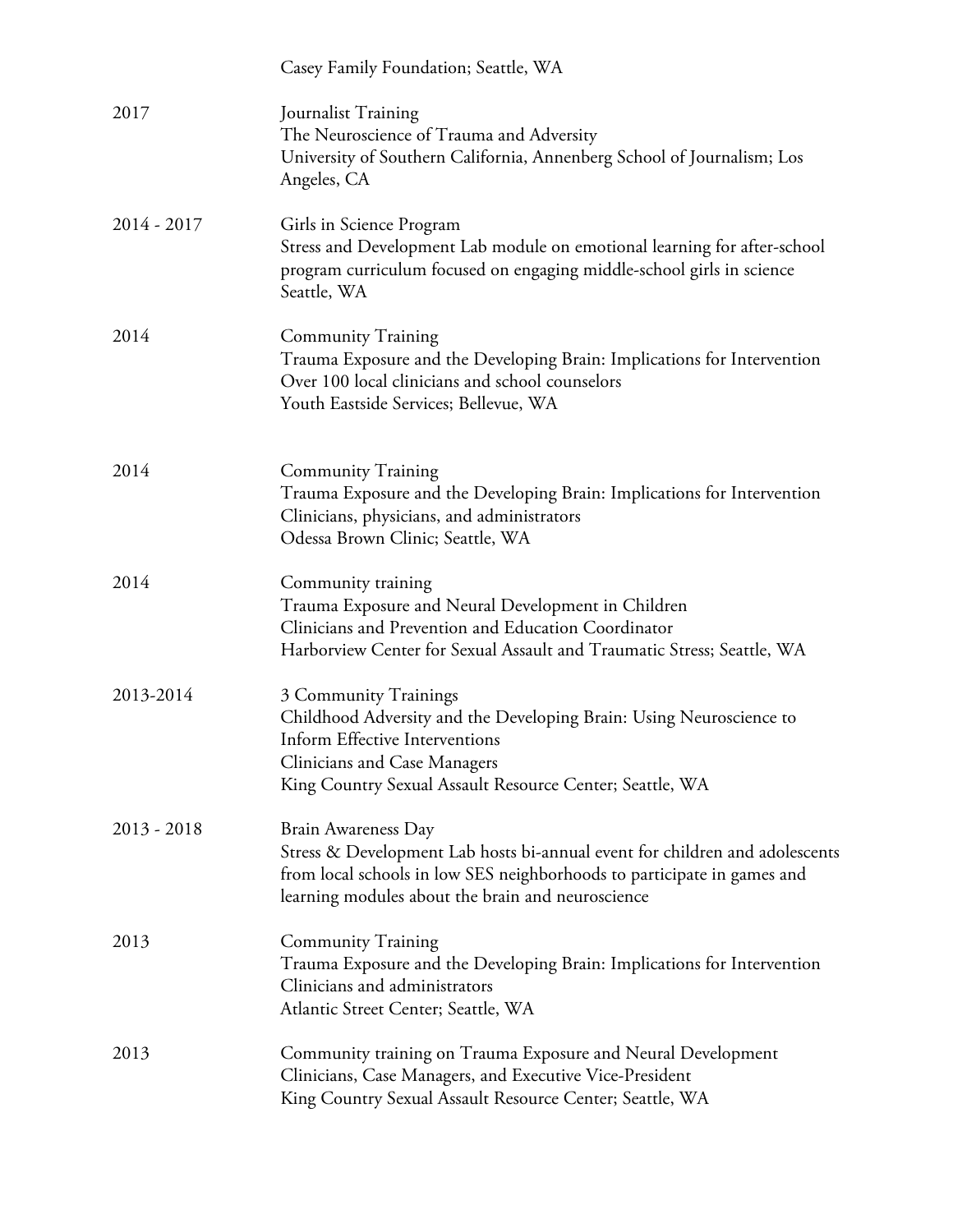| | |
|---|---|
| | Casey Family Foundation; Seattle, WA |
| 2017 | Journalist Training<br>The Neuroscience of Trauma and Adversity<br>University of Southern California, Annenberg School of Journalism; Los Angeles, CA |
| 2014 - 2017 | Girls in Science Program<br>Stress and Development Lab module on emotional learning for after-school program curriculum focused on engaging middle-school girls in science<br>Seattle, WA |
| 2014 | Community Training<br>Trauma Exposure and the Developing Brain: Implications for Intervention<br>Over 100 local clinicians and school counselors<br>Youth Eastside Services; Bellevue, WA |
| 2014 | Community Training<br>Trauma Exposure and the Developing Brain: Implications for Intervention<br>Clinicians, physicians, and administrators<br>Odessa Brown Clinic; Seattle, WA |
| 2014 | Community training<br>Trauma Exposure and Neural Development in Children<br>Clinicians and Prevention and Education Coordinator<br>Harborview Center for Sexual Assault and Traumatic Stress; Seattle, WA |
| 2013-2014 | 3 Community Trainings<br>Childhood Adversity and the Developing Brain: Using Neuroscience to Inform Effective Interventions<br>Clinicians and Case Managers<br>King Country Sexual Assault Resource Center; Seattle, WA |
| 2013 - 2018 | Brain Awareness Day<br>Stress & Development Lab hosts bi-annual event for children and adolescents from local schools in low SES neighborhoods to participate in games and learning modules about the brain and neuroscience |
| 2013 | Community Training<br>Trauma Exposure and the Developing Brain: Implications for Intervention<br>Clinicians and administrators<br>Atlantic Street Center; Seattle, WA |
| 2013 | Community training on Trauma Exposure and Neural Development<br>Clinicians, Case Managers, and Executive Vice-President<br>King Country Sexual Assault Resource Center; Seattle, WA |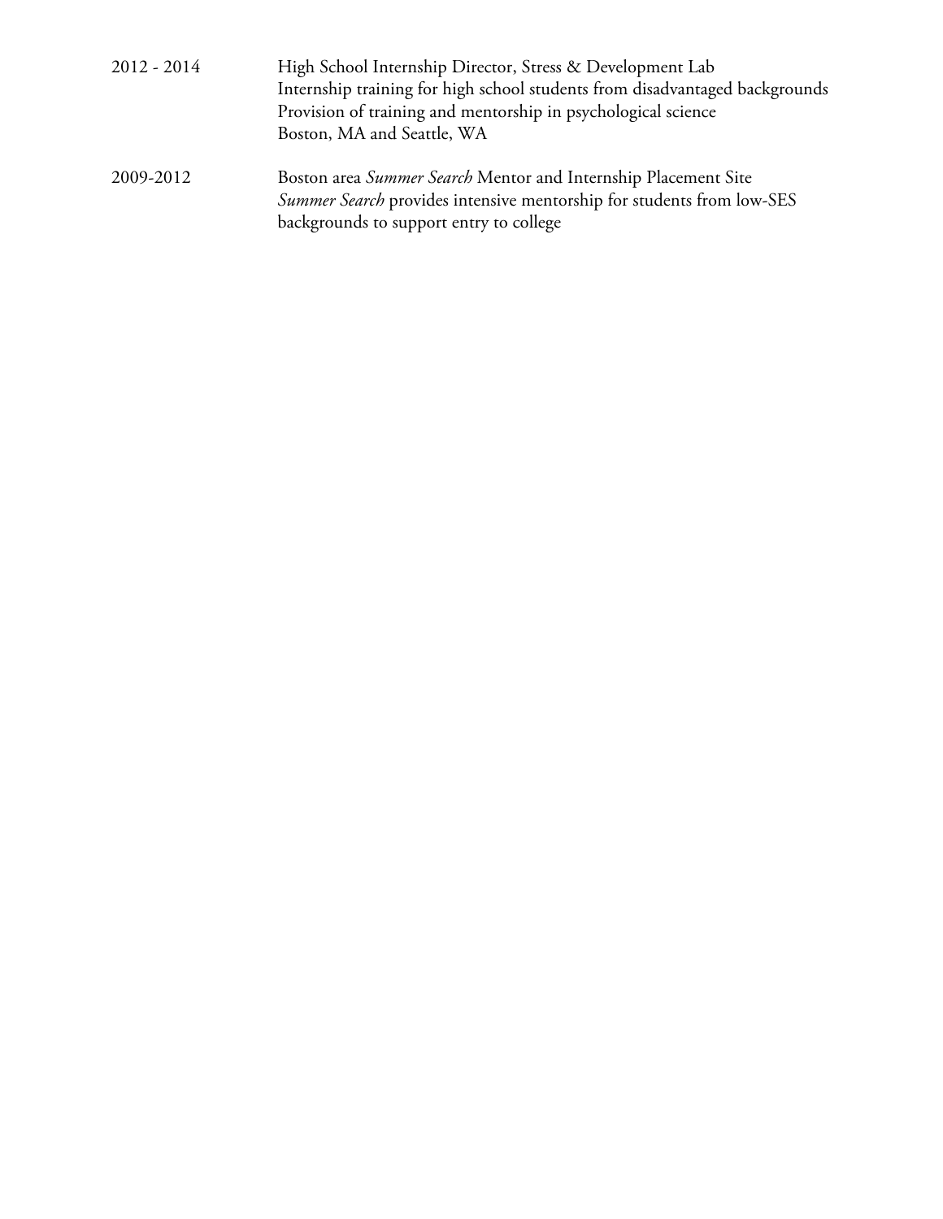2012 - 2014 High School Internship Director, Stress & Development Lab
Internship training for high school students from disadvantaged backgrounds
Provision of training and mentorship in psychological science
Boston, MA and Seattle, WA

2009-2012 Boston area *Summer Search* Mentor and Internship Placement Site
*Summer Search* provides intensive mentorship for students from low-SES backgrounds to support entry to college